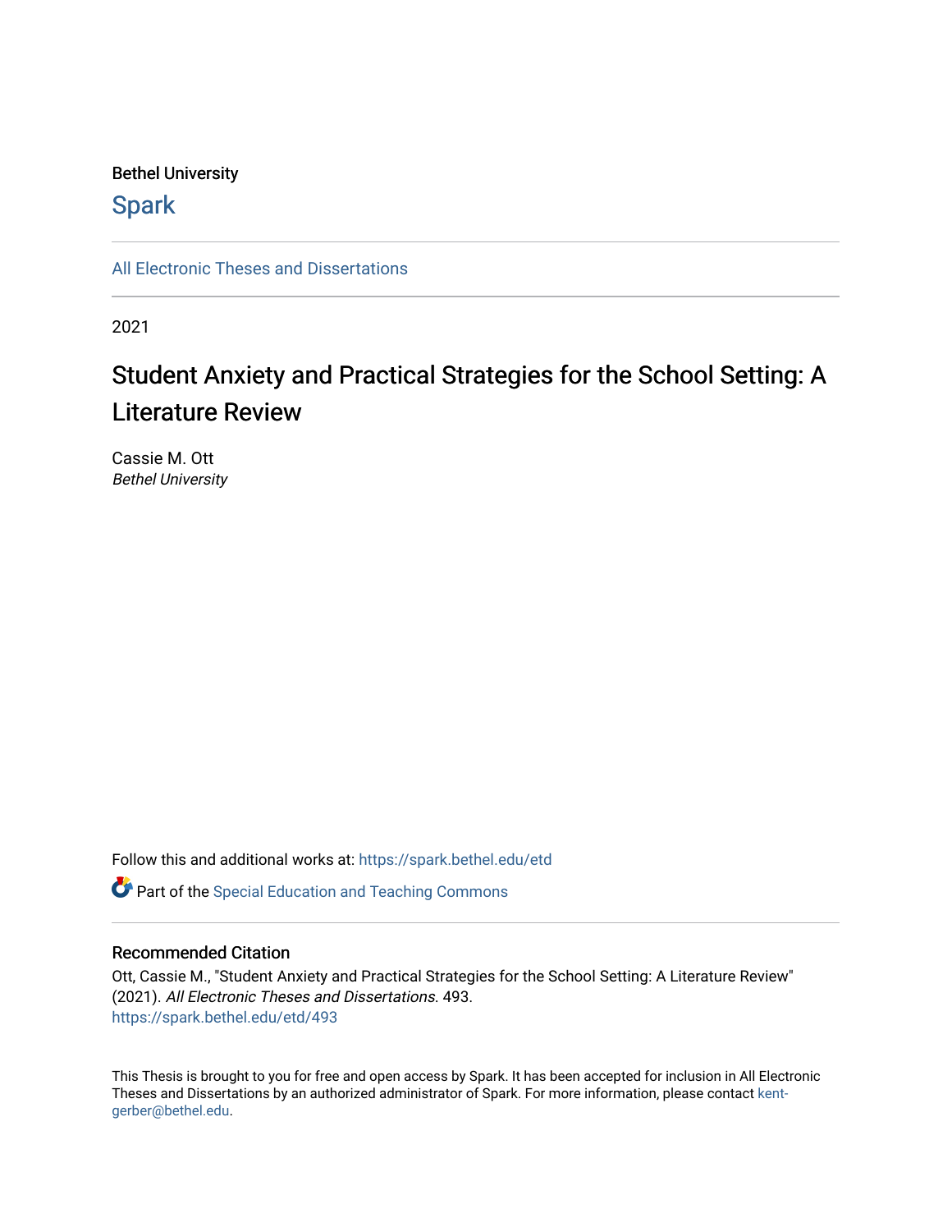Bethel University

## Spark

All Electronic Theses and Dissertations

2021

# Student Anxiety and Practical Strategies for the School Setting: A Literature Review

Cassie M. Ott
*Bethel University*

Follow this and additional works at: https://spark.bethel.edu/etd

Part of the Special Education and Teaching Commons

### Recommended Citation

Ott, Cassie M., "Student Anxiety and Practical Strategies for the School Setting: A Literature Review" (2021). *All Electronic Theses and Dissertations*. 493.
https://spark.bethel.edu/etd/493

This Thesis is brought to you for free and open access by Spark. It has been accepted for inclusion in All Electronic Theses and Dissertations by an authorized administrator of Spark. For more information, please contact kent-gerber@bethel.edu.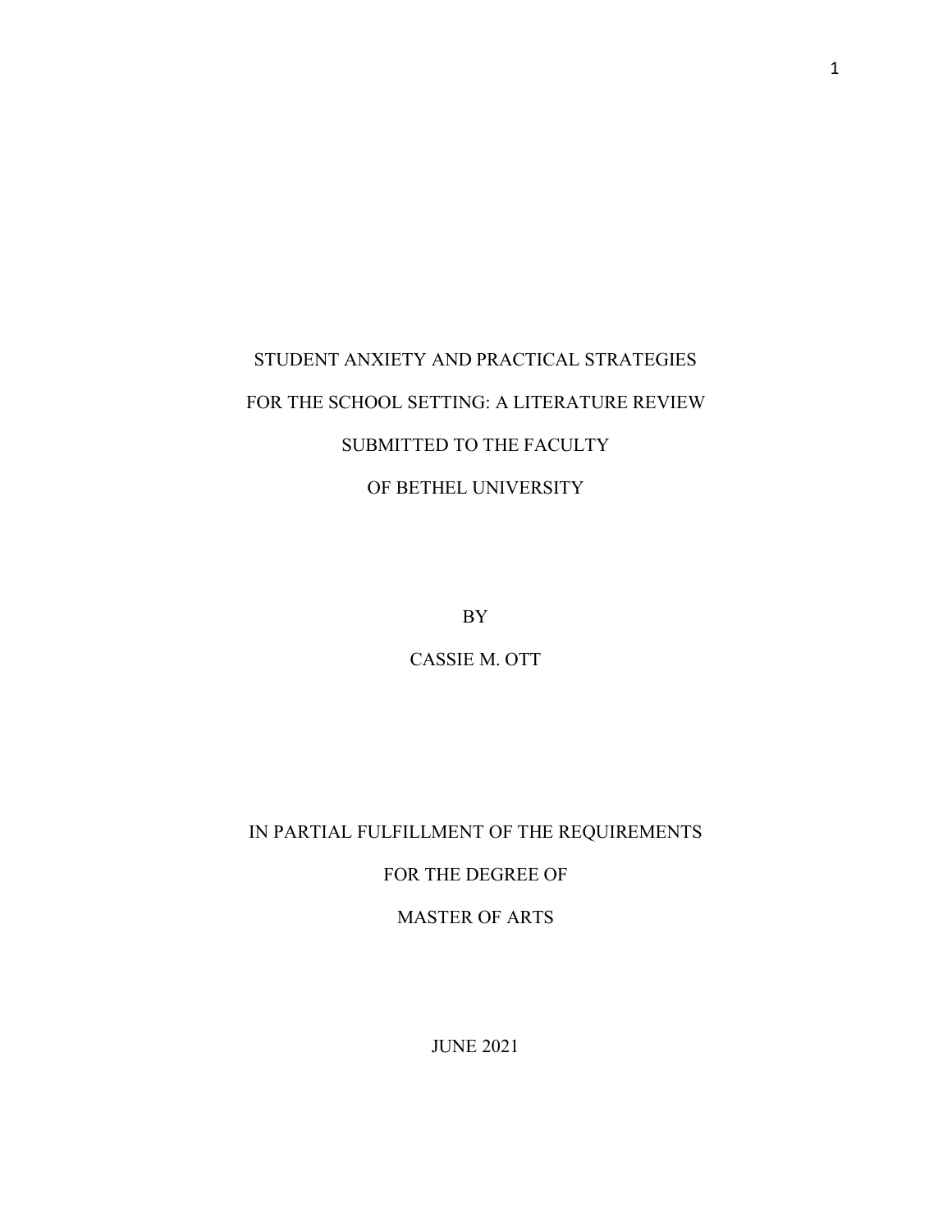STUDENT ANXIETY AND PRACTICAL STRATEGIES

FOR THE SCHOOL SETTING: A LITERATURE REVIEW

SUBMITTED TO THE FACULTY

OF BETHEL UNIVERSITY

BY

CASSIE M. OTT

IN PARTIAL FULFILLMENT OF THE REQUIREMENTS

FOR THE DEGREE OF

MASTER OF ARTS

JUNE 2021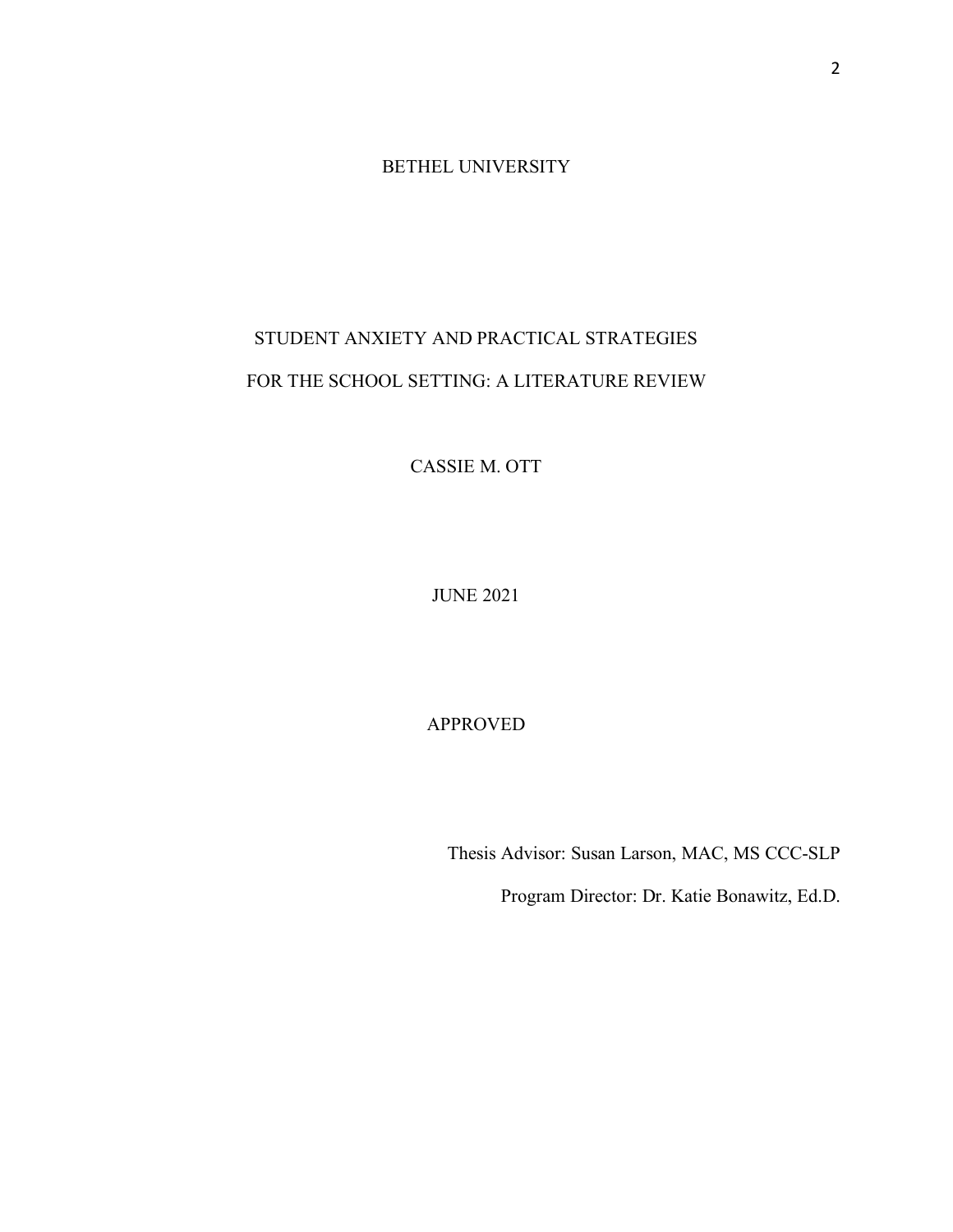BETHEL UNIVERSITY

STUDENT ANXIETY AND PRACTICAL STRATEGIES
FOR THE SCHOOL SETTING: A LITERATURE REVIEW

CASSIE M. OTT

JUNE 2021

APPROVED

Thesis Advisor: Susan Larson, MAC, MS CCC-SLP

Program Director: Dr. Katie Bonawitz, Ed.D.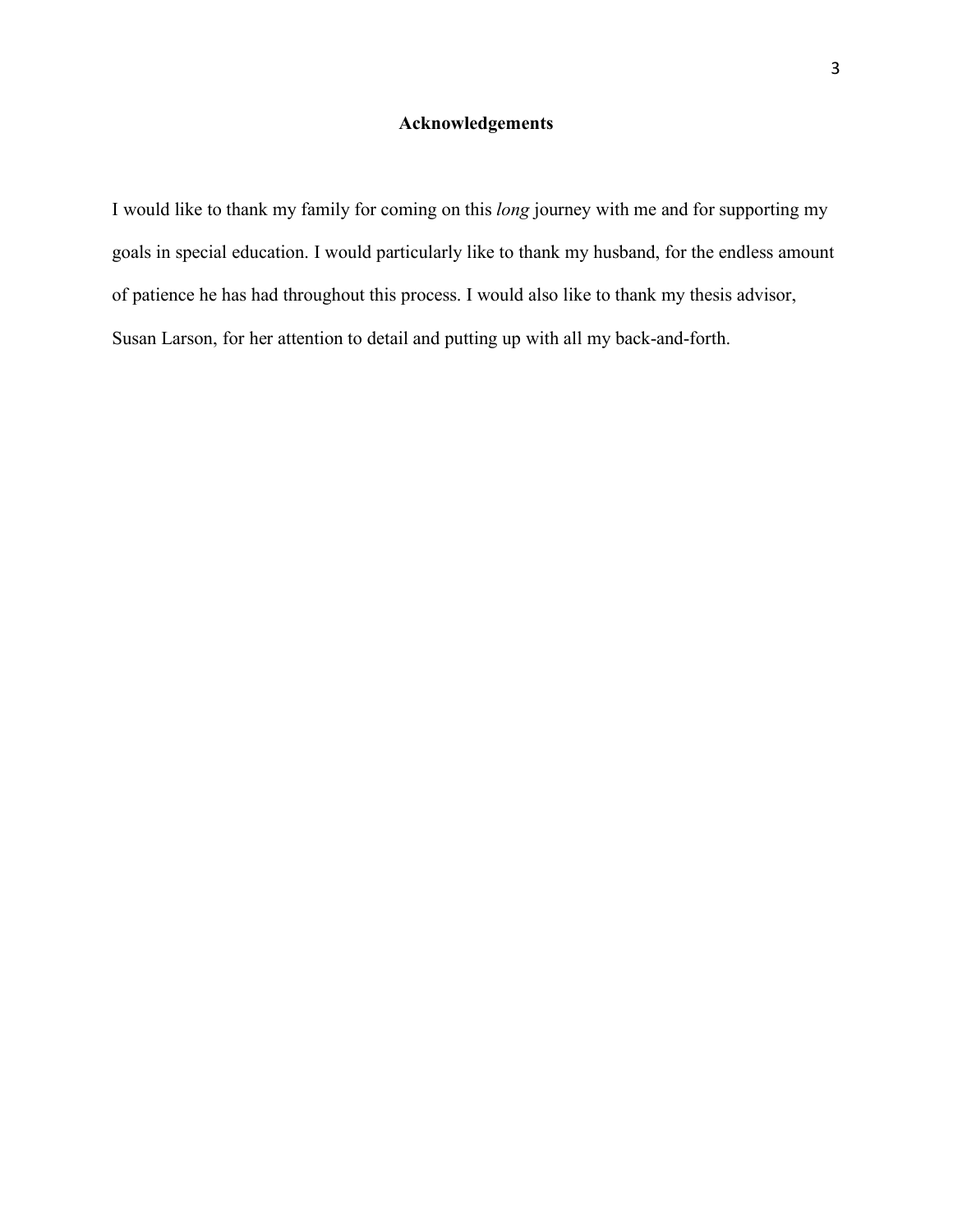## Acknowledgements

I would like to thank my family for coming on this *long* journey with me and for supporting my goals in special education. I would particularly like to thank my husband, for the endless amount of patience he has had throughout this process. I would also like to thank my thesis advisor, Susan Larson, for her attention to detail and putting up with all my back-and-forth.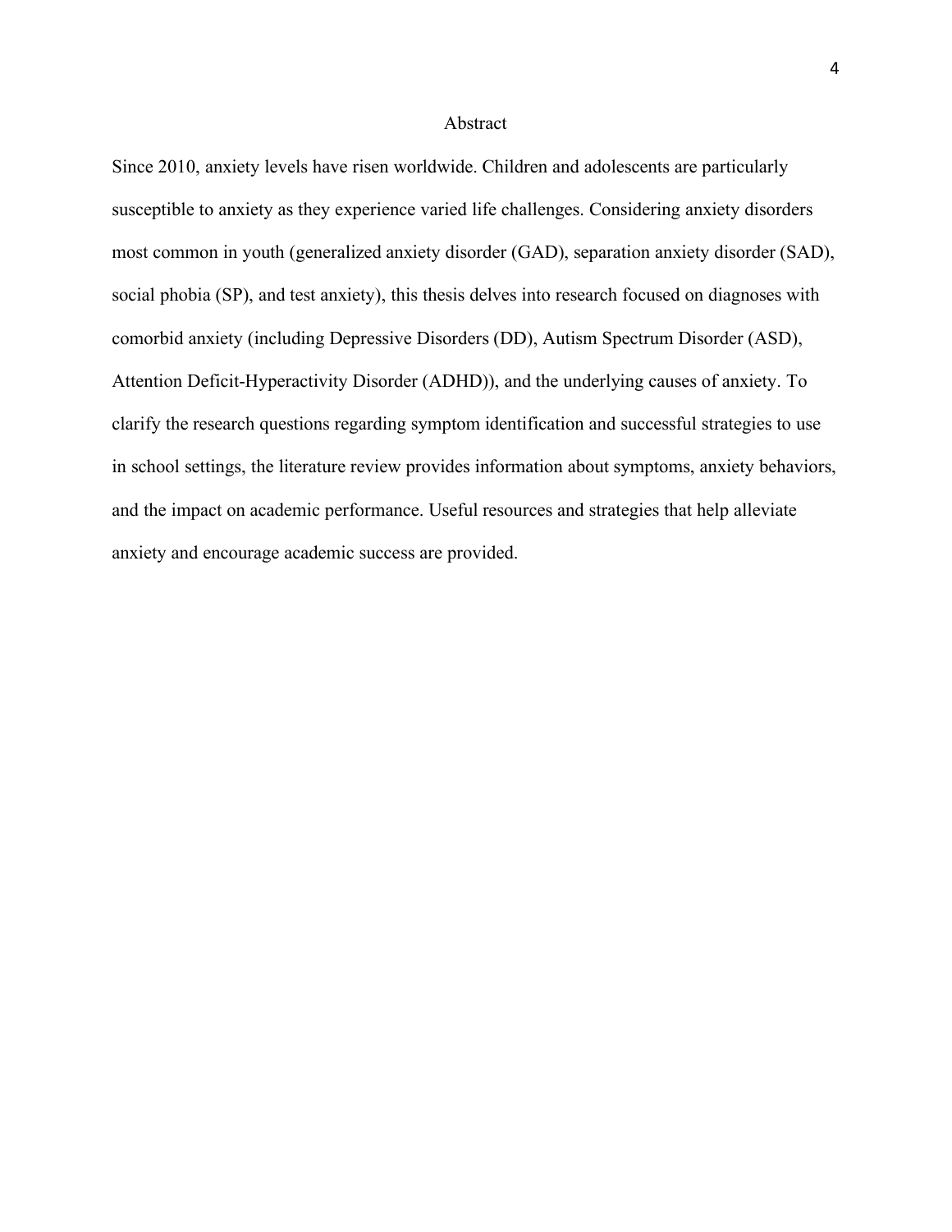# Abstract

Since 2010, anxiety levels have risen worldwide. Children and adolescents are particularly susceptible to anxiety as they experience varied life challenges. Considering anxiety disorders most common in youth (generalized anxiety disorder (GAD), separation anxiety disorder (SAD), social phobia (SP), and test anxiety), this thesis delves into research focused on diagnoses with comorbid anxiety (including Depressive Disorders (DD), Autism Spectrum Disorder (ASD), Attention Deficit-Hyperactivity Disorder (ADHD)), and the underlying causes of anxiety. To clarify the research questions regarding symptom identification and successful strategies to use in school settings, the literature review provides information about symptoms, anxiety behaviors, and the impact on academic performance. Useful resources and strategies that help alleviate anxiety and encourage academic success are provided.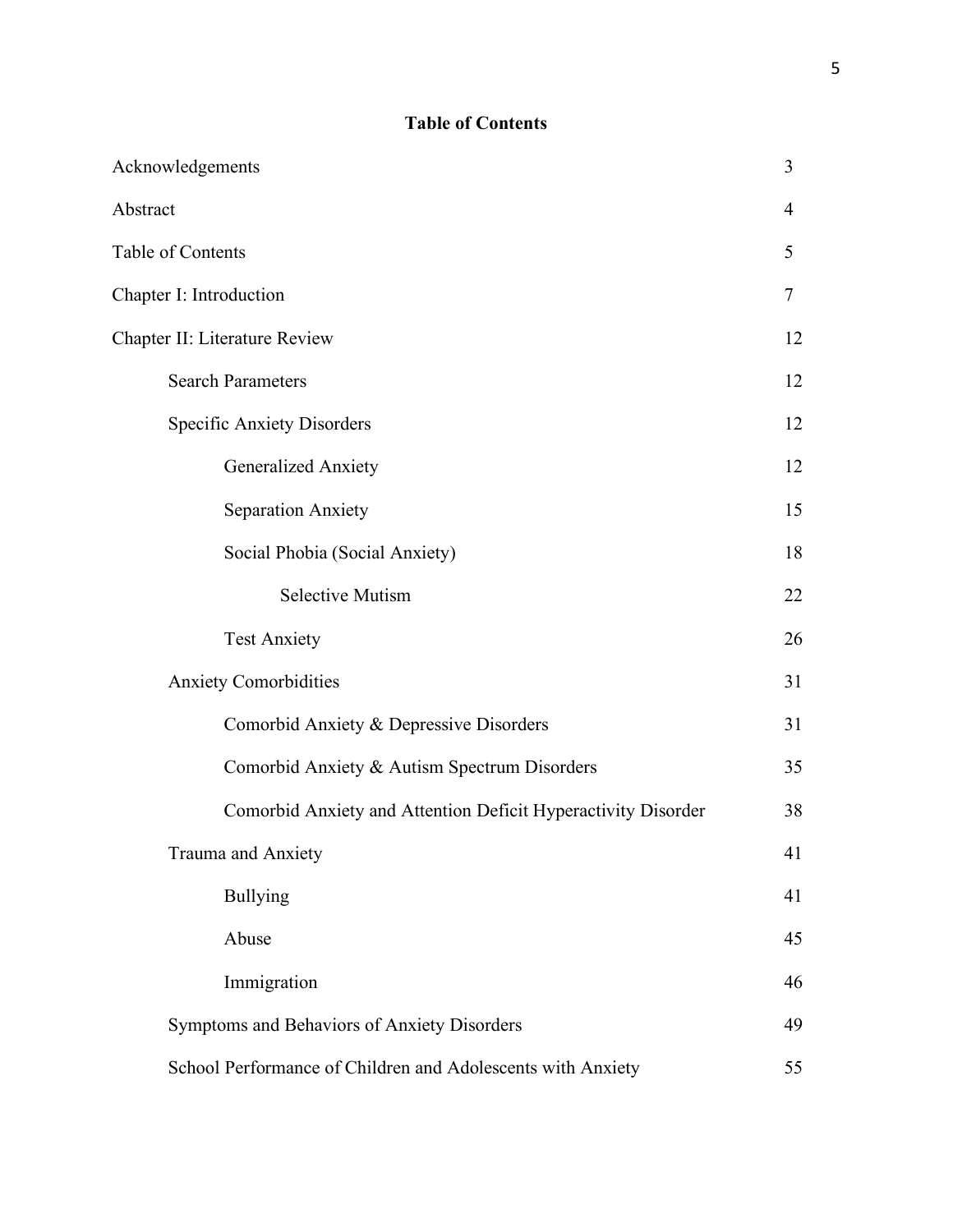**Table of Contents**

| | |
|---|---|
| Acknowledgements | 3 |
| Abstract | 4 |
| Table of Contents | 5 |
| Chapter I: Introduction | 7 |
| Chapter II: Literature Review | 12 |
| Search Parameters | 12 |
| Specific Anxiety Disorders | 12 |
| Generalized Anxiety | 12 |
| Separation Anxiety | 15 |
| Social Phobia (Social Anxiety) | 18 |
| Selective Mutism | 22 |
| Test Anxiety | 26 |
| Anxiety Comorbidities | 31 |
| Comorbid Anxiety & Depressive Disorders | 31 |
| Comorbid Anxiety & Autism Spectrum Disorders | 35 |
| Comorbid Anxiety and Attention Deficit Hyperactivity Disorder | 38 |
| Trauma and Anxiety | 41 |
| Bullying | 41 |
| Abuse | 45 |
| Immigration | 46 |
| Symptoms and Behaviors of Anxiety Disorders | 49 |
| School Performance of Children and Adolescents with Anxiety | 55 |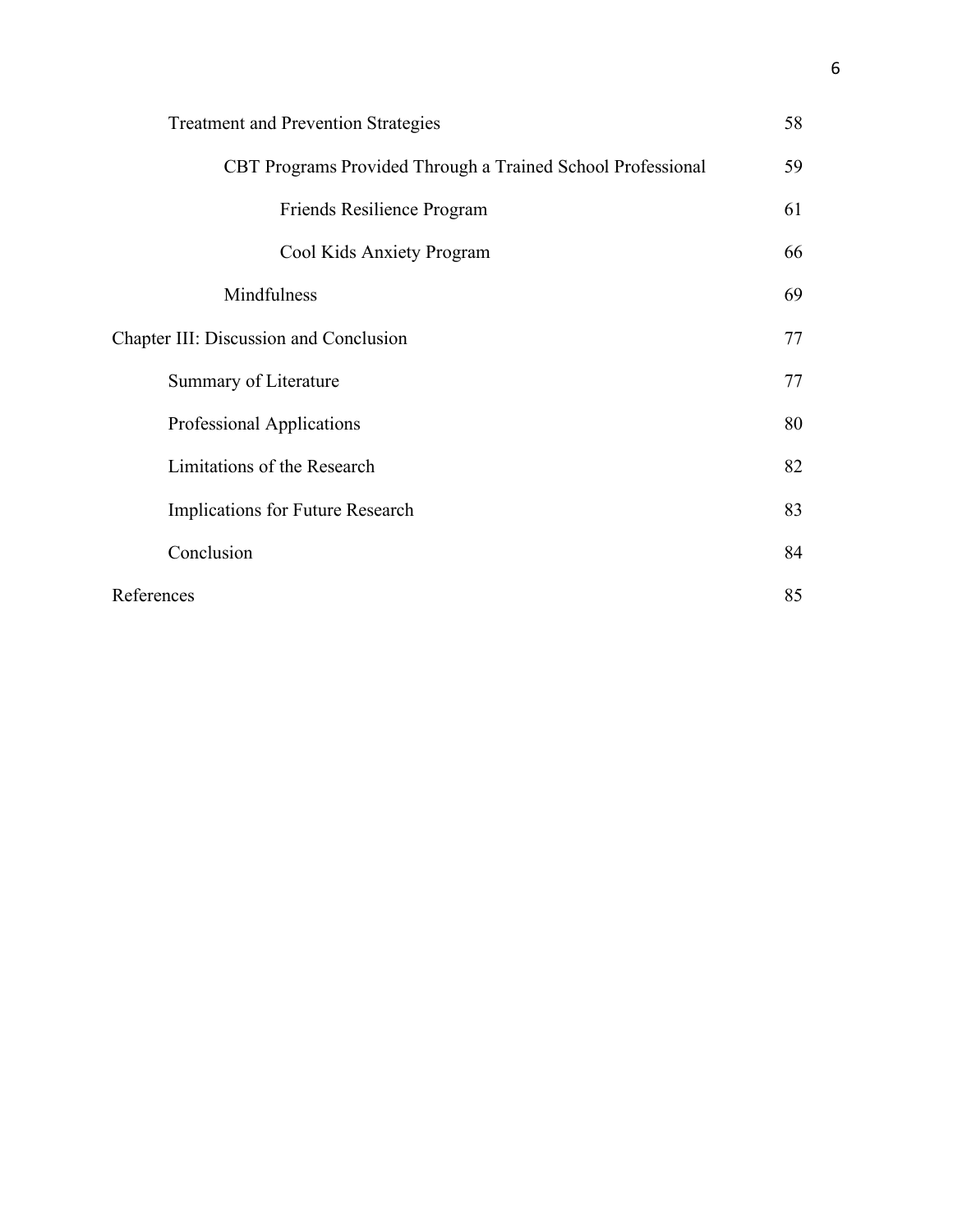| | |
|---|---|
| Treatment and Prevention Strategies | 58 |
| CBT Programs Provided Through a Trained School Professional | 59 |
| Friends Resilience Program | 61 |
| Cool Kids Anxiety Program | 66 |
| Mindfulness | 69 |
| Chapter III: Discussion and Conclusion | 77 |
| Summary of Literature | 77 |
| Professional Applications | 80 |
| Limitations of the Research | 82 |
| Implications for Future Research | 83 |
| Conclusion | 84 |
| References | 85 |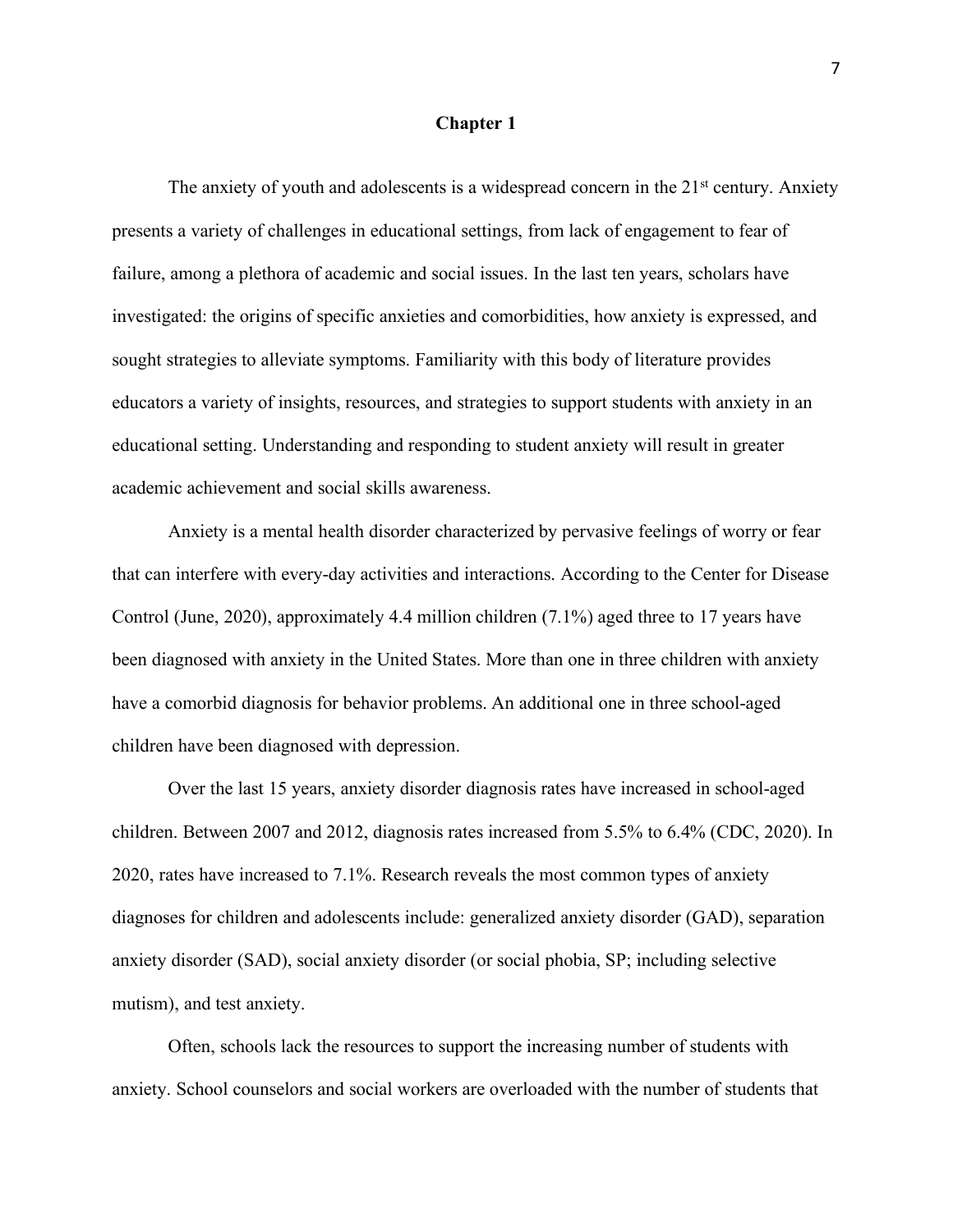# Chapter 1

The anxiety of youth and adolescents is a widespread concern in the 21st century. Anxiety presents a variety of challenges in educational settings, from lack of engagement to fear of failure, among a plethora of academic and social issues. In the last ten years, scholars have investigated: the origins of specific anxieties and comorbidities, how anxiety is expressed, and sought strategies to alleviate symptoms. Familiarity with this body of literature provides educators a variety of insights, resources, and strategies to support students with anxiety in an educational setting. Understanding and responding to student anxiety will result in greater academic achievement and social skills awareness.

Anxiety is a mental health disorder characterized by pervasive feelings of worry or fear that can interfere with every-day activities and interactions. According to the Center for Disease Control (June, 2020), approximately 4.4 million children (7.1%) aged three to 17 years have been diagnosed with anxiety in the United States. More than one in three children with anxiety have a comorbid diagnosis for behavior problems. An additional one in three school-aged children have been diagnosed with depression.

Over the last 15 years, anxiety disorder diagnosis rates have increased in school-aged children. Between 2007 and 2012, diagnosis rates increased from 5.5% to 6.4% (CDC, 2020). In 2020, rates have increased to 7.1%. Research reveals the most common types of anxiety diagnoses for children and adolescents include: generalized anxiety disorder (GAD), separation anxiety disorder (SAD), social anxiety disorder (or social phobia, SP; including selective mutism), and test anxiety.

Often, schools lack the resources to support the increasing number of students with anxiety. School counselors and social workers are overloaded with the number of students that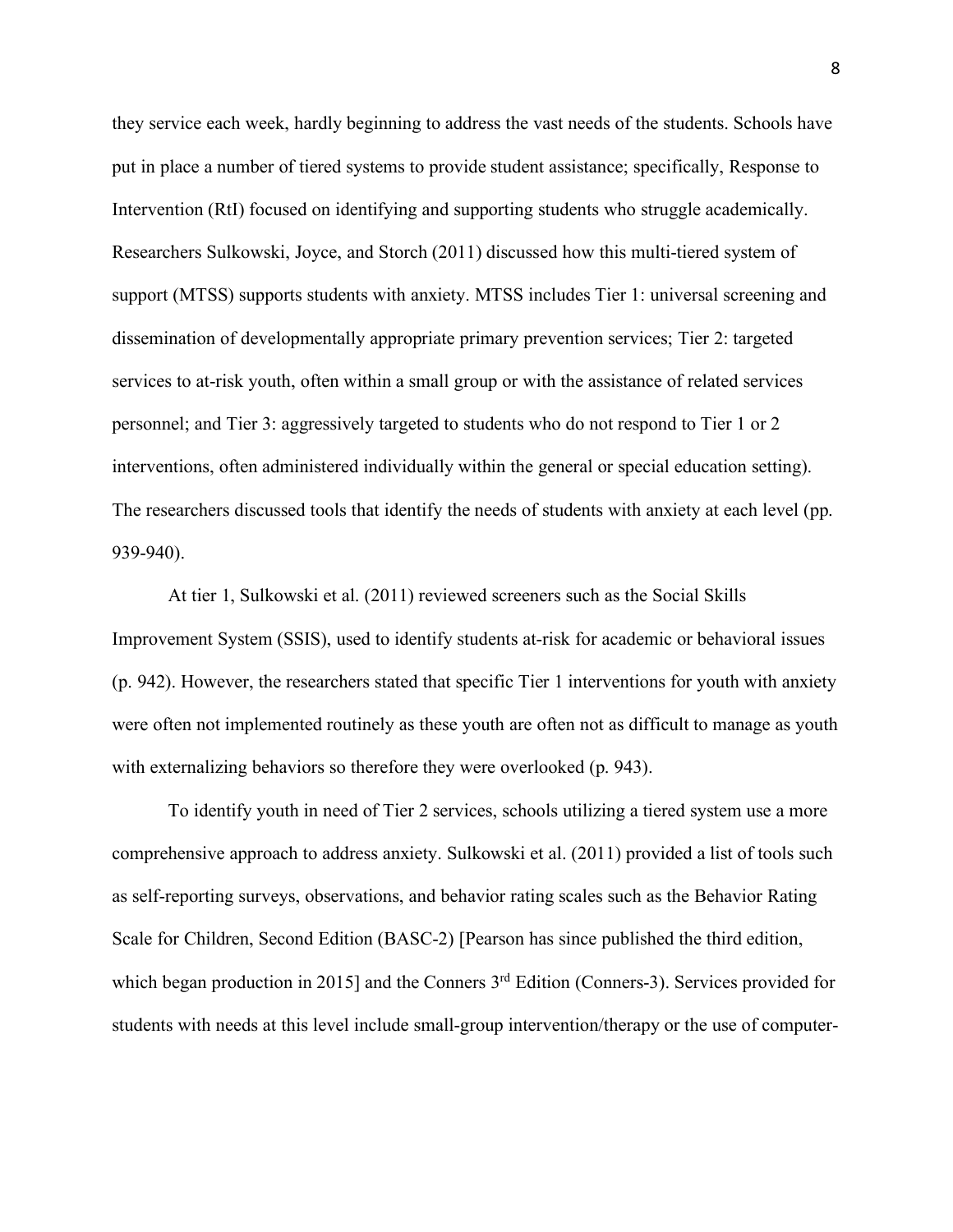they service each week, hardly beginning to address the vast needs of the students. Schools have put in place a number of tiered systems to provide student assistance; specifically, Response to Intervention (RtI) focused on identifying and supporting students who struggle academically. Researchers Sulkowski, Joyce, and Storch (2011) discussed how this multi-tiered system of support (MTSS) supports students with anxiety. MTSS includes Tier 1: universal screening and dissemination of developmentally appropriate primary prevention services; Tier 2: targeted services to at-risk youth, often within a small group or with the assistance of related services personnel; and Tier 3: aggressively targeted to students who do not respond to Tier 1 or 2 interventions, often administered individually within the general or special education setting). The researchers discussed tools that identify the needs of students with anxiety at each level (pp. 939-940).

At tier 1, Sulkowski et al. (2011) reviewed screeners such as the Social Skills Improvement System (SSIS), used to identify students at-risk for academic or behavioral issues (p. 942). However, the researchers stated that specific Tier 1 interventions for youth with anxiety were often not implemented routinely as these youth are often not as difficult to manage as youth with externalizing behaviors so therefore they were overlooked (p. 943).

To identify youth in need of Tier 2 services, schools utilizing a tiered system use a more comprehensive approach to address anxiety. Sulkowski et al. (2011) provided a list of tools such as self-reporting surveys, observations, and behavior rating scales such as the Behavior Rating Scale for Children, Second Edition (BASC-2) [Pearson has since published the third edition, which began production in 2015] and the Conners 3rd Edition (Conners-3). Services provided for students with needs at this level include small-group intervention/therapy or the use of computer-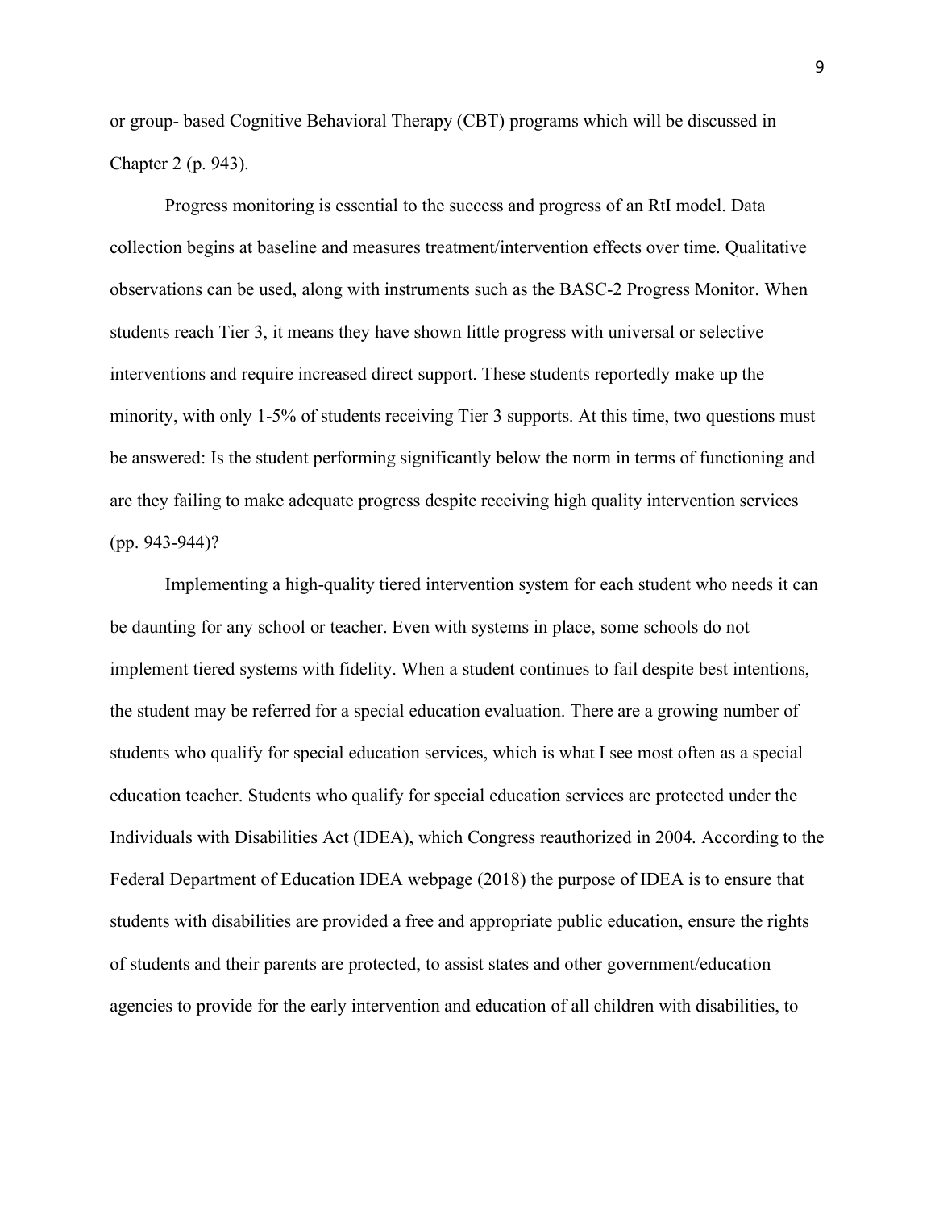or group- based Cognitive Behavioral Therapy (CBT) programs which will be discussed in Chapter 2 (p. 943).

Progress monitoring is essential to the success and progress of an RtI model. Data collection begins at baseline and measures treatment/intervention effects over time. Qualitative observations can be used, along with instruments such as the BASC-2 Progress Monitor. When students reach Tier 3, it means they have shown little progress with universal or selective interventions and require increased direct support. These students reportedly make up the minority, with only 1-5% of students receiving Tier 3 supports. At this time, two questions must be answered: Is the student performing significantly below the norm in terms of functioning and are they failing to make adequate progress despite receiving high quality intervention services (pp. 943-944)?

Implementing a high-quality tiered intervention system for each student who needs it can be daunting for any school or teacher. Even with systems in place, some schools do not implement tiered systems with fidelity. When a student continues to fail despite best intentions, the student may be referred for a special education evaluation. There are a growing number of students who qualify for special education services, which is what I see most often as a special education teacher. Students who qualify for special education services are protected under the Individuals with Disabilities Act (IDEA), which Congress reauthorized in 2004. According to the Federal Department of Education IDEA webpage (2018) the purpose of IDEA is to ensure that students with disabilities are provided a free and appropriate public education, ensure the rights of students and their parents are protected, to assist states and other government/education agencies to provide for the early intervention and education of all children with disabilities, to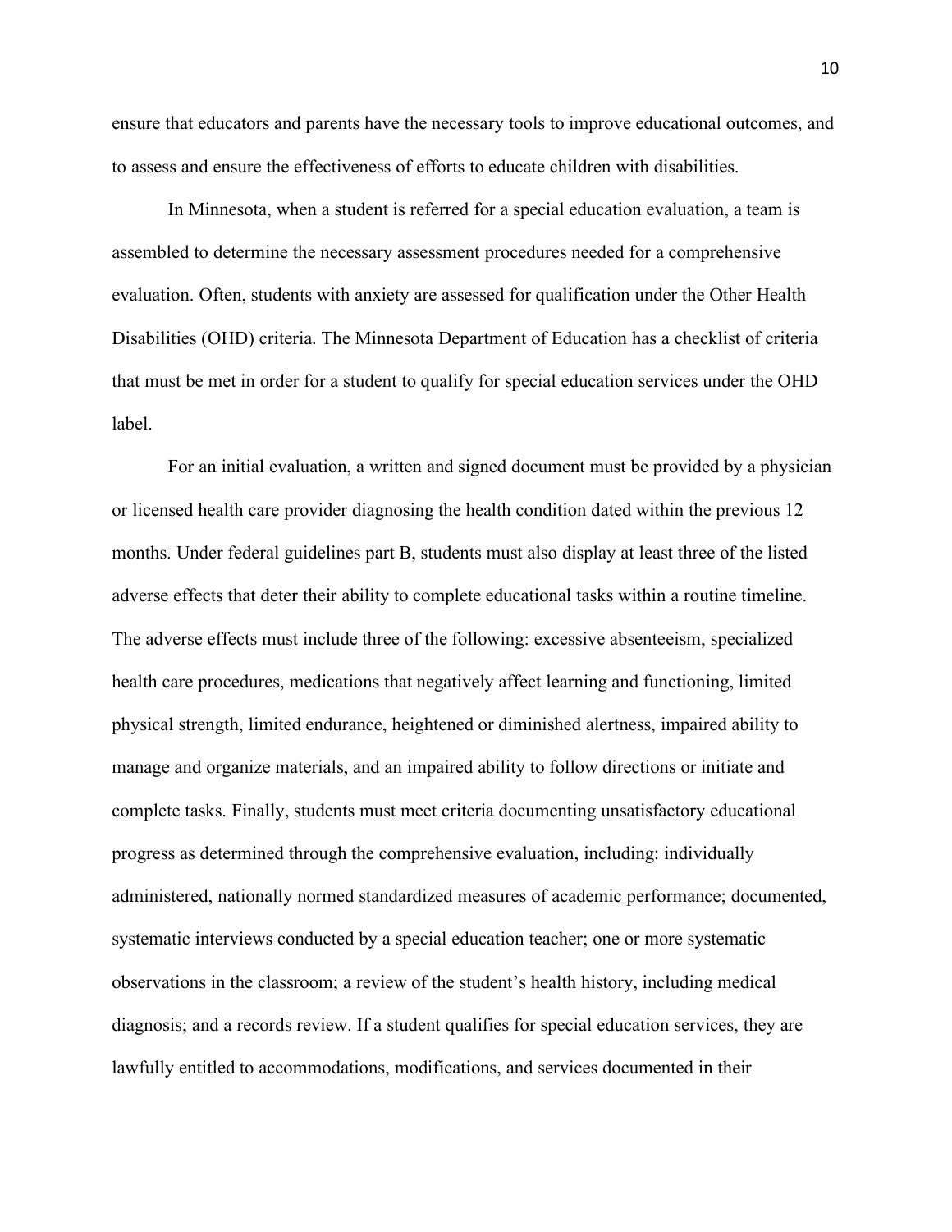ensure that educators and parents have the necessary tools to improve educational outcomes, and to assess and ensure the effectiveness of efforts to educate children with disabilities.

In Minnesota, when a student is referred for a special education evaluation, a team is assembled to determine the necessary assessment procedures needed for a comprehensive evaluation. Often, students with anxiety are assessed for qualification under the Other Health Disabilities (OHD) criteria. The Minnesota Department of Education has a checklist of criteria that must be met in order for a student to qualify for special education services under the OHD label.

For an initial evaluation, a written and signed document must be provided by a physician or licensed health care provider diagnosing the health condition dated within the previous 12 months. Under federal guidelines part B, students must also display at least three of the listed adverse effects that deter their ability to complete educational tasks within a routine timeline. The adverse effects must include three of the following: excessive absenteeism, specialized health care procedures, medications that negatively affect learning and functioning, limited physical strength, limited endurance, heightened or diminished alertness, impaired ability to manage and organize materials, and an impaired ability to follow directions or initiate and complete tasks. Finally, students must meet criteria documenting unsatisfactory educational progress as determined through the comprehensive evaluation, including: individually administered, nationally normed standardized measures of academic performance; documented, systematic interviews conducted by a special education teacher; one or more systematic observations in the classroom; a review of the student's health history, including medical diagnosis; and a records review. If a student qualifies for special education services, they are lawfully entitled to accommodations, modifications, and services documented in their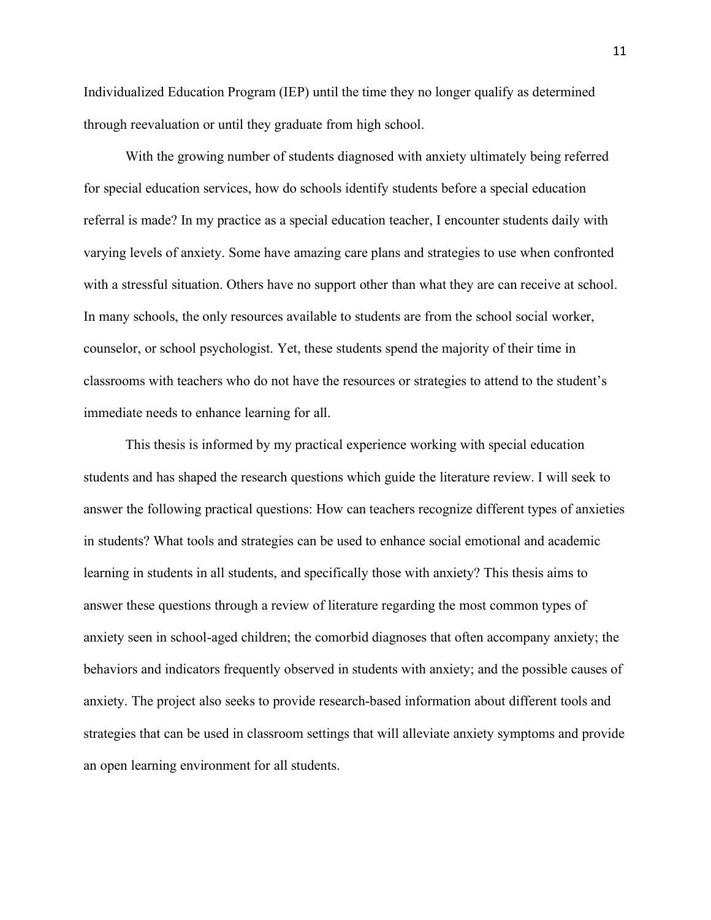Individualized Education Program (IEP) until the time they no longer qualify as determined through reevaluation or until they graduate from high school.

With the growing number of students diagnosed with anxiety ultimately being referred for special education services, how do schools identify students before a special education referral is made? In my practice as a special education teacher, I encounter students daily with varying levels of anxiety. Some have amazing care plans and strategies to use when confronted with a stressful situation. Others have no support other than what they are can receive at school. In many schools, the only resources available to students are from the school social worker, counselor, or school psychologist. Yet, these students spend the majority of their time in classrooms with teachers who do not have the resources or strategies to attend to the student's immediate needs to enhance learning for all.

This thesis is informed by my practical experience working with special education students and has shaped the research questions which guide the literature review. I will seek to answer the following practical questions: How can teachers recognize different types of anxieties in students? What tools and strategies can be used to enhance social emotional and academic learning in students in all students, and specifically those with anxiety? This thesis aims to answer these questions through a review of literature regarding the most common types of anxiety seen in school-aged children; the comorbid diagnoses that often accompany anxiety; the behaviors and indicators frequently observed in students with anxiety; and the possible causes of anxiety. The project also seeks to provide research-based information about different tools and strategies that can be used in classroom settings that will alleviate anxiety symptoms and provide an open learning environment for all students.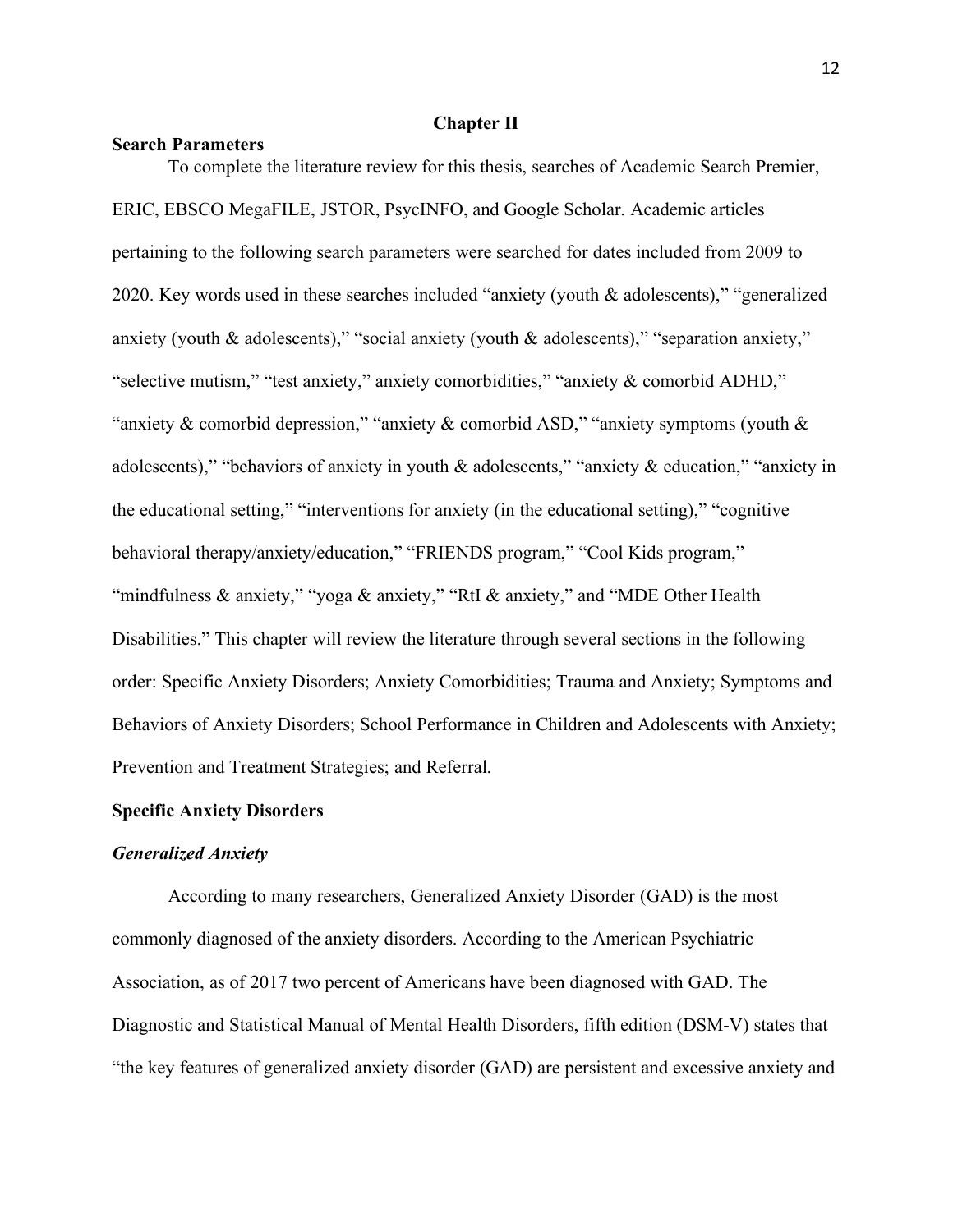# Chapter II

## Search Parameters

To complete the literature review for this thesis, searches of Academic Search Premier, ERIC, EBSCO MegaFILE, JSTOR, PsycINFO, and Google Scholar. Academic articles pertaining to the following search parameters were searched for dates included from 2009 to 2020. Key words used in these searches included "anxiety (youth & adolescents)," "generalized anxiety (youth & adolescents)," "social anxiety (youth & adolescents)," "separation anxiety," "selective mutism," "test anxiety," anxiety comorbidities," "anxiety & comorbid ADHD," "anxiety & comorbid depression," "anxiety & comorbid ASD," "anxiety symptoms (youth & adolescents)," "behaviors of anxiety in youth & adolescents," "anxiety & education," "anxiety in the educational setting," "interventions for anxiety (in the educational setting)," "cognitive behavioral therapy/anxiety/education," "FRIENDS program," "Cool Kids program," "mindfulness & anxiety," "yoga & anxiety," "RtI & anxiety," and "MDE Other Health Disabilities." This chapter will review the literature through several sections in the following order: Specific Anxiety Disorders; Anxiety Comorbidities; Trauma and Anxiety; Symptoms and Behaviors of Anxiety Disorders; School Performance in Children and Adolescents with Anxiety; Prevention and Treatment Strategies; and Referral.

## Specific Anxiety Disorders

### *Generalized Anxiety*

According to many researchers, Generalized Anxiety Disorder (GAD) is the most commonly diagnosed of the anxiety disorders. According to the American Psychiatric Association, as of 2017 two percent of Americans have been diagnosed with GAD. The Diagnostic and Statistical Manual of Mental Health Disorders, fifth edition (DSM-V) states that "the key features of generalized anxiety disorder (GAD) are persistent and excessive anxiety and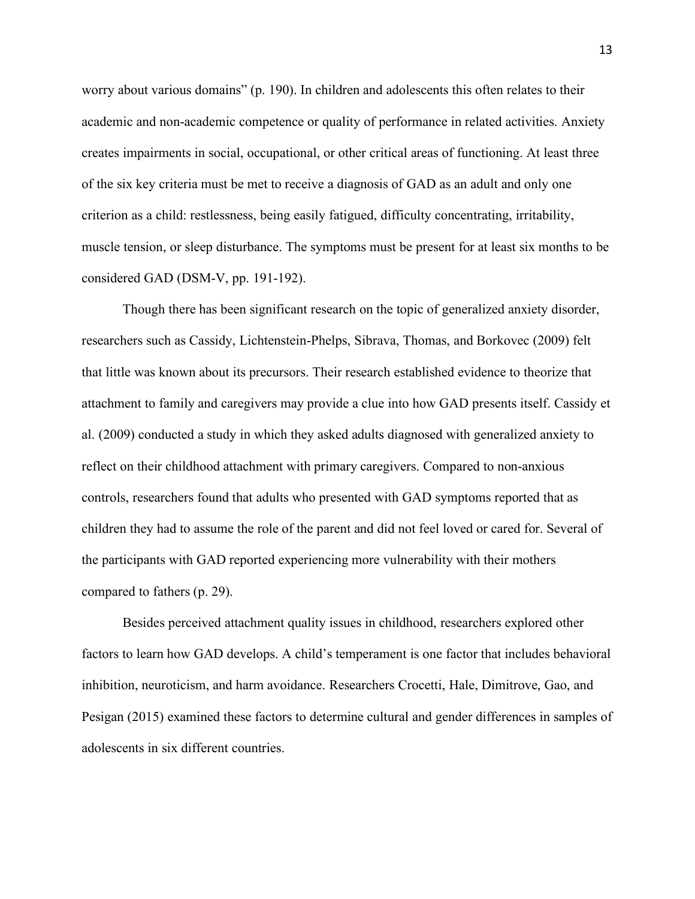worry about various domains" (p. 190). In children and adolescents this often relates to their academic and non-academic competence or quality of performance in related activities. Anxiety creates impairments in social, occupational, or other critical areas of functioning. At least three of the six key criteria must be met to receive a diagnosis of GAD as an adult and only one criterion as a child: restlessness, being easily fatigued, difficulty concentrating, irritability, muscle tension, or sleep disturbance. The symptoms must be present for at least six months to be considered GAD (DSM-V, pp. 191-192).

Though there has been significant research on the topic of generalized anxiety disorder, researchers such as Cassidy, Lichtenstein-Phelps, Sibrava, Thomas, and Borkovec (2009) felt that little was known about its precursors. Their research established evidence to theorize that attachment to family and caregivers may provide a clue into how GAD presents itself. Cassidy et al. (2009) conducted a study in which they asked adults diagnosed with generalized anxiety to reflect on their childhood attachment with primary caregivers. Compared to non-anxious controls, researchers found that adults who presented with GAD symptoms reported that as children they had to assume the role of the parent and did not feel loved or cared for. Several of the participants with GAD reported experiencing more vulnerability with their mothers compared to fathers (p. 29).

Besides perceived attachment quality issues in childhood, researchers explored other factors to learn how GAD develops. A child's temperament is one factor that includes behavioral inhibition, neuroticism, and harm avoidance. Researchers Crocetti, Hale, Dimitrove, Gao, and Pesigan (2015) examined these factors to determine cultural and gender differences in samples of adolescents in six different countries.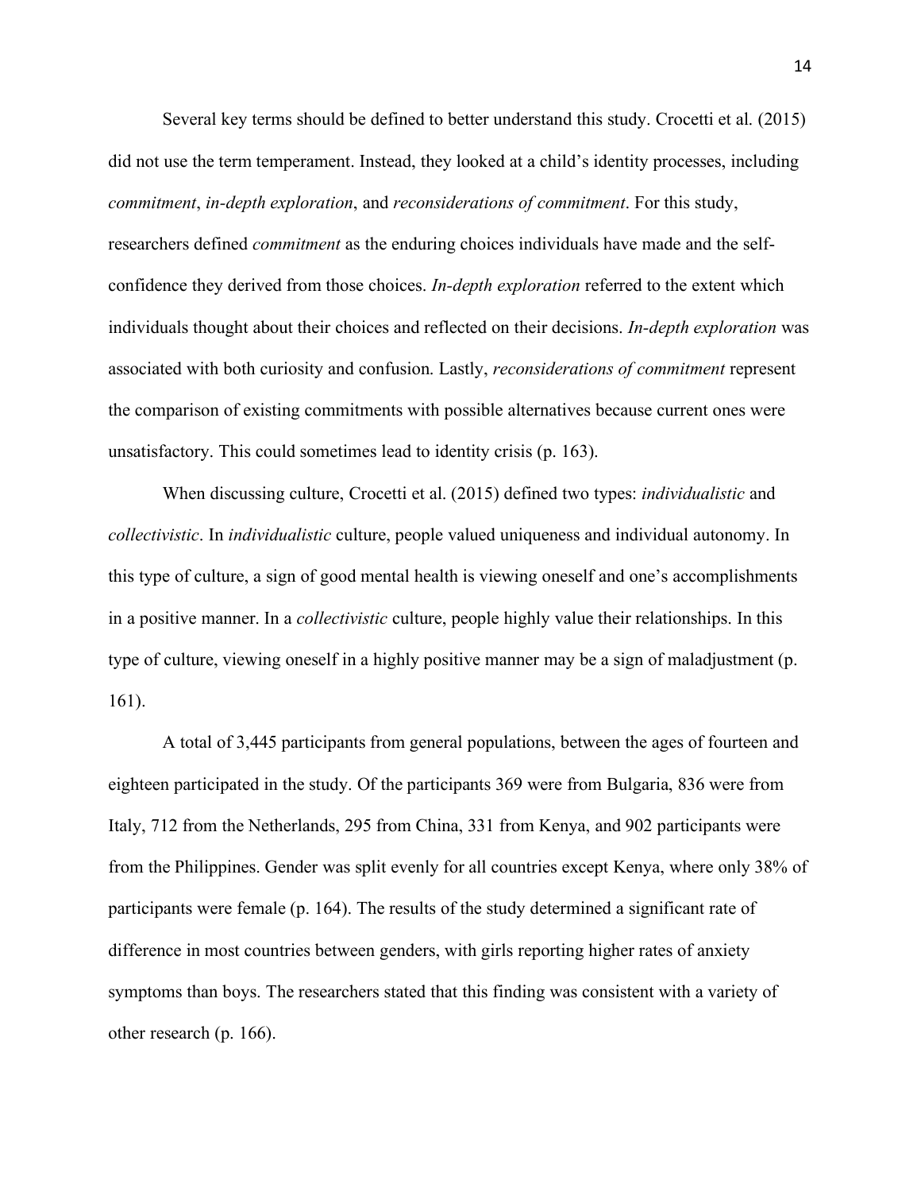Several key terms should be defined to better understand this study. Crocetti et al. (2015) did not use the term temperament. Instead, they looked at a child's identity processes, including *commitment*, *in-depth exploration*, and *reconsiderations of commitment*. For this study, researchers defined *commitment* as the enduring choices individuals have made and the self-confidence they derived from those choices. *In-depth exploration* referred to the extent which individuals thought about their choices and reflected on their decisions. *In-depth exploration* was associated with both curiosity and confusion. Lastly, *reconsiderations of commitment* represent the comparison of existing commitments with possible alternatives because current ones were unsatisfactory. This could sometimes lead to identity crisis (p. 163).

When discussing culture, Crocetti et al. (2015) defined two types: *individualistic* and *collectivistic*. In *individualistic* culture, people valued uniqueness and individual autonomy. In this type of culture, a sign of good mental health is viewing oneself and one's accomplishments in a positive manner. In a *collectivistic* culture, people highly value their relationships. In this type of culture, viewing oneself in a highly positive manner may be a sign of maladjustment (p. 161).

A total of 3,445 participants from general populations, between the ages of fourteen and eighteen participated in the study. Of the participants 369 were from Bulgaria, 836 were from Italy, 712 from the Netherlands, 295 from China, 331 from Kenya, and 902 participants were from the Philippines. Gender was split evenly for all countries except Kenya, where only 38% of participants were female (p. 164). The results of the study determined a significant rate of difference in most countries between genders, with girls reporting higher rates of anxiety symptoms than boys. The researchers stated that this finding was consistent with a variety of other research (p. 166).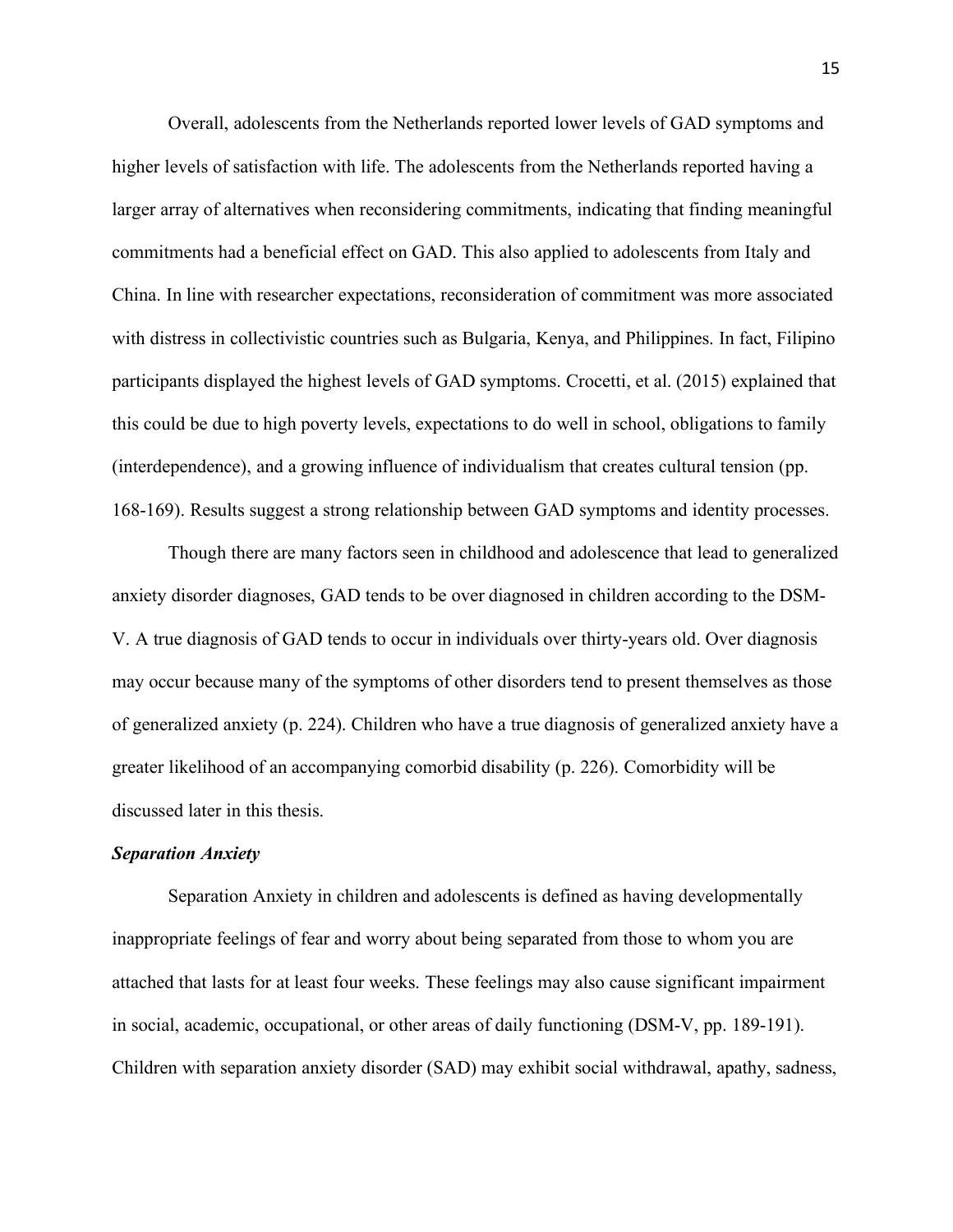Overall, adolescents from the Netherlands reported lower levels of GAD symptoms and higher levels of satisfaction with life. The adolescents from the Netherlands reported having a larger array of alternatives when reconsidering commitments, indicating that finding meaningful commitments had a beneficial effect on GAD. This also applied to adolescents from Italy and China. In line with researcher expectations, reconsideration of commitment was more associated with distress in collectivistic countries such as Bulgaria, Kenya, and Philippines. In fact, Filipino participants displayed the highest levels of GAD symptoms. Crocetti, et al. (2015) explained that this could be due to high poverty levels, expectations to do well in school, obligations to family (interdependence), and a growing influence of individualism that creates cultural tension (pp. 168-169). Results suggest a strong relationship between GAD symptoms and identity processes.

Though there are many factors seen in childhood and adolescence that lead to generalized anxiety disorder diagnoses, GAD tends to be over diagnosed in children according to the DSM-V. A true diagnosis of GAD tends to occur in individuals over thirty-years old. Over diagnosis may occur because many of the symptoms of other disorders tend to present themselves as those of generalized anxiety (p. 224). Children who have a true diagnosis of generalized anxiety have a greater likelihood of an accompanying comorbid disability (p. 226). Comorbidity will be discussed later in this thesis.

***Separation Anxiety***

Separation Anxiety in children and adolescents is defined as having developmentally inappropriate feelings of fear and worry about being separated from those to whom you are attached that lasts for at least four weeks. These feelings may also cause significant impairment in social, academic, occupational, or other areas of daily functioning (DSM-V, pp. 189-191). Children with separation anxiety disorder (SAD) may exhibit social withdrawal, apathy, sadness,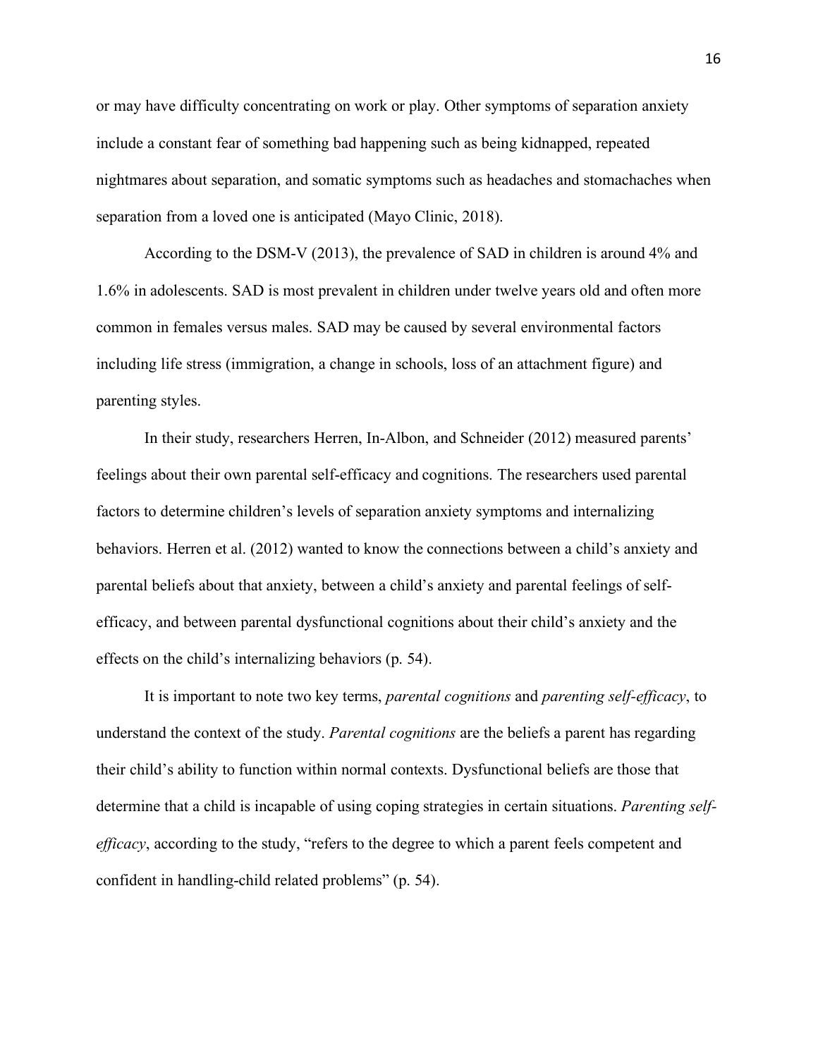or may have difficulty concentrating on work or play. Other symptoms of separation anxiety include a constant fear of something bad happening such as being kidnapped, repeated nightmares about separation, and somatic symptoms such as headaches and stomachaches when separation from a loved one is anticipated (Mayo Clinic, 2018).

According to the DSM-V (2013), the prevalence of SAD in children is around 4% and 1.6% in adolescents. SAD is most prevalent in children under twelve years old and often more common in females versus males. SAD may be caused by several environmental factors including life stress (immigration, a change in schools, loss of an attachment figure) and parenting styles.

In their study, researchers Herren, In-Albon, and Schneider (2012) measured parents' feelings about their own parental self-efficacy and cognitions. The researchers used parental factors to determine children's levels of separation anxiety symptoms and internalizing behaviors. Herren et al. (2012) wanted to know the connections between a child's anxiety and parental beliefs about that anxiety, between a child's anxiety and parental feelings of self-efficacy, and between parental dysfunctional cognitions about their child's anxiety and the effects on the child's internalizing behaviors (p. 54).

It is important to note two key terms, *parental cognitions* and *parenting self-efficacy*, to understand the context of the study. *Parental cognitions* are the beliefs a parent has regarding their child's ability to function within normal contexts. Dysfunctional beliefs are those that determine that a child is incapable of using coping strategies in certain situations. *Parenting self-efficacy*, according to the study, "refers to the degree to which a parent feels competent and confident in handling-child related problems" (p. 54).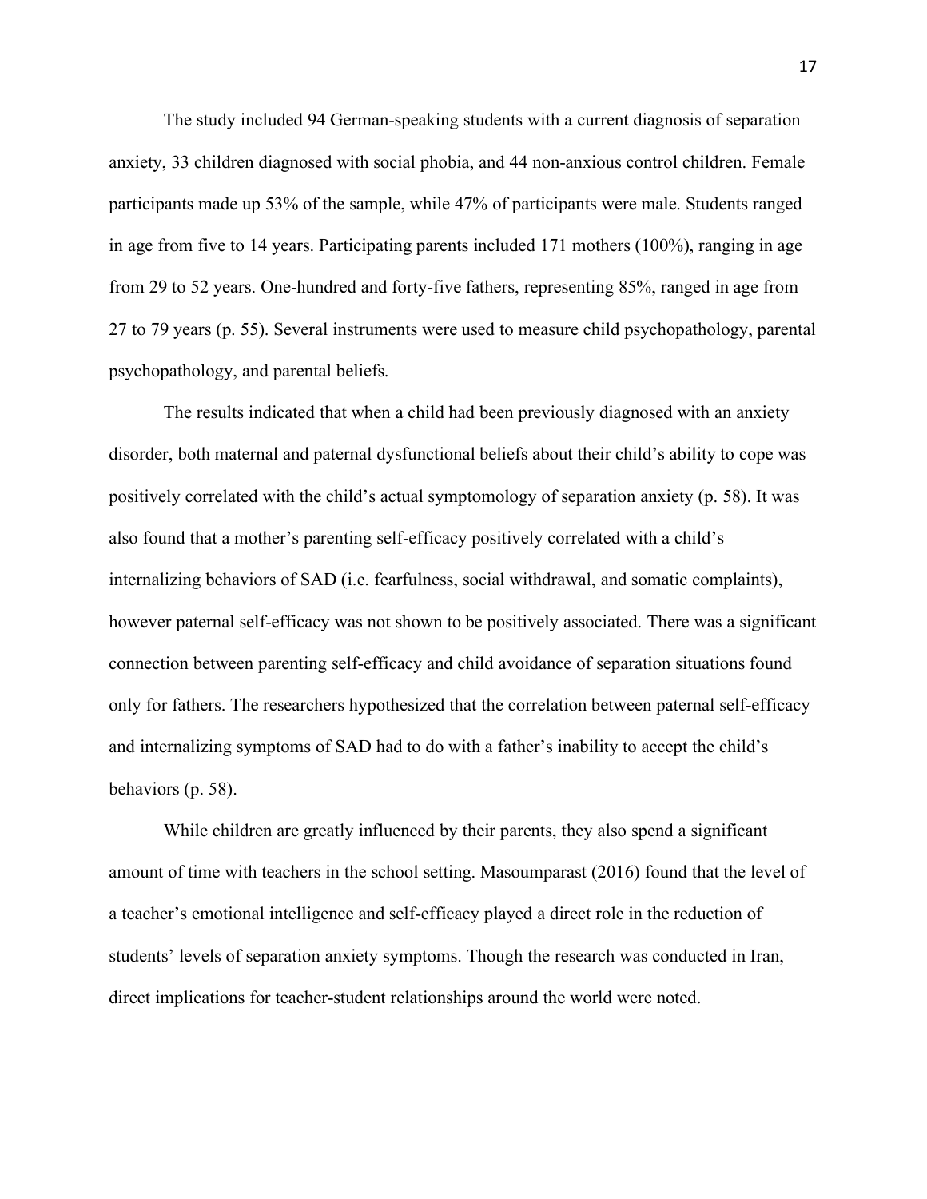The study included 94 German-speaking students with a current diagnosis of separation anxiety, 33 children diagnosed with social phobia, and 44 non-anxious control children. Female participants made up 53% of the sample, while 47% of participants were male. Students ranged in age from five to 14 years. Participating parents included 171 mothers (100%), ranging in age from 29 to 52 years. One-hundred and forty-five fathers, representing 85%, ranged in age from 27 to 79 years (p. 55). Several instruments were used to measure child psychopathology, parental psychopathology, and parental beliefs.

The results indicated that when a child had been previously diagnosed with an anxiety disorder, both maternal and paternal dysfunctional beliefs about their child's ability to cope was positively correlated with the child's actual symptomology of separation anxiety (p. 58). It was also found that a mother's parenting self-efficacy positively correlated with a child's internalizing behaviors of SAD (i.e. fearfulness, social withdrawal, and somatic complaints), however paternal self-efficacy was not shown to be positively associated. There was a significant connection between parenting self-efficacy and child avoidance of separation situations found only for fathers. The researchers hypothesized that the correlation between paternal self-efficacy and internalizing symptoms of SAD had to do with a father's inability to accept the child's behaviors (p. 58).

While children are greatly influenced by their parents, they also spend a significant amount of time with teachers in the school setting. Masoumparast (2016) found that the level of a teacher's emotional intelligence and self-efficacy played a direct role in the reduction of students' levels of separation anxiety symptoms. Though the research was conducted in Iran, direct implications for teacher-student relationships around the world were noted.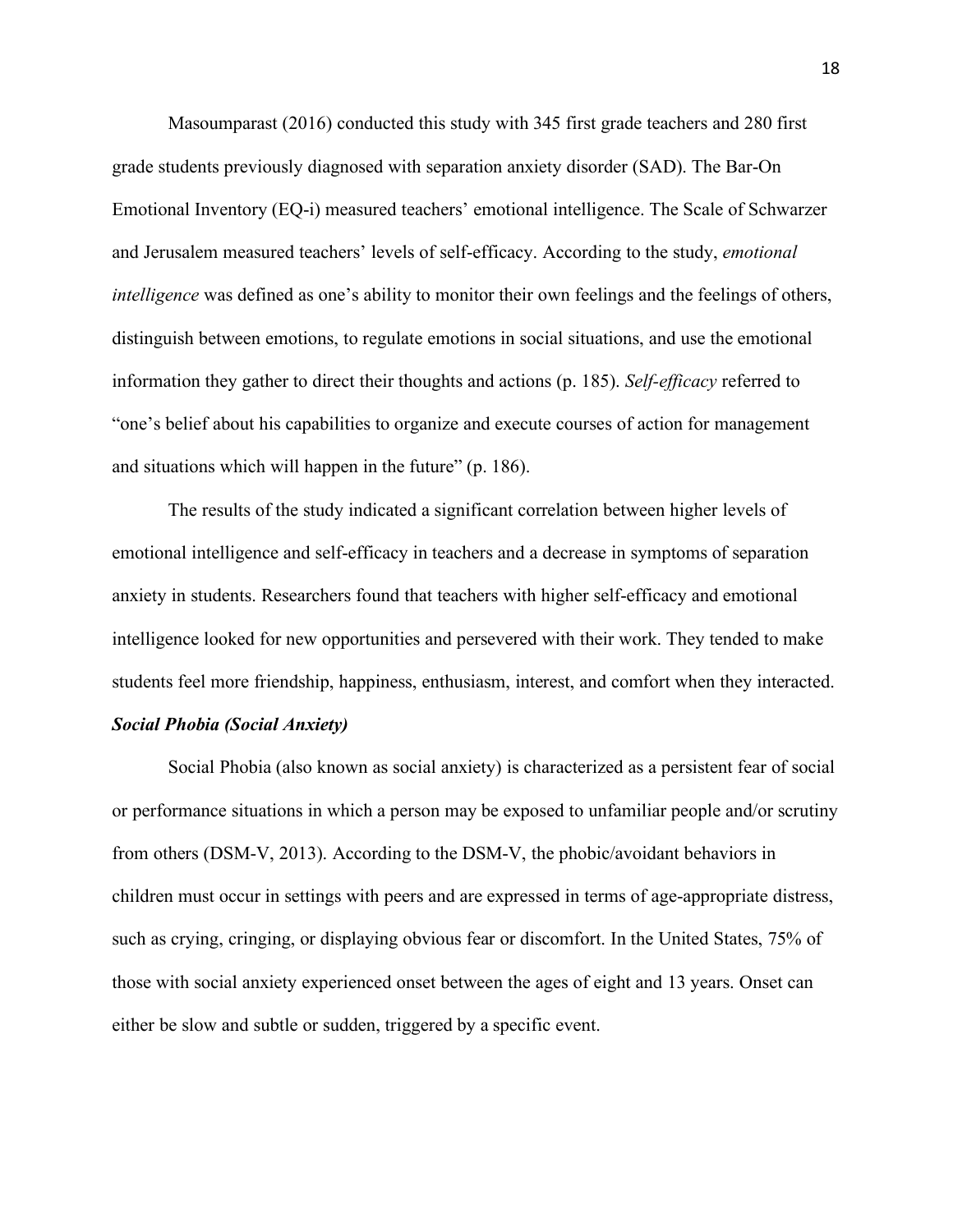Masoumparast (2016) conducted this study with 345 first grade teachers and 280 first grade students previously diagnosed with separation anxiety disorder (SAD). The Bar-On Emotional Inventory (EQ-i) measured teachers' emotional intelligence. The Scale of Schwarzer and Jerusalem measured teachers' levels of self-efficacy. According to the study, *emotional intelligence* was defined as one's ability to monitor their own feelings and the feelings of others, distinguish between emotions, to regulate emotions in social situations, and use the emotional information they gather to direct their thoughts and actions (p. 185). *Self-efficacy* referred to "one's belief about his capabilities to organize and execute courses of action for management and situations which will happen in the future" (p. 186).

The results of the study indicated a significant correlation between higher levels of emotional intelligence and self-efficacy in teachers and a decrease in symptoms of separation anxiety in students. Researchers found that teachers with higher self-efficacy and emotional intelligence looked for new opportunities and persevered with their work. They tended to make students feel more friendship, happiness, enthusiasm, interest, and comfort when they interacted.

### *Social Phobia (Social Anxiety)*

Social Phobia (also known as social anxiety) is characterized as a persistent fear of social or performance situations in which a person may be exposed to unfamiliar people and/or scrutiny from others (DSM-V, 2013). According to the DSM-V, the phobic/avoidant behaviors in children must occur in settings with peers and are expressed in terms of age-appropriate distress, such as crying, cringing, or displaying obvious fear or discomfort. In the United States, 75% of those with social anxiety experienced onset between the ages of eight and 13 years. Onset can either be slow and subtle or sudden, triggered by a specific event.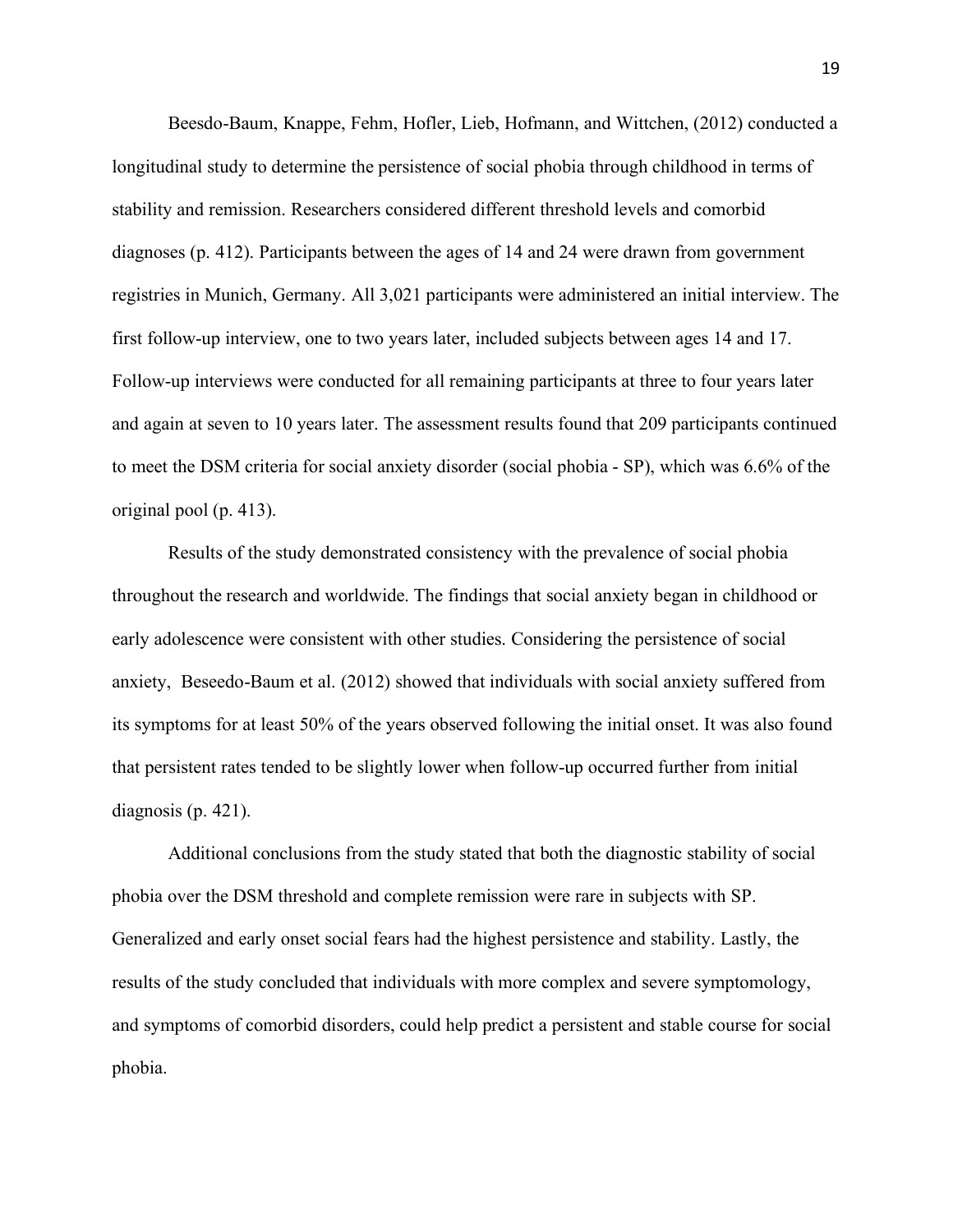Beesdo-Baum, Knappe, Fehm, Hofler, Lieb, Hofmann, and Wittchen, (2012) conducted a longitudinal study to determine the persistence of social phobia through childhood in terms of stability and remission. Researchers considered different threshold levels and comorbid diagnoses (p. 412). Participants between the ages of 14 and 24 were drawn from government registries in Munich, Germany. All 3,021 participants were administered an initial interview. The first follow-up interview, one to two years later, included subjects between ages 14 and 17. Follow-up interviews were conducted for all remaining participants at three to four years later and again at seven to 10 years later. The assessment results found that 209 participants continued to meet the DSM criteria for social anxiety disorder (social phobia - SP), which was 6.6% of the original pool (p. 413).

Results of the study demonstrated consistency with the prevalence of social phobia throughout the research and worldwide. The findings that social anxiety began in childhood or early adolescence were consistent with other studies. Considering the persistence of social anxiety,  Beseedo-Baum et al. (2012) showed that individuals with social anxiety suffered from its symptoms for at least 50% of the years observed following the initial onset. It was also found that persistent rates tended to be slightly lower when follow-up occurred further from initial diagnosis (p. 421).

Additional conclusions from the study stated that both the diagnostic stability of social phobia over the DSM threshold and complete remission were rare in subjects with SP. Generalized and early onset social fears had the highest persistence and stability. Lastly, the results of the study concluded that individuals with more complex and severe symptomology, and symptoms of comorbid disorders, could help predict a persistent and stable course for social phobia.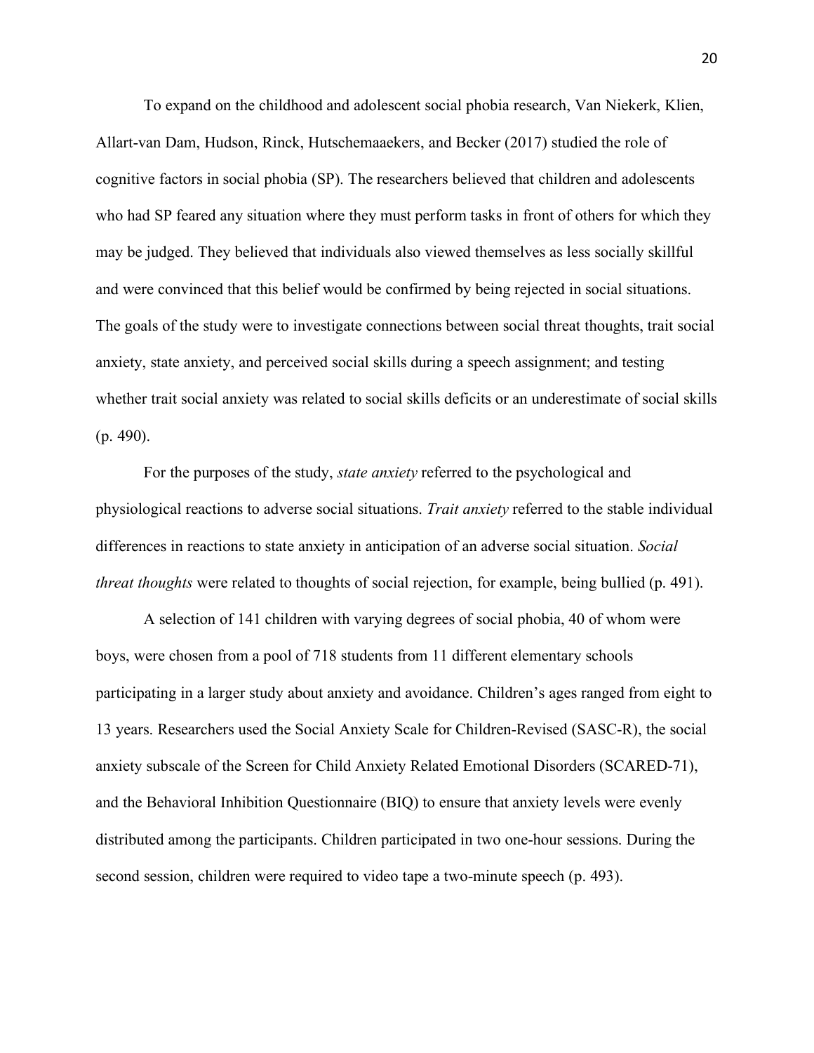To expand on the childhood and adolescent social phobia research, Van Niekerk, Klien, Allart-van Dam, Hudson, Rinck, Hutschemaaekers, and Becker (2017) studied the role of cognitive factors in social phobia (SP). The researchers believed that children and adolescents who had SP feared any situation where they must perform tasks in front of others for which they may be judged. They believed that individuals also viewed themselves as less socially skillful and were convinced that this belief would be confirmed by being rejected in social situations. The goals of the study were to investigate connections between social threat thoughts, trait social anxiety, state anxiety, and perceived social skills during a speech assignment; and testing whether trait social anxiety was related to social skills deficits or an underestimate of social skills (p. 490).

For the purposes of the study, *state anxiety* referred to the psychological and physiological reactions to adverse social situations. *Trait anxiety* referred to the stable individual differences in reactions to state anxiety in anticipation of an adverse social situation. *Social threat thoughts* were related to thoughts of social rejection, for example, being bullied (p. 491).

A selection of 141 children with varying degrees of social phobia, 40 of whom were boys, were chosen from a pool of 718 students from 11 different elementary schools participating in a larger study about anxiety and avoidance. Children's ages ranged from eight to 13 years. Researchers used the Social Anxiety Scale for Children-Revised (SASC-R), the social anxiety subscale of the Screen for Child Anxiety Related Emotional Disorders (SCARED-71), and the Behavioral Inhibition Questionnaire (BIQ) to ensure that anxiety levels were evenly distributed among the participants. Children participated in two one-hour sessions. During the second session, children were required to video tape a two-minute speech (p. 493).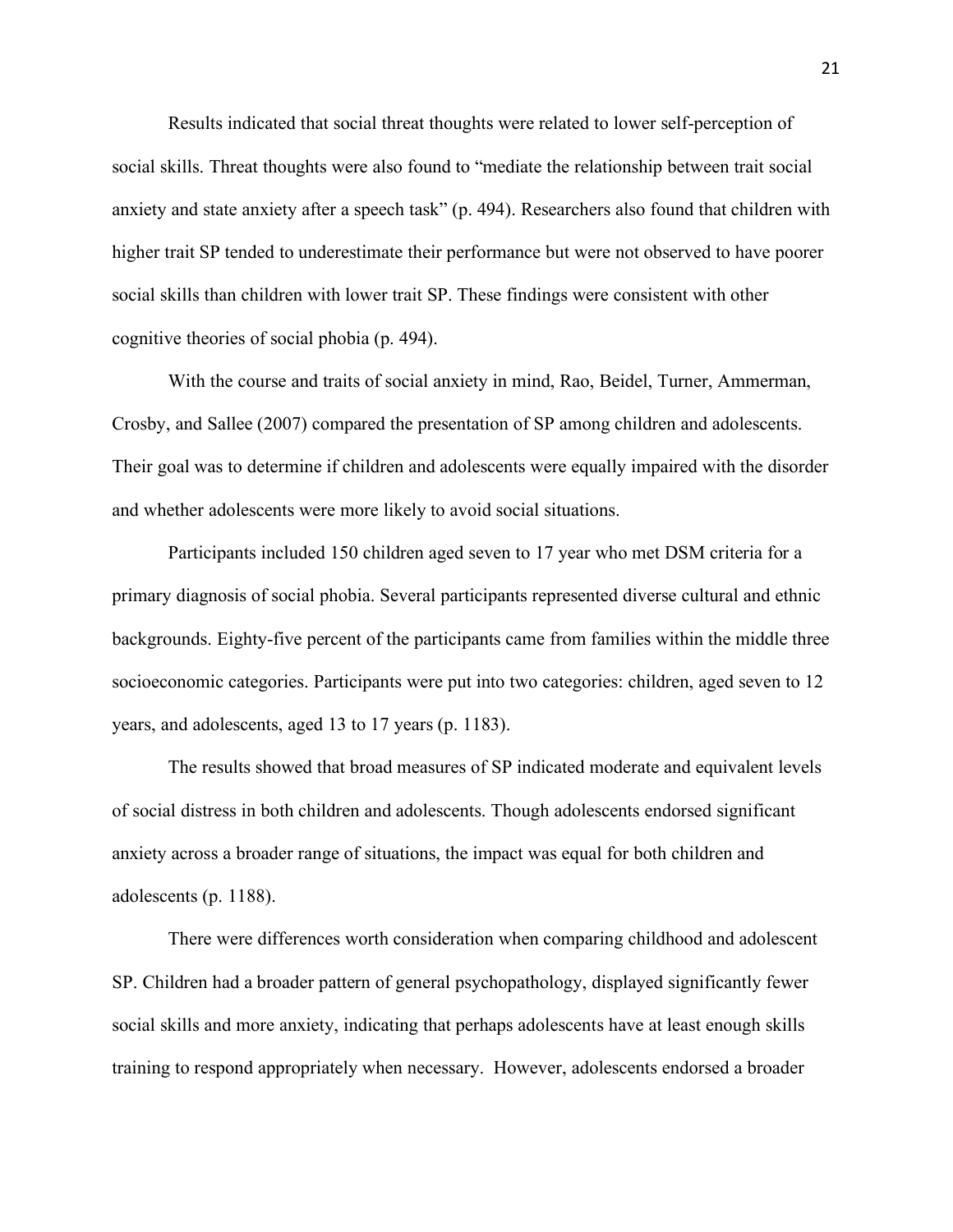Results indicated that social threat thoughts were related to lower self-perception of social skills. Threat thoughts were also found to "mediate the relationship between trait social anxiety and state anxiety after a speech task" (p. 494). Researchers also found that children with higher trait SP tended to underestimate their performance but were not observed to have poorer social skills than children with lower trait SP. These findings were consistent with other cognitive theories of social phobia (p. 494).

With the course and traits of social anxiety in mind, Rao, Beidel, Turner, Ammerman, Crosby, and Sallee (2007) compared the presentation of SP among children and adolescents. Their goal was to determine if children and adolescents were equally impaired with the disorder and whether adolescents were more likely to avoid social situations.

Participants included 150 children aged seven to 17 year who met DSM criteria for a primary diagnosis of social phobia. Several participants represented diverse cultural and ethnic backgrounds. Eighty-five percent of the participants came from families within the middle three socioeconomic categories. Participants were put into two categories: children, aged seven to 12 years, and adolescents, aged 13 to 17 years (p. 1183).

The results showed that broad measures of SP indicated moderate and equivalent levels of social distress in both children and adolescents. Though adolescents endorsed significant anxiety across a broader range of situations, the impact was equal for both children and adolescents (p. 1188).

There were differences worth consideration when comparing childhood and adolescent SP. Children had a broader pattern of general psychopathology, displayed significantly fewer social skills and more anxiety, indicating that perhaps adolescents have at least enough skills training to respond appropriately when necessary. However, adolescents endorsed a broader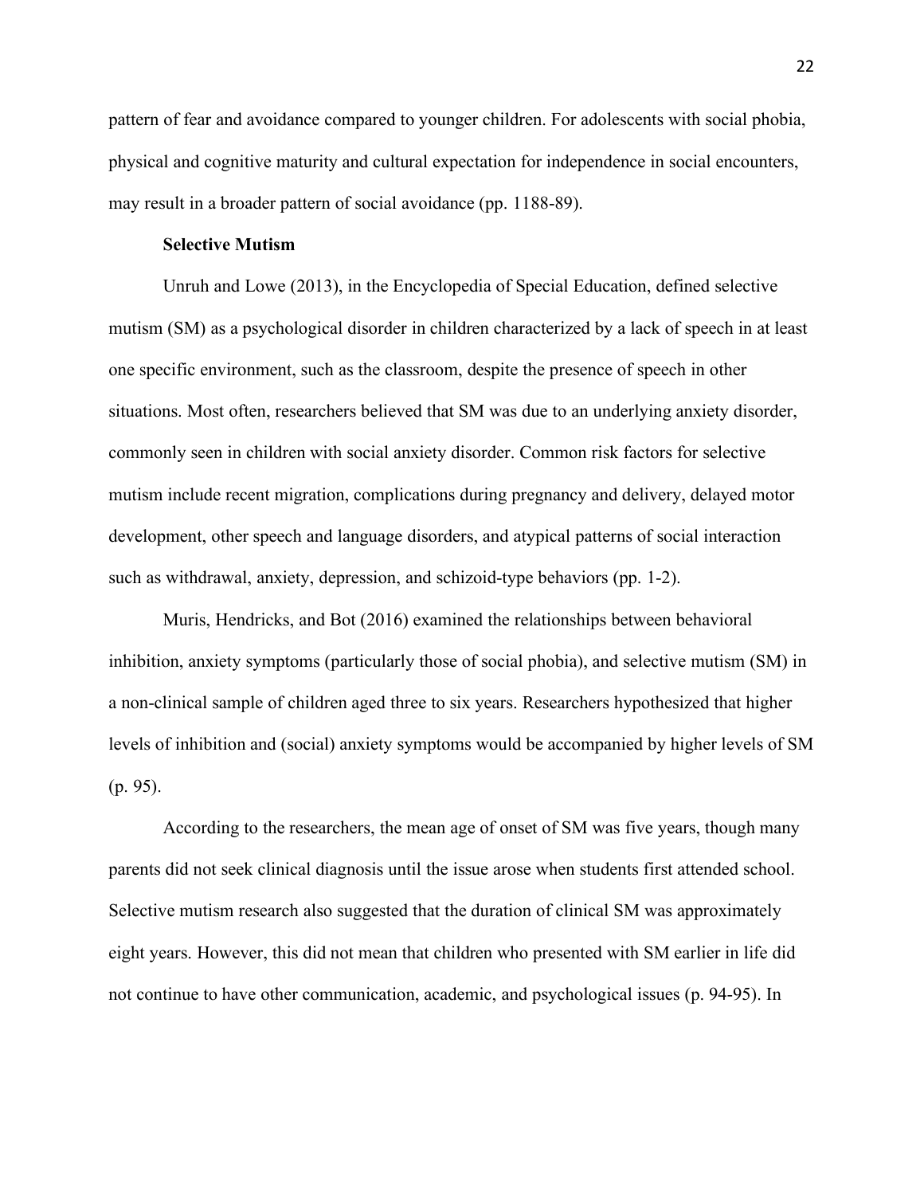pattern of fear and avoidance compared to younger children. For adolescents with social phobia, physical and cognitive maturity and cultural expectation for independence in social encounters, may result in a broader pattern of social avoidance (pp. 1188-89).

### Selective Mutism

Unruh and Lowe (2013), in the Encyclopedia of Special Education, defined selective mutism (SM) as a psychological disorder in children characterized by a lack of speech in at least one specific environment, such as the classroom, despite the presence of speech in other situations. Most often, researchers believed that SM was due to an underlying anxiety disorder, commonly seen in children with social anxiety disorder. Common risk factors for selective mutism include recent migration, complications during pregnancy and delivery, delayed motor development, other speech and language disorders, and atypical patterns of social interaction such as withdrawal, anxiety, depression, and schizoid-type behaviors (pp. 1-2).

Muris, Hendricks, and Bot (2016) examined the relationships between behavioral inhibition, anxiety symptoms (particularly those of social phobia), and selective mutism (SM) in a non-clinical sample of children aged three to six years. Researchers hypothesized that higher levels of inhibition and (social) anxiety symptoms would be accompanied by higher levels of SM (p. 95).

According to the researchers, the mean age of onset of SM was five years, though many parents did not seek clinical diagnosis until the issue arose when students first attended school. Selective mutism research also suggested that the duration of clinical SM was approximately eight years. However, this did not mean that children who presented with SM earlier in life did not continue to have other communication, academic, and psychological issues (p. 94-95). In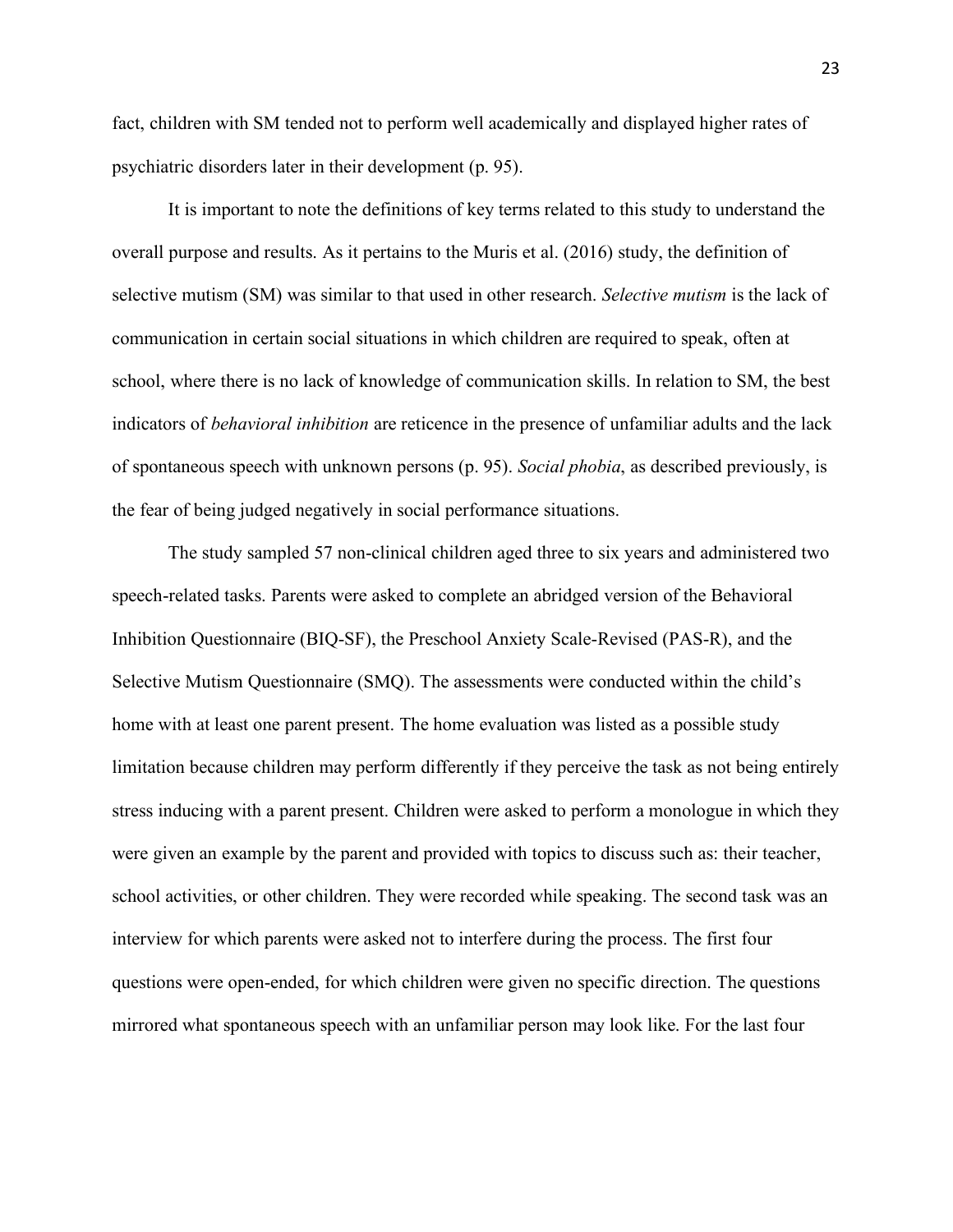fact, children with SM tended not to perform well academically and displayed higher rates of psychiatric disorders later in their development (p. 95).

It is important to note the definitions of key terms related to this study to understand the overall purpose and results. As it pertains to the Muris et al. (2016) study, the definition of selective mutism (SM) was similar to that used in other research. *Selective mutism* is the lack of communication in certain social situations in which children are required to speak, often at school, where there is no lack of knowledge of communication skills. In relation to SM, the best indicators of *behavioral inhibition* are reticence in the presence of unfamiliar adults and the lack of spontaneous speech with unknown persons (p. 95). *Social phobia*, as described previously, is the fear of being judged negatively in social performance situations.

The study sampled 57 non-clinical children aged three to six years and administered two speech-related tasks. Parents were asked to complete an abridged version of the Behavioral Inhibition Questionnaire (BIQ-SF), the Preschool Anxiety Scale-Revised (PAS-R), and the Selective Mutism Questionnaire (SMQ). The assessments were conducted within the child's home with at least one parent present. The home evaluation was listed as a possible study limitation because children may perform differently if they perceive the task as not being entirely stress inducing with a parent present. Children were asked to perform a monologue in which they were given an example by the parent and provided with topics to discuss such as: their teacher, school activities, or other children. They were recorded while speaking. The second task was an interview for which parents were asked not to interfere during the process. The first four questions were open-ended, for which children were given no specific direction. The questions mirrored what spontaneous speech with an unfamiliar person may look like. For the last four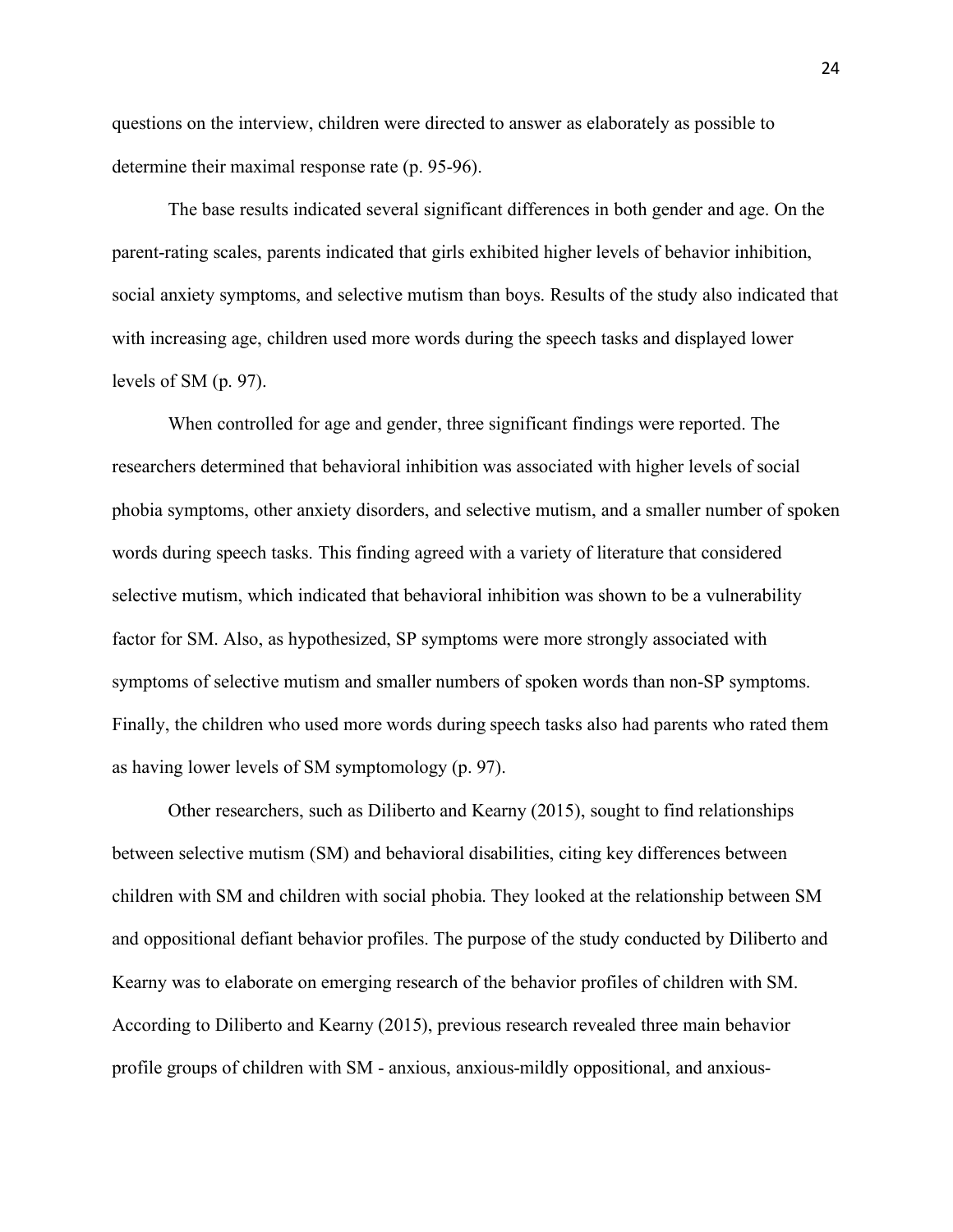questions on the interview, children were directed to answer as elaborately as possible to determine their maximal response rate (p. 95-96).

The base results indicated several significant differences in both gender and age. On the parent-rating scales, parents indicated that girls exhibited higher levels of behavior inhibition, social anxiety symptoms, and selective mutism than boys. Results of the study also indicated that with increasing age, children used more words during the speech tasks and displayed lower levels of SM (p. 97).

When controlled for age and gender, three significant findings were reported. The researchers determined that behavioral inhibition was associated with higher levels of social phobia symptoms, other anxiety disorders, and selective mutism, and a smaller number of spoken words during speech tasks. This finding agreed with a variety of literature that considered selective mutism, which indicated that behavioral inhibition was shown to be a vulnerability factor for SM. Also, as hypothesized, SP symptoms were more strongly associated with symptoms of selective mutism and smaller numbers of spoken words than non-SP symptoms. Finally, the children who used more words during speech tasks also had parents who rated them as having lower levels of SM symptomology (p. 97).

Other researchers, such as Diliberto and Kearny (2015), sought to find relationships between selective mutism (SM) and behavioral disabilities, citing key differences between children with SM and children with social phobia. They looked at the relationship between SM and oppositional defiant behavior profiles. The purpose of the study conducted by Diliberto and Kearny was to elaborate on emerging research of the behavior profiles of children with SM. According to Diliberto and Kearny (2015), previous research revealed three main behavior profile groups of children with SM - anxious, anxious-mildly oppositional, and anxious-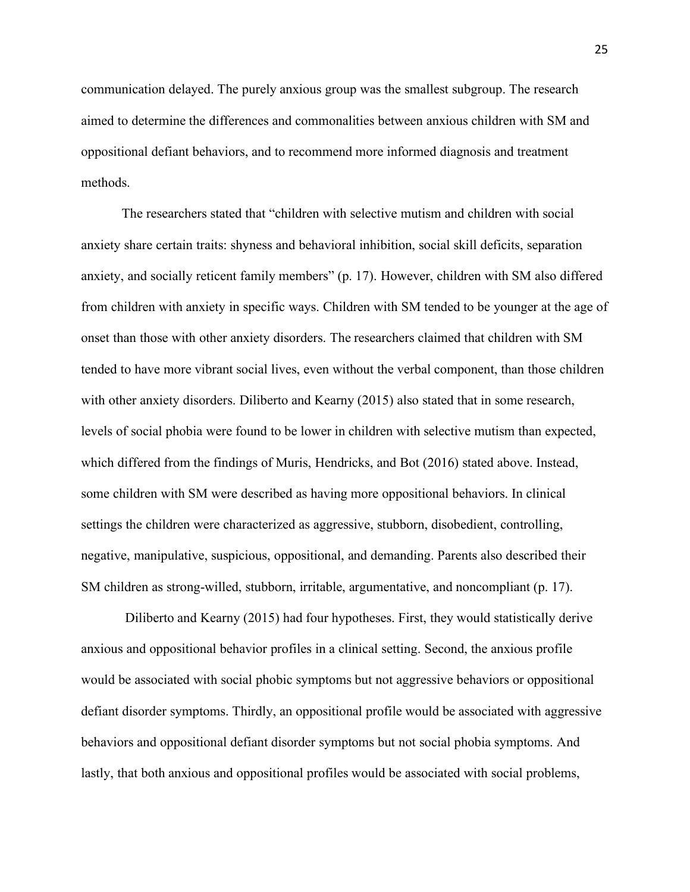communication delayed. The purely anxious group was the smallest subgroup. The research aimed to determine the differences and commonalities between anxious children with SM and oppositional defiant behaviors, and to recommend more informed diagnosis and treatment methods.

The researchers stated that "children with selective mutism and children with social anxiety share certain traits: shyness and behavioral inhibition, social skill deficits, separation anxiety, and socially reticent family members" (p. 17). However, children with SM also differed from children with anxiety in specific ways. Children with SM tended to be younger at the age of onset than those with other anxiety disorders. The researchers claimed that children with SM tended to have more vibrant social lives, even without the verbal component, than those children with other anxiety disorders. Diliberto and Kearny (2015) also stated that in some research, levels of social phobia were found to be lower in children with selective mutism than expected, which differed from the findings of Muris, Hendricks, and Bot (2016) stated above. Instead, some children with SM were described as having more oppositional behaviors. In clinical settings the children were characterized as aggressive, stubborn, disobedient, controlling, negative, manipulative, suspicious, oppositional, and demanding. Parents also described their SM children as strong-willed, stubborn, irritable, argumentative, and noncompliant (p. 17).

Diliberto and Kearny (2015) had four hypotheses. First, they would statistically derive anxious and oppositional behavior profiles in a clinical setting. Second, the anxious profile would be associated with social phobic symptoms but not aggressive behaviors or oppositional defiant disorder symptoms. Thirdly, an oppositional profile would be associated with aggressive behaviors and oppositional defiant disorder symptoms but not social phobia symptoms. And lastly, that both anxious and oppositional profiles would be associated with social problems,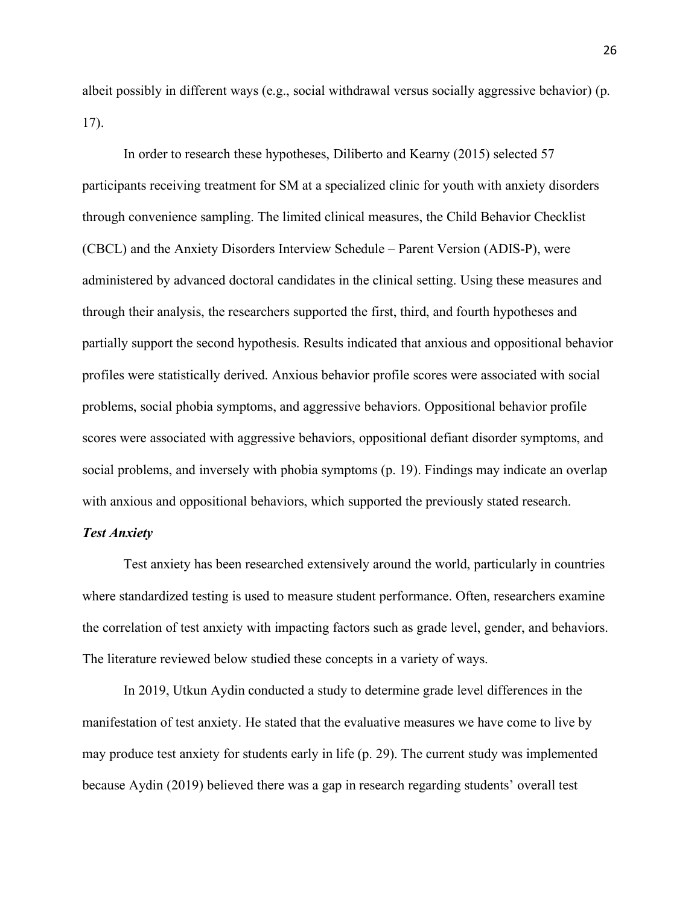albeit possibly in different ways (e.g., social withdrawal versus socially aggressive behavior) (p. 17).

In order to research these hypotheses, Diliberto and Kearny (2015) selected 57 participants receiving treatment for SM at a specialized clinic for youth with anxiety disorders through convenience sampling. The limited clinical measures, the Child Behavior Checklist (CBCL) and the Anxiety Disorders Interview Schedule – Parent Version (ADIS-P), were administered by advanced doctoral candidates in the clinical setting. Using these measures and through their analysis, the researchers supported the first, third, and fourth hypotheses and partially support the second hypothesis. Results indicated that anxious and oppositional behavior profiles were statistically derived. Anxious behavior profile scores were associated with social problems, social phobia symptoms, and aggressive behaviors. Oppositional behavior profile scores were associated with aggressive behaviors, oppositional defiant disorder symptoms, and social problems, and inversely with phobia symptoms (p. 19). Findings may indicate an overlap with anxious and oppositional behaviors, which supported the previously stated research.

### *Test Anxiety*

Test anxiety has been researched extensively around the world, particularly in countries where standardized testing is used to measure student performance. Often, researchers examine the correlation of test anxiety with impacting factors such as grade level, gender, and behaviors. The literature reviewed below studied these concepts in a variety of ways.

In 2019, Utkun Aydin conducted a study to determine grade level differences in the manifestation of test anxiety. He stated that the evaluative measures we have come to live by may produce test anxiety for students early in life (p. 29). The current study was implemented because Aydin (2019) believed there was a gap in research regarding students' overall test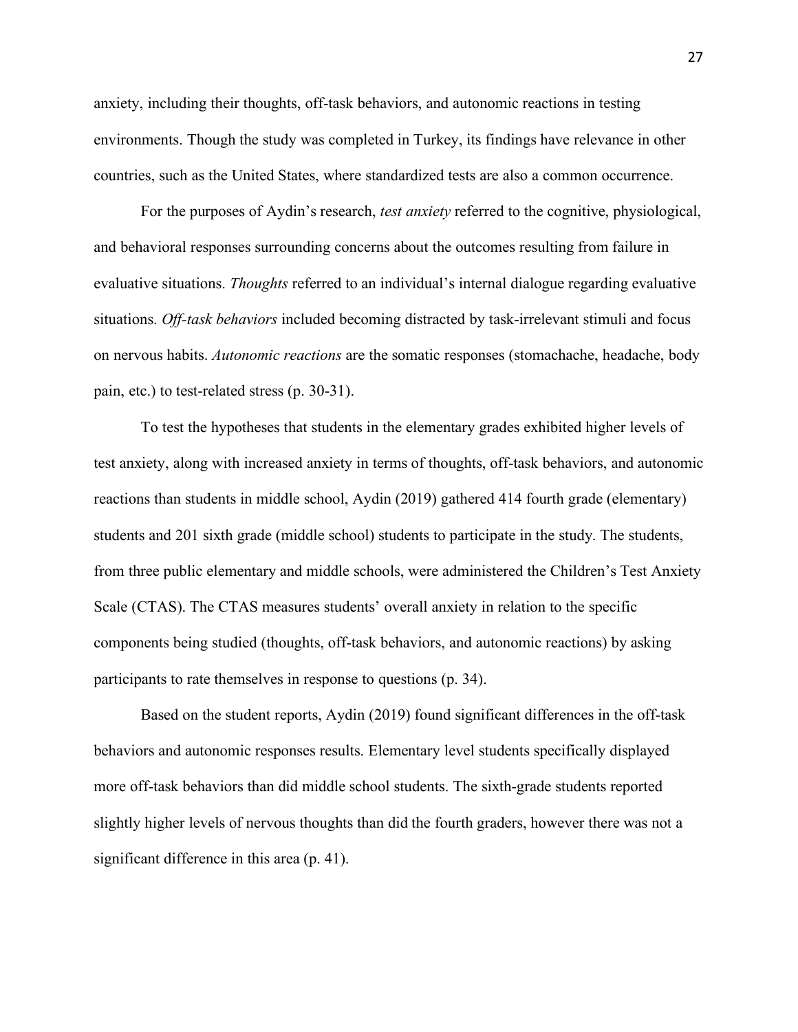anxiety, including their thoughts, off-task behaviors, and autonomic reactions in testing environments. Though the study was completed in Turkey, its findings have relevance in other countries, such as the United States, where standardized tests are also a common occurrence.

For the purposes of Aydin's research, *test anxiety* referred to the cognitive, physiological, and behavioral responses surrounding concerns about the outcomes resulting from failure in evaluative situations. *Thoughts* referred to an individual's internal dialogue regarding evaluative situations. *Off-task behaviors* included becoming distracted by task-irrelevant stimuli and focus on nervous habits. *Autonomic reactions* are the somatic responses (stomachache, headache, body pain, etc.) to test-related stress (p. 30-31).

To test the hypotheses that students in the elementary grades exhibited higher levels of test anxiety, along with increased anxiety in terms of thoughts, off-task behaviors, and autonomic reactions than students in middle school, Aydin (2019) gathered 414 fourth grade (elementary) students and 201 sixth grade (middle school) students to participate in the study. The students, from three public elementary and middle schools, were administered the Children's Test Anxiety Scale (CTAS). The CTAS measures students' overall anxiety in relation to the specific components being studied (thoughts, off-task behaviors, and autonomic reactions) by asking participants to rate themselves in response to questions (p. 34).

Based on the student reports, Aydin (2019) found significant differences in the off-task behaviors and autonomic responses results. Elementary level students specifically displayed more off-task behaviors than did middle school students. The sixth-grade students reported slightly higher levels of nervous thoughts than did the fourth graders, however there was not a significant difference in this area (p. 41).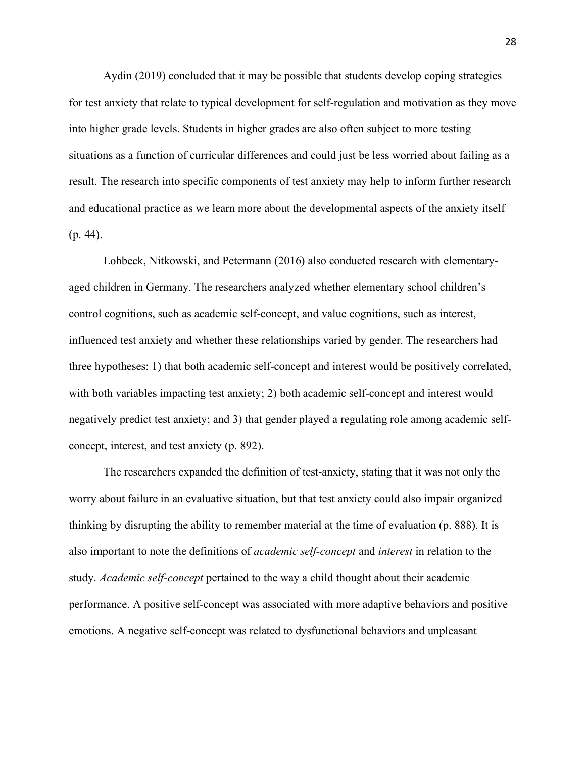Aydin (2019) concluded that it may be possible that students develop coping strategies for test anxiety that relate to typical development for self-regulation and motivation as they move into higher grade levels. Students in higher grades are also often subject to more testing situations as a function of curricular differences and could just be less worried about failing as a result. The research into specific components of test anxiety may help to inform further research and educational practice as we learn more about the developmental aspects of the anxiety itself (p. 44).

Lohbeck, Nitkowski, and Petermann (2016) also conducted research with elementary-aged children in Germany. The researchers analyzed whether elementary school children's control cognitions, such as academic self-concept, and value cognitions, such as interest, influenced test anxiety and whether these relationships varied by gender. The researchers had three hypotheses: 1) that both academic self-concept and interest would be positively correlated, with both variables impacting test anxiety; 2) both academic self-concept and interest would negatively predict test anxiety; and 3) that gender played a regulating role among academic self-concept, interest, and test anxiety (p. 892).

The researchers expanded the definition of test-anxiety, stating that it was not only the worry about failure in an evaluative situation, but that test anxiety could also impair organized thinking by disrupting the ability to remember material at the time of evaluation (p. 888). It is also important to note the definitions of *academic self-concept* and *interest* in relation to the study. *Academic self-concept* pertained to the way a child thought about their academic performance. A positive self-concept was associated with more adaptive behaviors and positive emotions. A negative self-concept was related to dysfunctional behaviors and unpleasant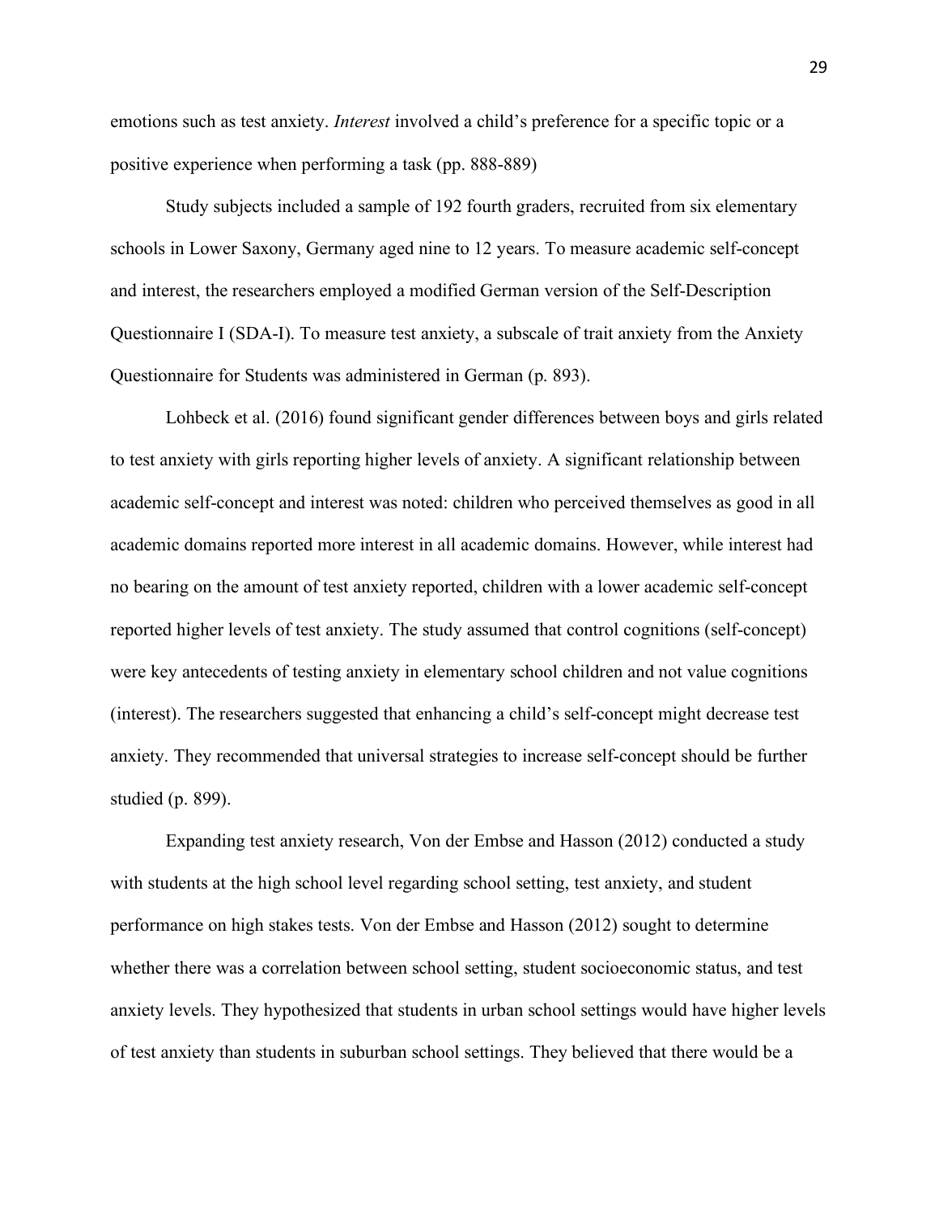emotions such as test anxiety. *Interest* involved a child's preference for a specific topic or a positive experience when performing a task (pp. 888-889)

Study subjects included a sample of 192 fourth graders, recruited from six elementary schools in Lower Saxony, Germany aged nine to 12 years. To measure academic self-concept and interest, the researchers employed a modified German version of the Self-Description Questionnaire I (SDA-I). To measure test anxiety, a subscale of trait anxiety from the Anxiety Questionnaire for Students was administered in German (p. 893).

Lohbeck et al. (2016) found significant gender differences between boys and girls related to test anxiety with girls reporting higher levels of anxiety. A significant relationship between academic self-concept and interest was noted: children who perceived themselves as good in all academic domains reported more interest in all academic domains. However, while interest had no bearing on the amount of test anxiety reported, children with a lower academic self-concept reported higher levels of test anxiety. The study assumed that control cognitions (self-concept) were key antecedents of testing anxiety in elementary school children and not value cognitions (interest). The researchers suggested that enhancing a child's self-concept might decrease test anxiety. They recommended that universal strategies to increase self-concept should be further studied (p. 899).

Expanding test anxiety research, Von der Embse and Hasson (2012) conducted a study with students at the high school level regarding school setting, test anxiety, and student performance on high stakes tests. Von der Embse and Hasson (2012) sought to determine whether there was a correlation between school setting, student socioeconomic status, and test anxiety levels. They hypothesized that students in urban school settings would have higher levels of test anxiety than students in suburban school settings. They believed that there would be a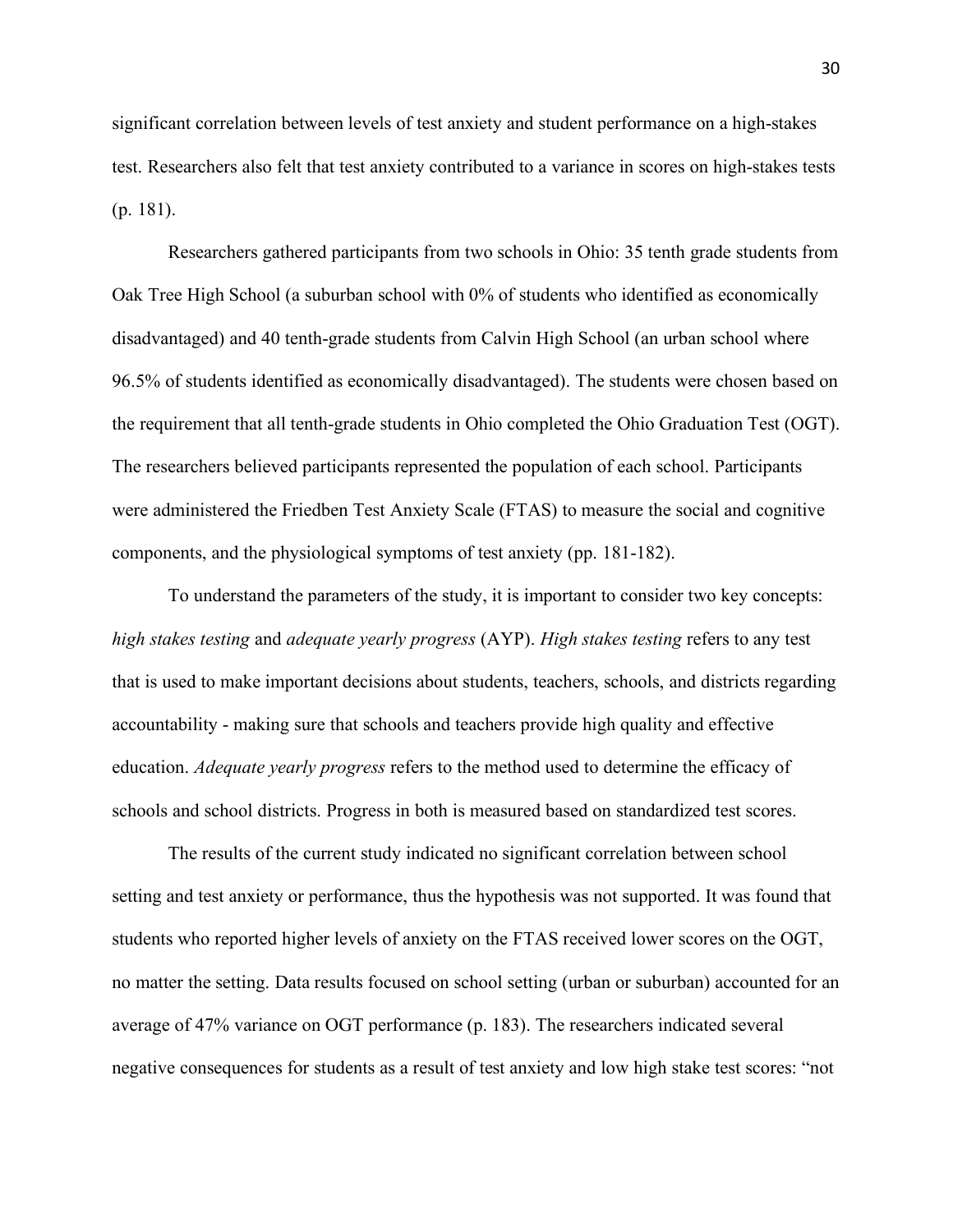significant correlation between levels of test anxiety and student performance on a high-stakes test. Researchers also felt that test anxiety contributed to a variance in scores on high-stakes tests (p. 181).

Researchers gathered participants from two schools in Ohio: 35 tenth grade students from Oak Tree High School (a suburban school with 0% of students who identified as economically disadvantaged) and 40 tenth-grade students from Calvin High School (an urban school where 96.5% of students identified as economically disadvantaged). The students were chosen based on the requirement that all tenth-grade students in Ohio completed the Ohio Graduation Test (OGT). The researchers believed participants represented the population of each school. Participants were administered the Friedben Test Anxiety Scale (FTAS) to measure the social and cognitive components, and the physiological symptoms of test anxiety (pp. 181-182).

To understand the parameters of the study, it is important to consider two key concepts: *high stakes testing* and *adequate yearly progress* (AYP). *High stakes testing* refers to any test that is used to make important decisions about students, teachers, schools, and districts regarding accountability - making sure that schools and teachers provide high quality and effective education. *Adequate yearly progress* refers to the method used to determine the efficacy of schools and school districts. Progress in both is measured based on standardized test scores.

The results of the current study indicated no significant correlation between school setting and test anxiety or performance, thus the hypothesis was not supported. It was found that students who reported higher levels of anxiety on the FTAS received lower scores on the OGT, no matter the setting. Data results focused on school setting (urban or suburban) accounted for an average of 47% variance on OGT performance (p. 183). The researchers indicated several negative consequences for students as a result of test anxiety and low high stake test scores: "not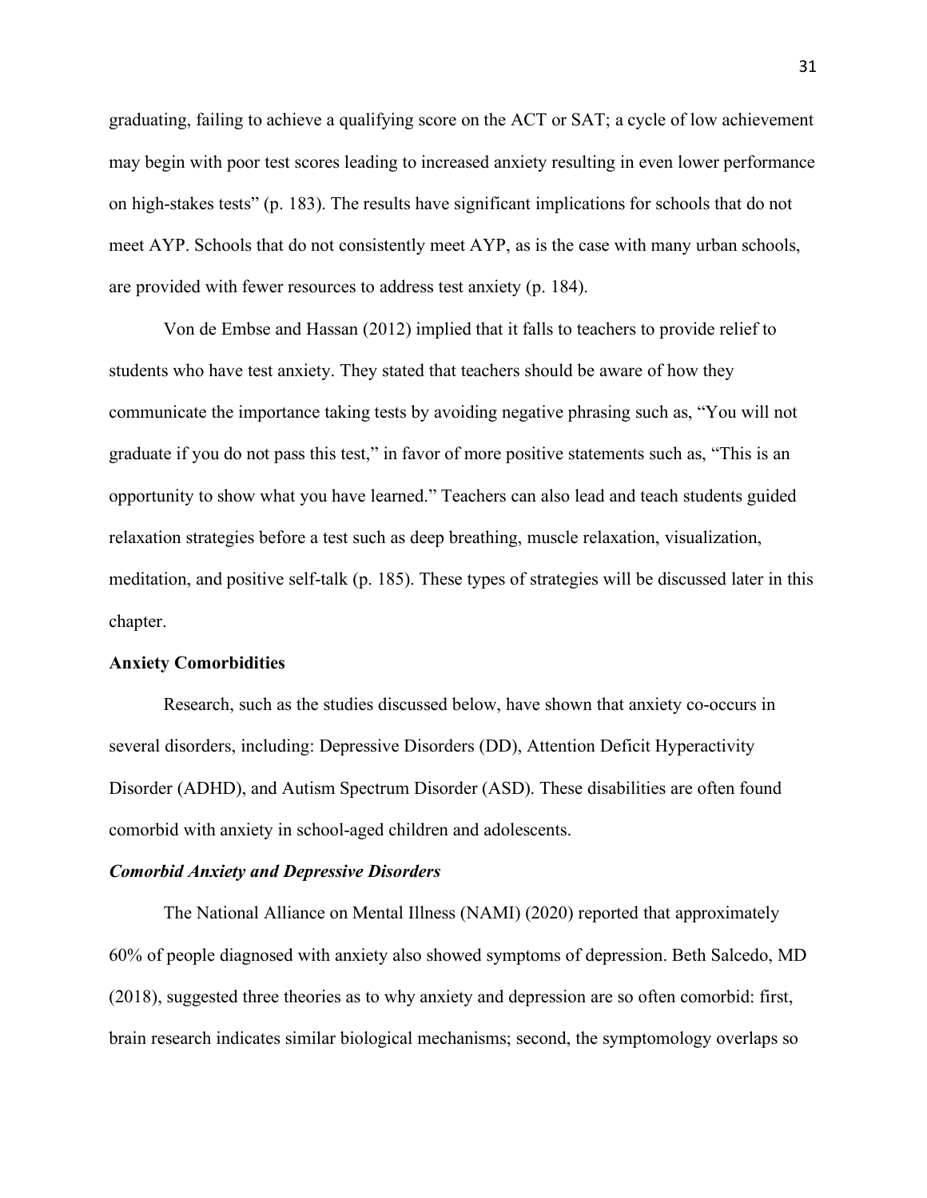graduating, failing to achieve a qualifying score on the ACT or SAT; a cycle of low achievement may begin with poor test scores leading to increased anxiety resulting in even lower performance on high-stakes tests" (p. 183). The results have significant implications for schools that do not meet AYP. Schools that do not consistently meet AYP, as is the case with many urban schools, are provided with fewer resources to address test anxiety (p. 184).

Von de Embse and Hassan (2012) implied that it falls to teachers to provide relief to students who have test anxiety. They stated that teachers should be aware of how they communicate the importance taking tests by avoiding negative phrasing such as, "You will not graduate if you do not pass this test," in favor of more positive statements such as, "This is an opportunity to show what you have learned." Teachers can also lead and teach students guided relaxation strategies before a test such as deep breathing, muscle relaxation, visualization, meditation, and positive self-talk (p. 185). These types of strategies will be discussed later in this chapter.

## Anxiety Comorbidities

Research, such as the studies discussed below, have shown that anxiety co-occurs in several disorders, including: Depressive Disorders (DD), Attention Deficit Hyperactivity Disorder (ADHD), and Autism Spectrum Disorder (ASD). These disabilities are often found comorbid with anxiety in school-aged children and adolescents.

### *Comorbid Anxiety and Depressive Disorders*

The National Alliance on Mental Illness (NAMI) (2020) reported that approximately 60% of people diagnosed with anxiety also showed symptoms of depression. Beth Salcedo, MD (2018), suggested three theories as to why anxiety and depression are so often comorbid: first, brain research indicates similar biological mechanisms; second, the symptomology overlaps so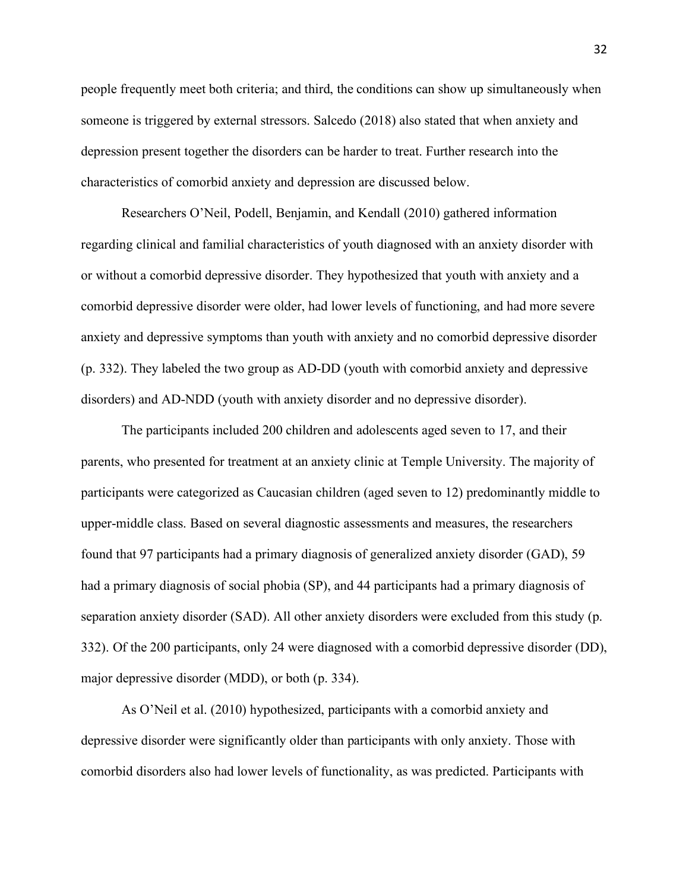people frequently meet both criteria; and third, the conditions can show up simultaneously when someone is triggered by external stressors. Salcedo (2018) also stated that when anxiety and depression present together the disorders can be harder to treat. Further research into the characteristics of comorbid anxiety and depression are discussed below.

Researchers O'Neil, Podell, Benjamin, and Kendall (2010) gathered information regarding clinical and familial characteristics of youth diagnosed with an anxiety disorder with or without a comorbid depressive disorder. They hypothesized that youth with anxiety and a comorbid depressive disorder were older, had lower levels of functioning, and had more severe anxiety and depressive symptoms than youth with anxiety and no comorbid depressive disorder (p. 332). They labeled the two group as AD-DD (youth with comorbid anxiety and depressive disorders) and AD-NDD (youth with anxiety disorder and no depressive disorder).

The participants included 200 children and adolescents aged seven to 17, and their parents, who presented for treatment at an anxiety clinic at Temple University. The majority of participants were categorized as Caucasian children (aged seven to 12) predominantly middle to upper-middle class. Based on several diagnostic assessments and measures, the researchers found that 97 participants had a primary diagnosis of generalized anxiety disorder (GAD), 59 had a primary diagnosis of social phobia (SP), and 44 participants had a primary diagnosis of separation anxiety disorder (SAD). All other anxiety disorders were excluded from this study (p. 332). Of the 200 participants, only 24 were diagnosed with a comorbid depressive disorder (DD), major depressive disorder (MDD), or both (p. 334).

As O'Neil et al. (2010) hypothesized, participants with a comorbid anxiety and depressive disorder were significantly older than participants with only anxiety. Those with comorbid disorders also had lower levels of functionality, as was predicted. Participants with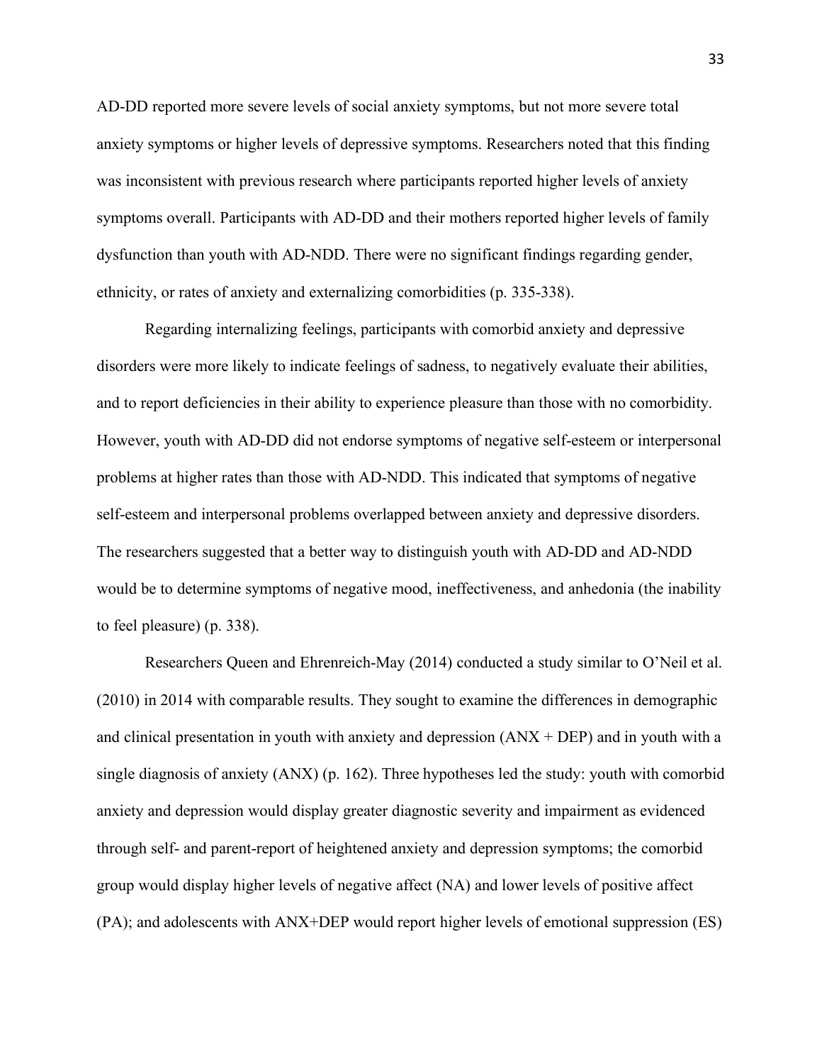AD-DD reported more severe levels of social anxiety symptoms, but not more severe total anxiety symptoms or higher levels of depressive symptoms. Researchers noted that this finding was inconsistent with previous research where participants reported higher levels of anxiety symptoms overall. Participants with AD-DD and their mothers reported higher levels of family dysfunction than youth with AD-NDD. There were no significant findings regarding gender, ethnicity, or rates of anxiety and externalizing comorbidities (p. 335-338).

Regarding internalizing feelings, participants with comorbid anxiety and depressive disorders were more likely to indicate feelings of sadness, to negatively evaluate their abilities, and to report deficiencies in their ability to experience pleasure than those with no comorbidity. However, youth with AD-DD did not endorse symptoms of negative self-esteem or interpersonal problems at higher rates than those with AD-NDD. This indicated that symptoms of negative self-esteem and interpersonal problems overlapped between anxiety and depressive disorders. The researchers suggested that a better way to distinguish youth with AD-DD and AD-NDD would be to determine symptoms of negative mood, ineffectiveness, and anhedonia (the inability to feel pleasure) (p. 338).

Researchers Queen and Ehrenreich-May (2014) conducted a study similar to O'Neil et al. (2010) in 2014 with comparable results. They sought to examine the differences in demographic and clinical presentation in youth with anxiety and depression (ANX + DEP) and in youth with a single diagnosis of anxiety (ANX) (p. 162). Three hypotheses led the study: youth with comorbid anxiety and depression would display greater diagnostic severity and impairment as evidenced through self- and parent-report of heightened anxiety and depression symptoms; the comorbid group would display higher levels of negative affect (NA) and lower levels of positive affect (PA); and adolescents with ANX+DEP would report higher levels of emotional suppression (ES)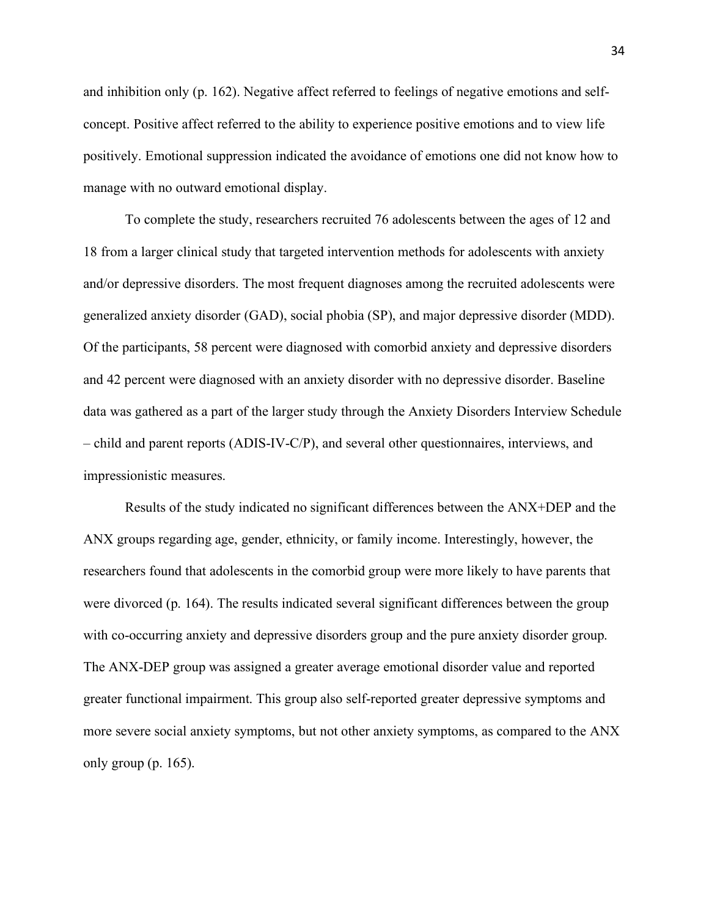and inhibition only (p. 162). Negative affect referred to feelings of negative emotions and self-concept. Positive affect referred to the ability to experience positive emotions and to view life positively. Emotional suppression indicated the avoidance of emotions one did not know how to manage with no outward emotional display.

To complete the study, researchers recruited 76 adolescents between the ages of 12 and 18 from a larger clinical study that targeted intervention methods for adolescents with anxiety and/or depressive disorders. The most frequent diagnoses among the recruited adolescents were generalized anxiety disorder (GAD), social phobia (SP), and major depressive disorder (MDD). Of the participants, 58 percent were diagnosed with comorbid anxiety and depressive disorders and 42 percent were diagnosed with an anxiety disorder with no depressive disorder. Baseline data was gathered as a part of the larger study through the Anxiety Disorders Interview Schedule – child and parent reports (ADIS-IV-C/P), and several other questionnaires, interviews, and impressionistic measures.

Results of the study indicated no significant differences between the ANX+DEP and the ANX groups regarding age, gender, ethnicity, or family income. Interestingly, however, the researchers found that adolescents in the comorbid group were more likely to have parents that were divorced (p. 164). The results indicated several significant differences between the group with co-occurring anxiety and depressive disorders group and the pure anxiety disorder group. The ANX-DEP group was assigned a greater average emotional disorder value and reported greater functional impairment. This group also self-reported greater depressive symptoms and more severe social anxiety symptoms, but not other anxiety symptoms, as compared to the ANX only group (p. 165).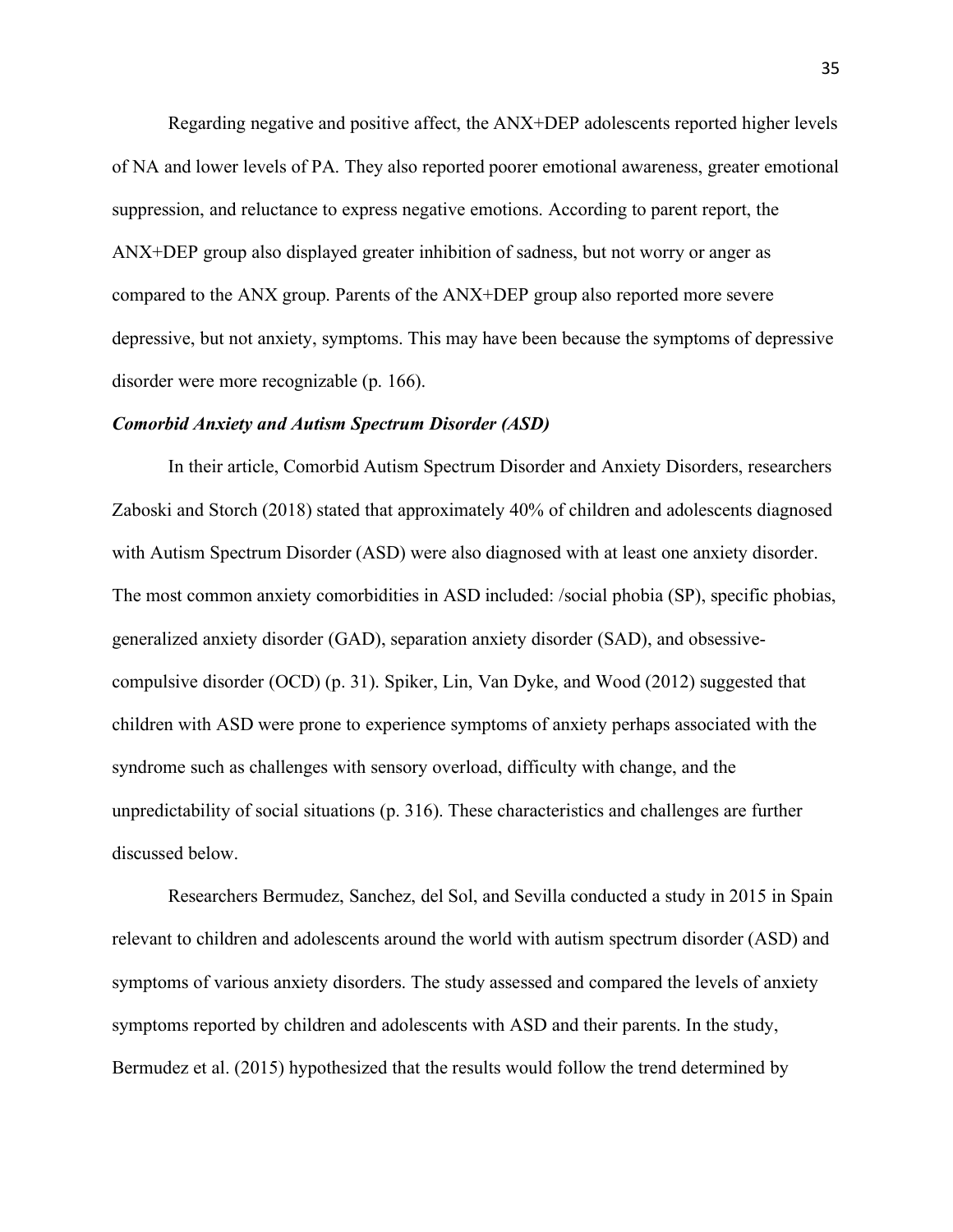Regarding negative and positive affect, the ANX+DEP adolescents reported higher levels of NA and lower levels of PA. They also reported poorer emotional awareness, greater emotional suppression, and reluctance to express negative emotions. According to parent report, the ANX+DEP group also displayed greater inhibition of sadness, but not worry or anger as compared to the ANX group. Parents of the ANX+DEP group also reported more severe depressive, but not anxiety, symptoms. This may have been because the symptoms of depressive disorder were more recognizable (p. 166).

### *Comorbid Anxiety and Autism Spectrum Disorder (ASD)*

In their article, Comorbid Autism Spectrum Disorder and Anxiety Disorders, researchers Zaboski and Storch (2018) stated that approximately 40% of children and adolescents diagnosed with Autism Spectrum Disorder (ASD) were also diagnosed with at least one anxiety disorder. The most common anxiety comorbidities in ASD included: /social phobia (SP), specific phobias, generalized anxiety disorder (GAD), separation anxiety disorder (SAD), and obsessive-compulsive disorder (OCD) (p. 31). Spiker, Lin, Van Dyke, and Wood (2012) suggested that children with ASD were prone to experience symptoms of anxiety perhaps associated with the syndrome such as challenges with sensory overload, difficulty with change, and the unpredictability of social situations (p. 316). These characteristics and challenges are further discussed below.

Researchers Bermudez, Sanchez, del Sol, and Sevilla conducted a study in 2015 in Spain relevant to children and adolescents around the world with autism spectrum disorder (ASD) and symptoms of various anxiety disorders. The study assessed and compared the levels of anxiety symptoms reported by children and adolescents with ASD and their parents. In the study, Bermudez et al. (2015) hypothesized that the results would follow the trend determined by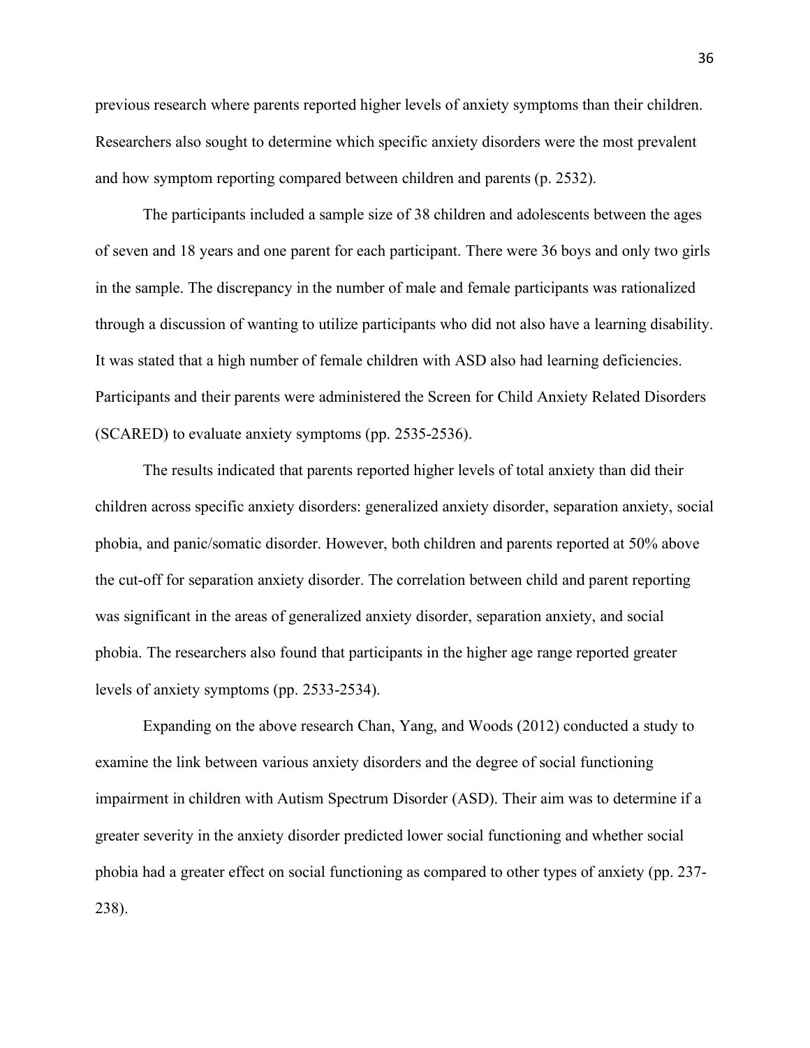previous research where parents reported higher levels of anxiety symptoms than their children. Researchers also sought to determine which specific anxiety disorders were the most prevalent and how symptom reporting compared between children and parents (p. 2532).

The participants included a sample size of 38 children and adolescents between the ages of seven and 18 years and one parent for each participant. There were 36 boys and only two girls in the sample. The discrepancy in the number of male and female participants was rationalized through a discussion of wanting to utilize participants who did not also have a learning disability. It was stated that a high number of female children with ASD also had learning deficiencies. Participants and their parents were administered the Screen for Child Anxiety Related Disorders (SCARED) to evaluate anxiety symptoms (pp. 2535-2536).

The results indicated that parents reported higher levels of total anxiety than did their children across specific anxiety disorders: generalized anxiety disorder, separation anxiety, social phobia, and panic/somatic disorder. However, both children and parents reported at 50% above the cut-off for separation anxiety disorder. The correlation between child and parent reporting was significant in the areas of generalized anxiety disorder, separation anxiety, and social phobia. The researchers also found that participants in the higher age range reported greater levels of anxiety symptoms (pp. 2533-2534).

Expanding on the above research Chan, Yang, and Woods (2012) conducted a study to examine the link between various anxiety disorders and the degree of social functioning impairment in children with Autism Spectrum Disorder (ASD). Their aim was to determine if a greater severity in the anxiety disorder predicted lower social functioning and whether social phobia had a greater effect on social functioning as compared to other types of anxiety (pp. 237-238).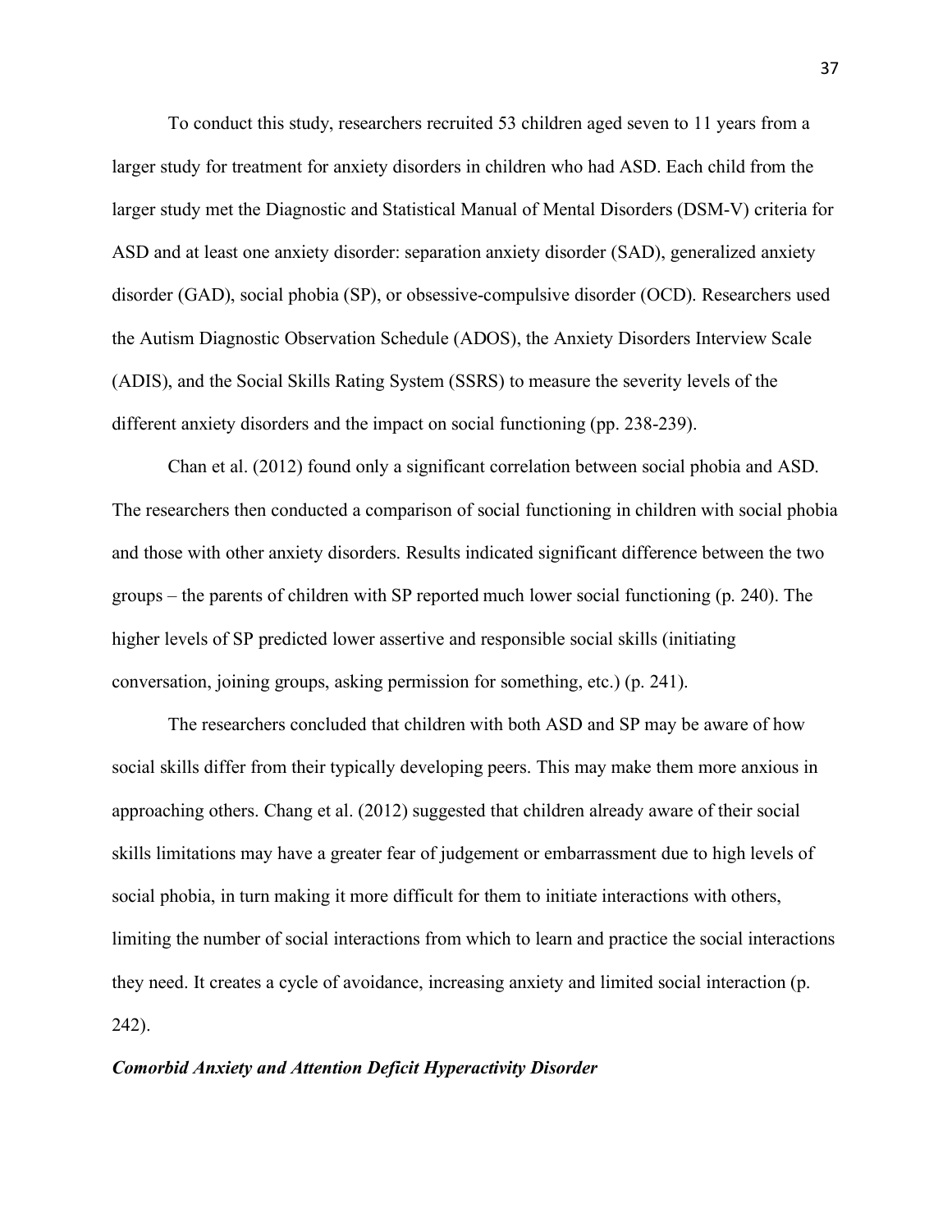To conduct this study, researchers recruited 53 children aged seven to 11 years from a larger study for treatment for anxiety disorders in children who had ASD. Each child from the larger study met the Diagnostic and Statistical Manual of Mental Disorders (DSM-V) criteria for ASD and at least one anxiety disorder: separation anxiety disorder (SAD), generalized anxiety disorder (GAD), social phobia (SP), or obsessive-compulsive disorder (OCD). Researchers used the Autism Diagnostic Observation Schedule (ADOS), the Anxiety Disorders Interview Scale (ADIS), and the Social Skills Rating System (SSRS) to measure the severity levels of the different anxiety disorders and the impact on social functioning (pp. 238-239).

Chan et al. (2012) found only a significant correlation between social phobia and ASD. The researchers then conducted a comparison of social functioning in children with social phobia and those with other anxiety disorders. Results indicated significant difference between the two groups – the parents of children with SP reported much lower social functioning (p. 240). The higher levels of SP predicted lower assertive and responsible social skills (initiating conversation, joining groups, asking permission for something, etc.) (p. 241).

The researchers concluded that children with both ASD and SP may be aware of how social skills differ from their typically developing peers. This may make them more anxious in approaching others. Chang et al. (2012) suggested that children already aware of their social skills limitations may have a greater fear of judgement or embarrassment due to high levels of social phobia, in turn making it more difficult for them to initiate interactions with others, limiting the number of social interactions from which to learn and practice the social interactions they need. It creates a cycle of avoidance, increasing anxiety and limited social interaction (p. 242).

### ***Comorbid Anxiety and Attention Deficit Hyperactivity Disorder***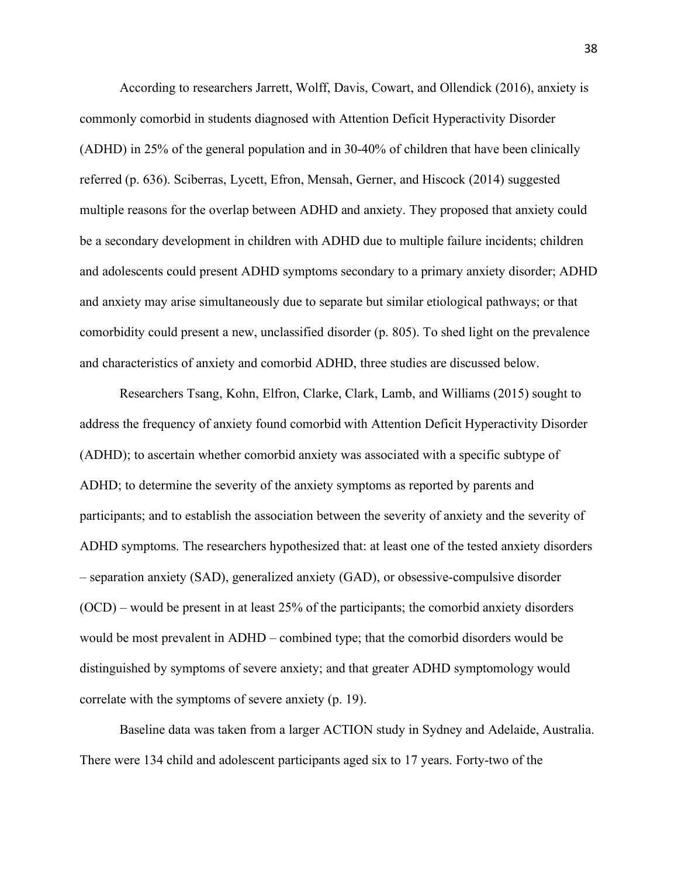According to researchers Jarrett, Wolff, Davis, Cowart, and Ollendick (2016), anxiety is commonly comorbid in students diagnosed with Attention Deficit Hyperactivity Disorder (ADHD) in 25% of the general population and in 30-40% of children that have been clinically referred (p. 636). Sciberras, Lycett, Efron, Mensah, Gerner, and Hiscock (2014) suggested multiple reasons for the overlap between ADHD and anxiety. They proposed that anxiety could be a secondary development in children with ADHD due to multiple failure incidents; children and adolescents could present ADHD symptoms secondary to a primary anxiety disorder; ADHD and anxiety may arise simultaneously due to separate but similar etiological pathways; or that comorbidity could present a new, unclassified disorder (p. 805). To shed light on the prevalence and characteristics of anxiety and comorbid ADHD, three studies are discussed below.

Researchers Tsang, Kohn, Elfron, Clarke, Clark, Lamb, and Williams (2015) sought to address the frequency of anxiety found comorbid with Attention Deficit Hyperactivity Disorder (ADHD); to ascertain whether comorbid anxiety was associated with a specific subtype of ADHD; to determine the severity of the anxiety symptoms as reported by parents and participants; and to establish the association between the severity of anxiety and the severity of ADHD symptoms. The researchers hypothesized that: at least one of the tested anxiety disorders – separation anxiety (SAD), generalized anxiety (GAD), or obsessive-compulsive disorder (OCD) – would be present in at least 25% of the participants; the comorbid anxiety disorders would be most prevalent in ADHD – combined type; that the comorbid disorders would be distinguished by symptoms of severe anxiety; and that greater ADHD symptomology would correlate with the symptoms of severe anxiety (p. 19).

Baseline data was taken from a larger ACTION study in Sydney and Adelaide, Australia. There were 134 child and adolescent participants aged six to 17 years. Forty-two of the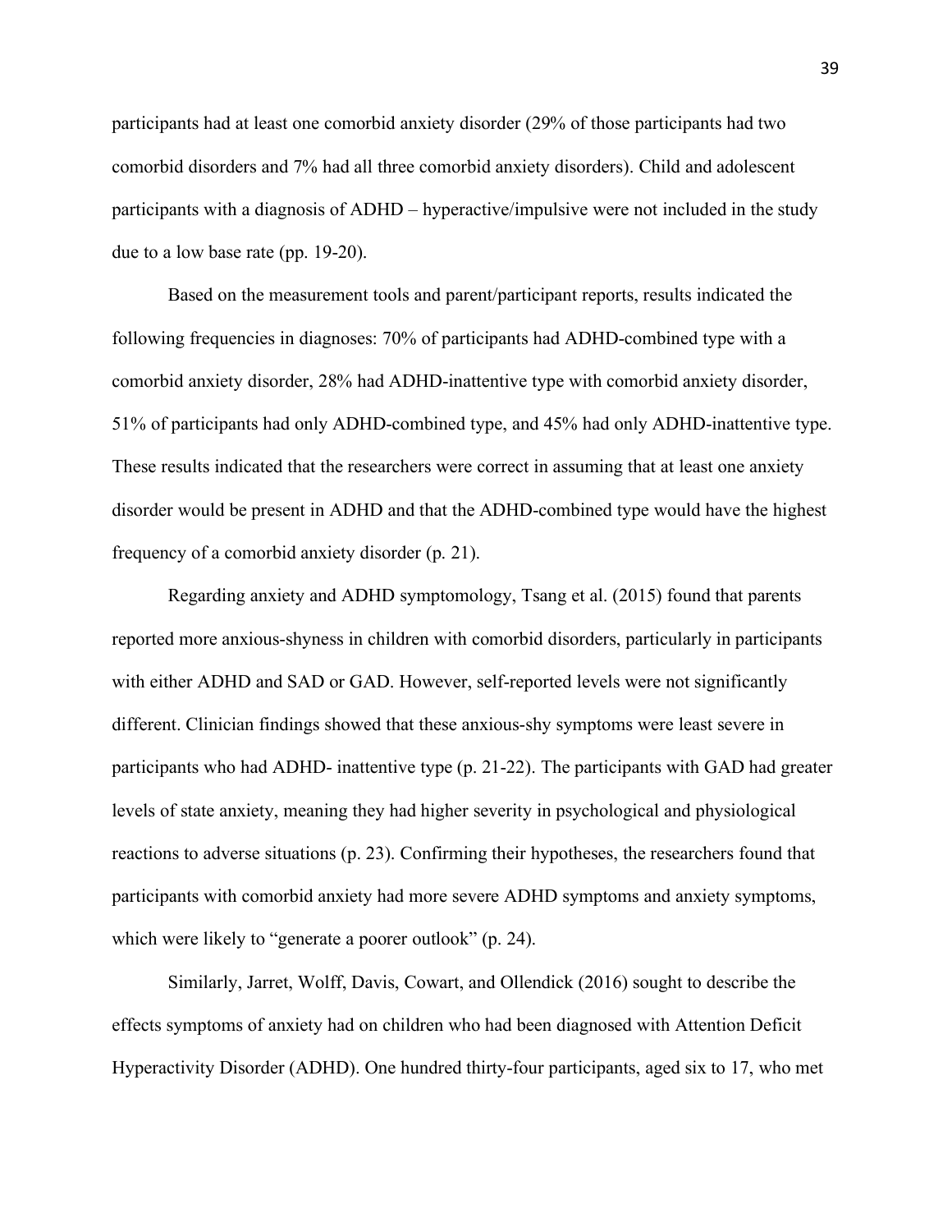participants had at least one comorbid anxiety disorder (29% of those participants had two comorbid disorders and 7% had all three comorbid anxiety disorders). Child and adolescent participants with a diagnosis of ADHD – hyperactive/impulsive were not included in the study due to a low base rate (pp. 19-20).

Based on the measurement tools and parent/participant reports, results indicated the following frequencies in diagnoses: 70% of participants had ADHD-combined type with a comorbid anxiety disorder, 28% had ADHD-inattentive type with comorbid anxiety disorder, 51% of participants had only ADHD-combined type, and 45% had only ADHD-inattentive type. These results indicated that the researchers were correct in assuming that at least one anxiety disorder would be present in ADHD and that the ADHD-combined type would have the highest frequency of a comorbid anxiety disorder (p. 21).

Regarding anxiety and ADHD symptomology, Tsang et al. (2015) found that parents reported more anxious-shyness in children with comorbid disorders, particularly in participants with either ADHD and SAD or GAD. However, self-reported levels were not significantly different. Clinician findings showed that these anxious-shy symptoms were least severe in participants who had ADHD- inattentive type (p. 21-22). The participants with GAD had greater levels of state anxiety, meaning they had higher severity in psychological and physiological reactions to adverse situations (p. 23). Confirming their hypotheses, the researchers found that participants with comorbid anxiety had more severe ADHD symptoms and anxiety symptoms, which were likely to "generate a poorer outlook" (p. 24).

Similarly, Jarret, Wolff, Davis, Cowart, and Ollendick (2016) sought to describe the effects symptoms of anxiety had on children who had been diagnosed with Attention Deficit Hyperactivity Disorder (ADHD). One hundred thirty-four participants, aged six to 17, who met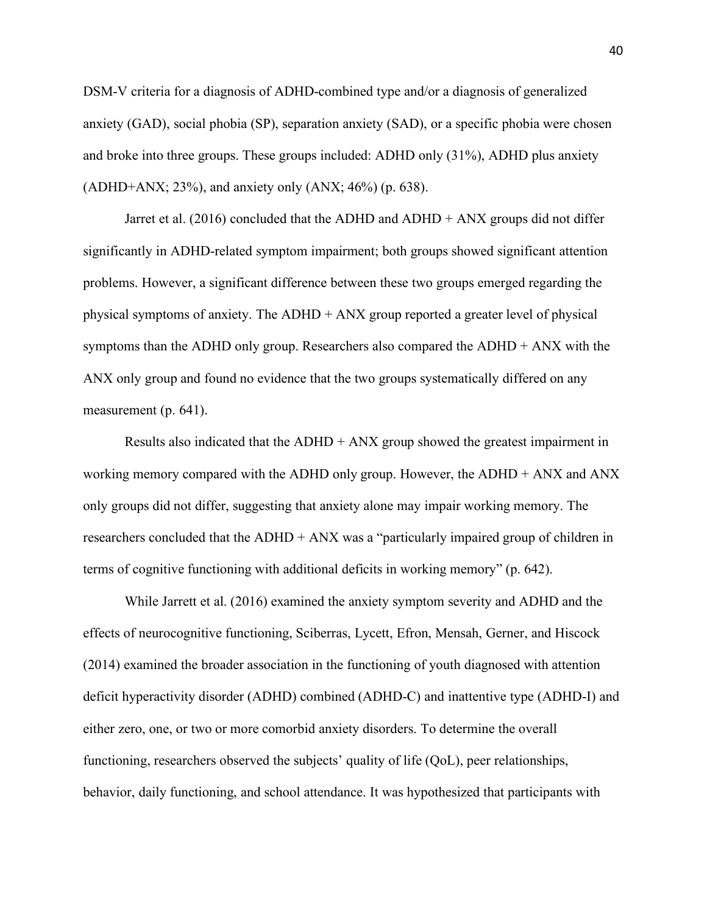DSM-V criteria for a diagnosis of ADHD-combined type and/or a diagnosis of generalized anxiety (GAD), social phobia (SP), separation anxiety (SAD), or a specific phobia were chosen and broke into three groups. These groups included: ADHD only (31%), ADHD plus anxiety (ADHD+ANX; 23%), and anxiety only (ANX; 46%) (p. 638).

Jarret et al. (2016) concluded that the ADHD and ADHD + ANX groups did not differ significantly in ADHD-related symptom impairment; both groups showed significant attention problems. However, a significant difference between these two groups emerged regarding the physical symptoms of anxiety. The ADHD + ANX group reported a greater level of physical symptoms than the ADHD only group. Researchers also compared the ADHD + ANX with the ANX only group and found no evidence that the two groups systematically differed on any measurement (p. 641).

Results also indicated that the ADHD + ANX group showed the greatest impairment in working memory compared with the ADHD only group. However, the ADHD + ANX and ANX only groups did not differ, suggesting that anxiety alone may impair working memory. The researchers concluded that the ADHD + ANX was a "particularly impaired group of children in terms of cognitive functioning with additional deficits in working memory" (p. 642).

While Jarrett et al. (2016) examined the anxiety symptom severity and ADHD and the effects of neurocognitive functioning, Sciberras, Lycett, Efron, Mensah, Gerner, and Hiscock (2014) examined the broader association in the functioning of youth diagnosed with attention deficit hyperactivity disorder (ADHD) combined (ADHD-C) and inattentive type (ADHD-I) and either zero, one, or two or more comorbid anxiety disorders. To determine the overall functioning, researchers observed the subjects' quality of life (QoL), peer relationships, behavior, daily functioning, and school attendance. It was hypothesized that participants with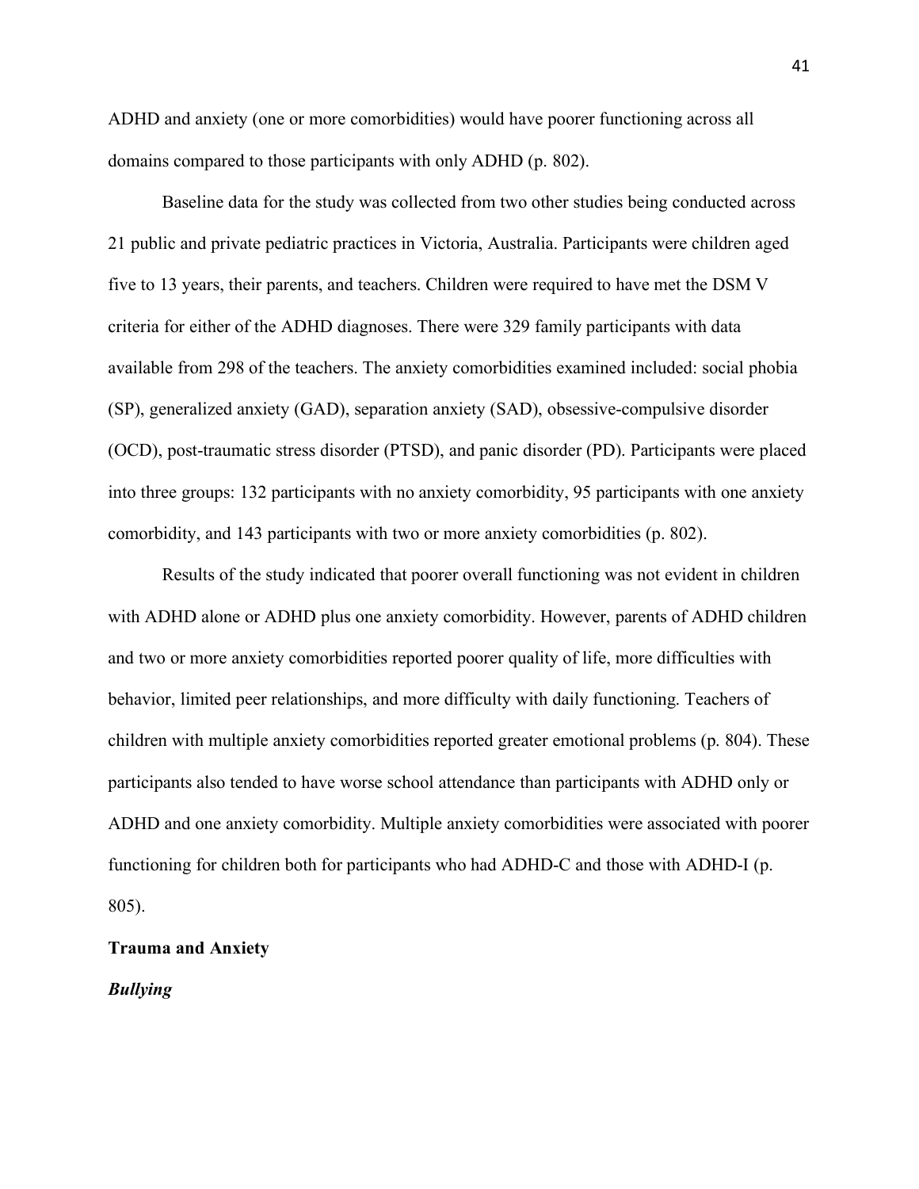ADHD and anxiety (one or more comorbidities) would have poorer functioning across all domains compared to those participants with only ADHD (p. 802).

Baseline data for the study was collected from two other studies being conducted across 21 public and private pediatric practices in Victoria, Australia. Participants were children aged five to 13 years, their parents, and teachers. Children were required to have met the DSM V criteria for either of the ADHD diagnoses. There were 329 family participants with data available from 298 of the teachers. The anxiety comorbidities examined included: social phobia (SP), generalized anxiety (GAD), separation anxiety (SAD), obsessive-compulsive disorder (OCD), post-traumatic stress disorder (PTSD), and panic disorder (PD). Participants were placed into three groups: 132 participants with no anxiety comorbidity, 95 participants with one anxiety comorbidity, and 143 participants with two or more anxiety comorbidities (p. 802).

Results of the study indicated that poorer overall functioning was not evident in children with ADHD alone or ADHD plus one anxiety comorbidity. However, parents of ADHD children and two or more anxiety comorbidities reported poorer quality of life, more difficulties with behavior, limited peer relationships, and more difficulty with daily functioning. Teachers of children with multiple anxiety comorbidities reported greater emotional problems (p. 804). These participants also tended to have worse school attendance than participants with ADHD only or ADHD and one anxiety comorbidity. Multiple anxiety comorbidities were associated with poorer functioning for children both for participants who had ADHD-C and those with ADHD-I (p. 805).

**Trauma and Anxiety**

***Bullying***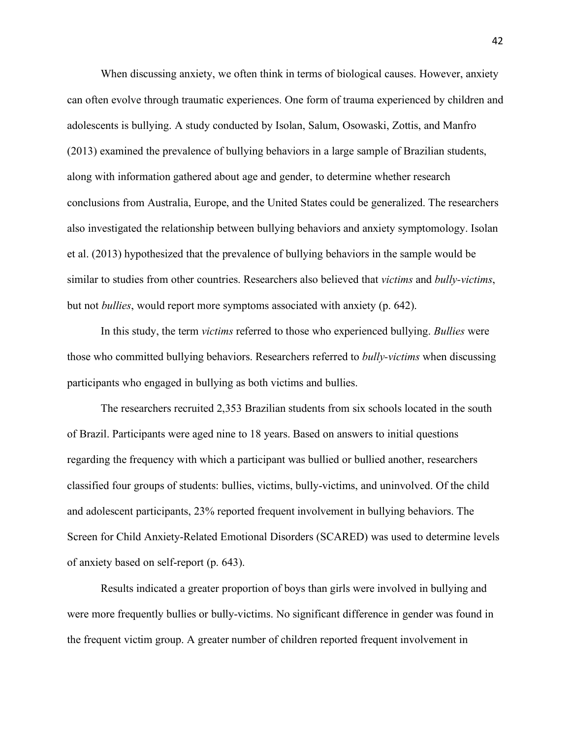When discussing anxiety, we often think in terms of biological causes. However, anxiety can often evolve through traumatic experiences. One form of trauma experienced by children and adolescents is bullying. A study conducted by Isolan, Salum, Osowaski, Zottis, and Manfro (2013) examined the prevalence of bullying behaviors in a large sample of Brazilian students, along with information gathered about age and gender, to determine whether research conclusions from Australia, Europe, and the United States could be generalized. The researchers also investigated the relationship between bullying behaviors and anxiety symptomology. Isolan et al. (2013) hypothesized that the prevalence of bullying behaviors in the sample would be similar to studies from other countries. Researchers also believed that *victims* and *bully-victims*, but not *bullies*, would report more symptoms associated with anxiety (p. 642).

In this study, the term *victims* referred to those who experienced bullying. *Bullies* were those who committed bullying behaviors. Researchers referred to *bully-victims* when discussing participants who engaged in bullying as both victims and bullies.

The researchers recruited 2,353 Brazilian students from six schools located in the south of Brazil. Participants were aged nine to 18 years. Based on answers to initial questions regarding the frequency with which a participant was bullied or bullied another, researchers classified four groups of students: bullies, victims, bully-victims, and uninvolved. Of the child and adolescent participants, 23% reported frequent involvement in bullying behaviors. The Screen for Child Anxiety-Related Emotional Disorders (SCARED) was used to determine levels of anxiety based on self-report (p. 643).

Results indicated a greater proportion of boys than girls were involved in bullying and were more frequently bullies or bully-victims. No significant difference in gender was found in the frequent victim group. A greater number of children reported frequent involvement in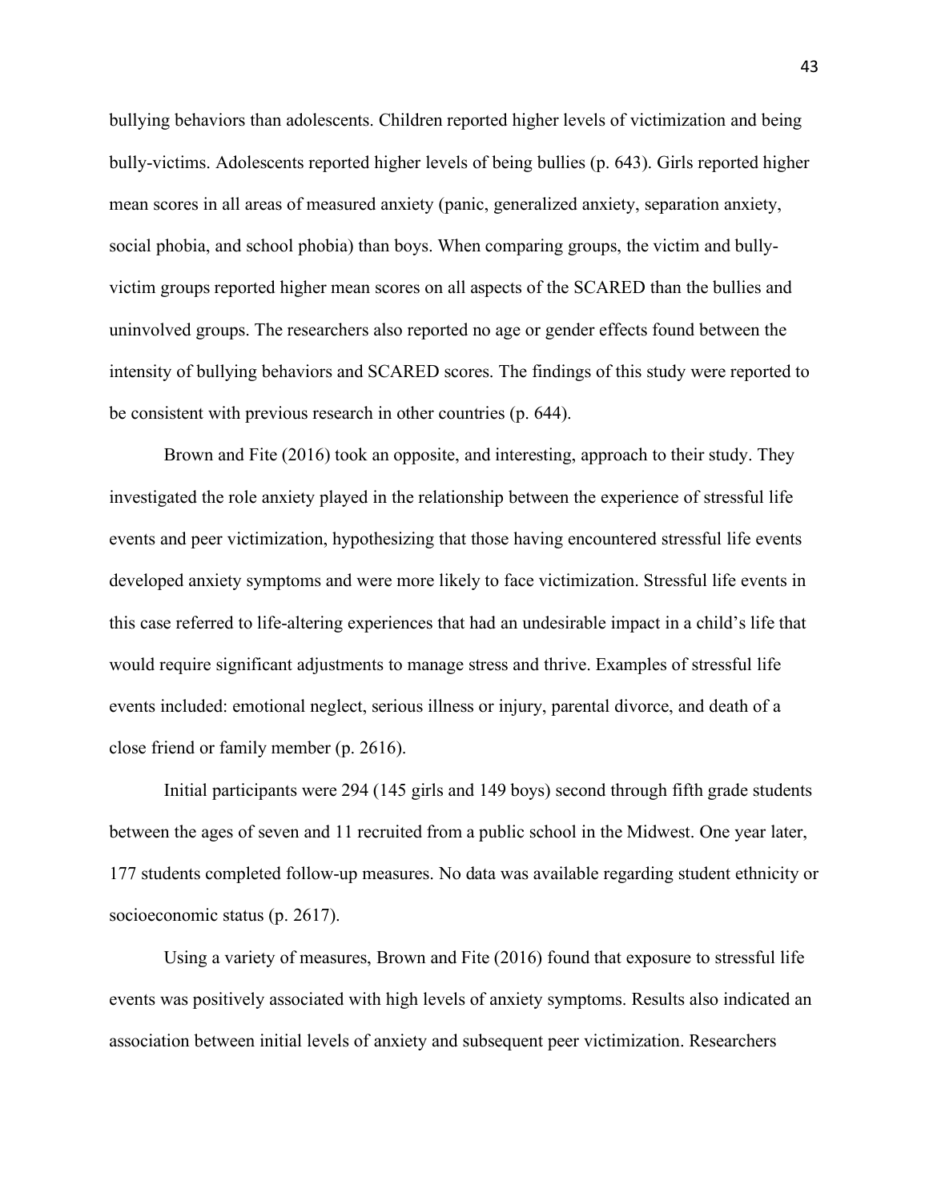bullying behaviors than adolescents. Children reported higher levels of victimization and being bully-victims. Adolescents reported higher levels of being bullies (p. 643). Girls reported higher mean scores in all areas of measured anxiety (panic, generalized anxiety, separation anxiety, social phobia, and school phobia) than boys. When comparing groups, the victim and bully-victim groups reported higher mean scores on all aspects of the SCARED than the bullies and uninvolved groups. The researchers also reported no age or gender effects found between the intensity of bullying behaviors and SCARED scores. The findings of this study were reported to be consistent with previous research in other countries (p. 644).

Brown and Fite (2016) took an opposite, and interesting, approach to their study. They investigated the role anxiety played in the relationship between the experience of stressful life events and peer victimization, hypothesizing that those having encountered stressful life events developed anxiety symptoms and were more likely to face victimization. Stressful life events in this case referred to life-altering experiences that had an undesirable impact in a child's life that would require significant adjustments to manage stress and thrive. Examples of stressful life events included: emotional neglect, serious illness or injury, parental divorce, and death of a close friend or family member (p. 2616).

Initial participants were 294 (145 girls and 149 boys) second through fifth grade students between the ages of seven and 11 recruited from a public school in the Midwest. One year later, 177 students completed follow-up measures. No data was available regarding student ethnicity or socioeconomic status (p. 2617).

Using a variety of measures, Brown and Fite (2016) found that exposure to stressful life events was positively associated with high levels of anxiety symptoms. Results also indicated an association between initial levels of anxiety and subsequent peer victimization. Researchers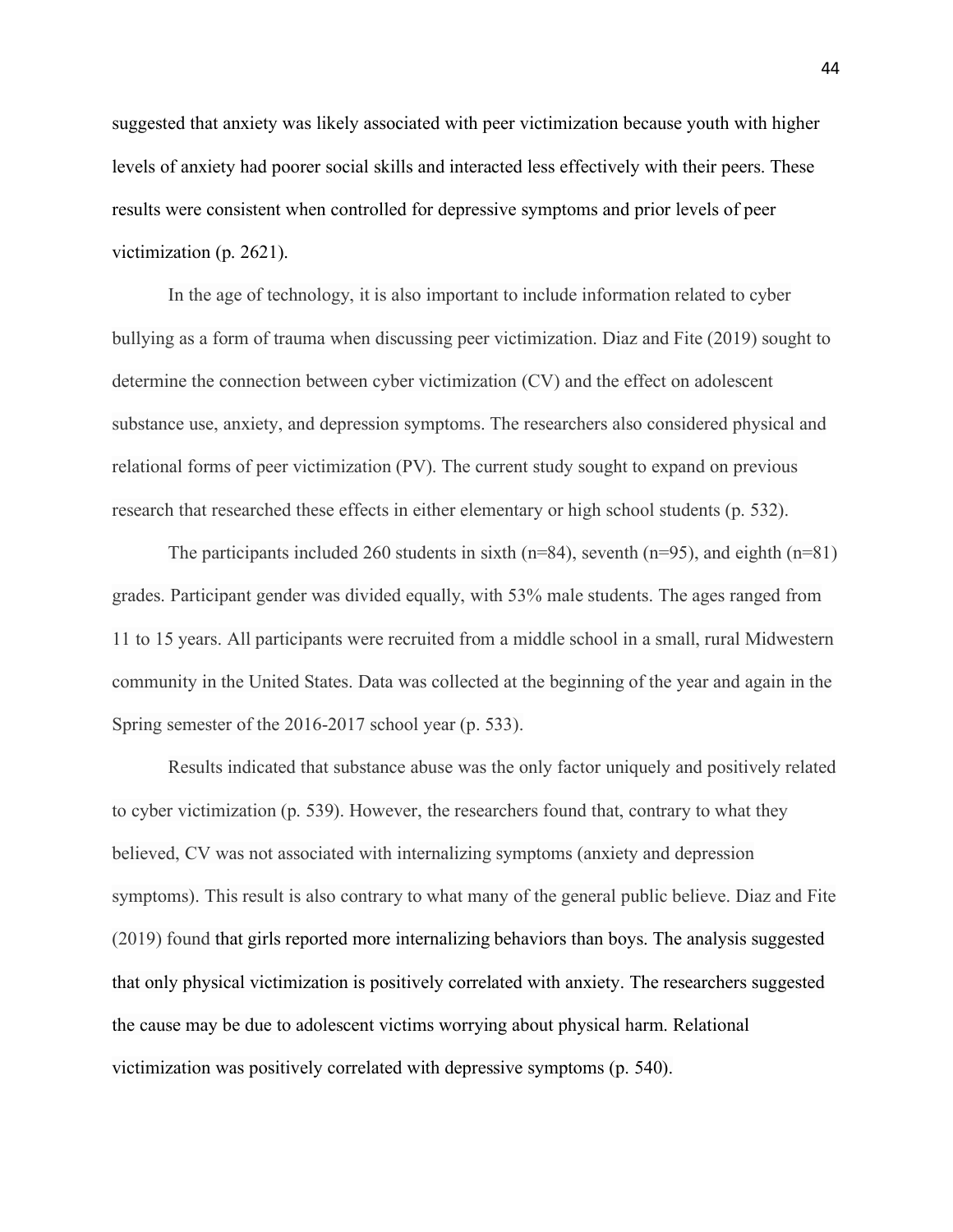suggested that anxiety was likely associated with peer victimization because youth with higher levels of anxiety had poorer social skills and interacted less effectively with their peers. These results were consistent when controlled for depressive symptoms and prior levels of peer victimization (p. 2621).

In the age of technology, it is also important to include information related to cyber bullying as a form of trauma when discussing peer victimization. Diaz and Fite (2019) sought to determine the connection between cyber victimization (CV) and the effect on adolescent substance use, anxiety, and depression symptoms. The researchers also considered physical and relational forms of peer victimization (PV). The current study sought to expand on previous research that researched these effects in either elementary or high school students (p. 532).

The participants included 260 students in sixth (n=84), seventh (n=95), and eighth (n=81) grades. Participant gender was divided equally, with 53% male students. The ages ranged from 11 to 15 years. All participants were recruited from a middle school in a small, rural Midwestern community in the United States. Data was collected at the beginning of the year and again in the Spring semester of the 2016-2017 school year (p. 533).

Results indicated that substance abuse was the only factor uniquely and positively related to cyber victimization (p. 539). However, the researchers found that, contrary to what they believed, CV was not associated with internalizing symptoms (anxiety and depression symptoms). This result is also contrary to what many of the general public believe. Diaz and Fite (2019) found that girls reported more internalizing behaviors than boys. The analysis suggested that only physical victimization is positively correlated with anxiety. The researchers suggested the cause may be due to adolescent victims worrying about physical harm. Relational victimization was positively correlated with depressive symptoms (p. 540).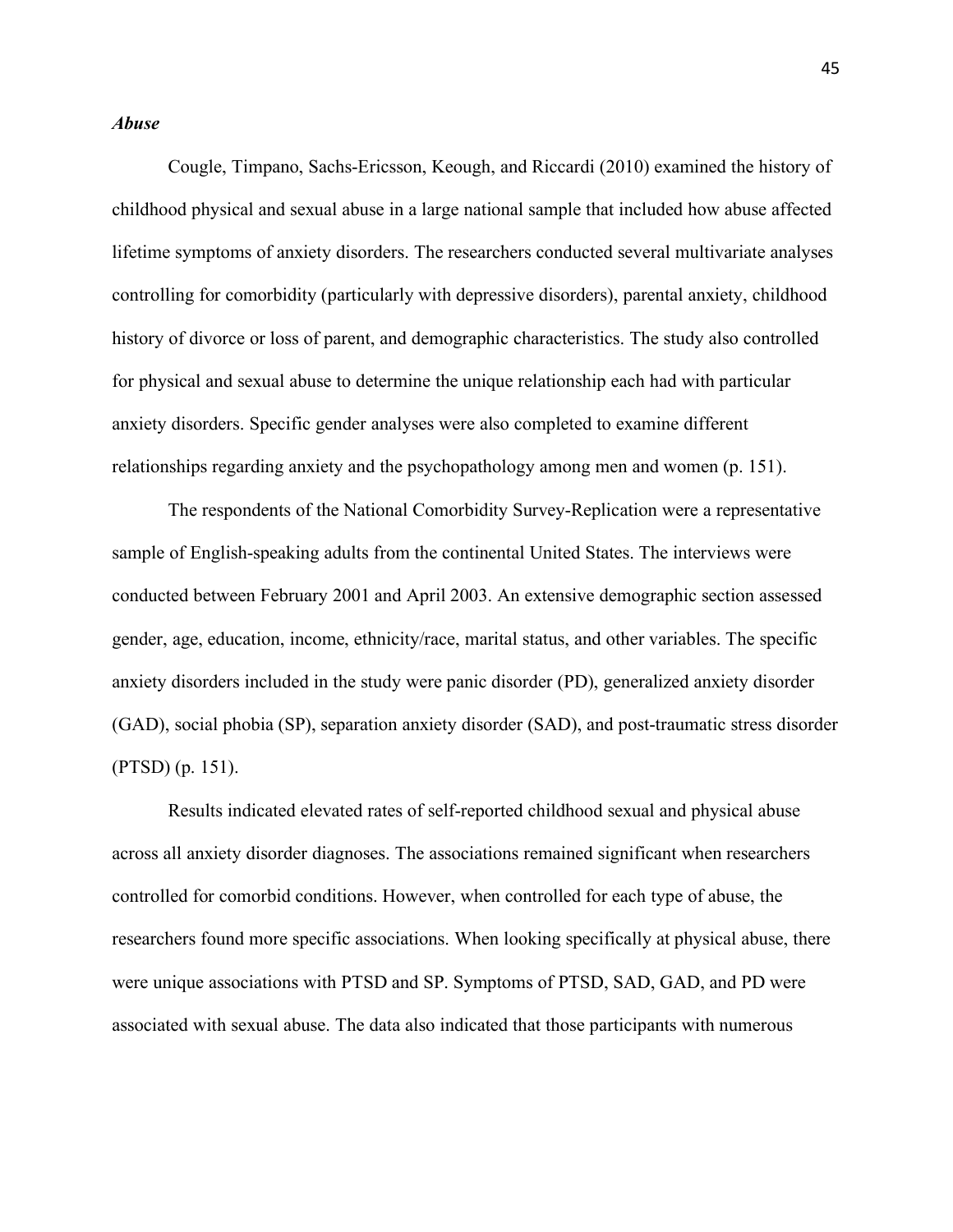### *Abuse*

Cougle, Timpano, Sachs-Ericsson, Keough, and Riccardi (2010) examined the history of childhood physical and sexual abuse in a large national sample that included how abuse affected lifetime symptoms of anxiety disorders. The researchers conducted several multivariate analyses controlling for comorbidity (particularly with depressive disorders), parental anxiety, childhood history of divorce or loss of parent, and demographic characteristics. The study also controlled for physical and sexual abuse to determine the unique relationship each had with particular anxiety disorders. Specific gender analyses were also completed to examine different relationships regarding anxiety and the psychopathology among men and women (p. 151).

The respondents of the National Comorbidity Survey-Replication were a representative sample of English-speaking adults from the continental United States. The interviews were conducted between February 2001 and April 2003. An extensive demographic section assessed gender, age, education, income, ethnicity/race, marital status, and other variables. The specific anxiety disorders included in the study were panic disorder (PD), generalized anxiety disorder (GAD), social phobia (SP), separation anxiety disorder (SAD), and post-traumatic stress disorder (PTSD) (p. 151).

Results indicated elevated rates of self-reported childhood sexual and physical abuse across all anxiety disorder diagnoses. The associations remained significant when researchers controlled for comorbid conditions. However, when controlled for each type of abuse, the researchers found more specific associations. When looking specifically at physical abuse, there were unique associations with PTSD and SP. Symptoms of PTSD, SAD, GAD, and PD were associated with sexual abuse. The data also indicated that those participants with numerous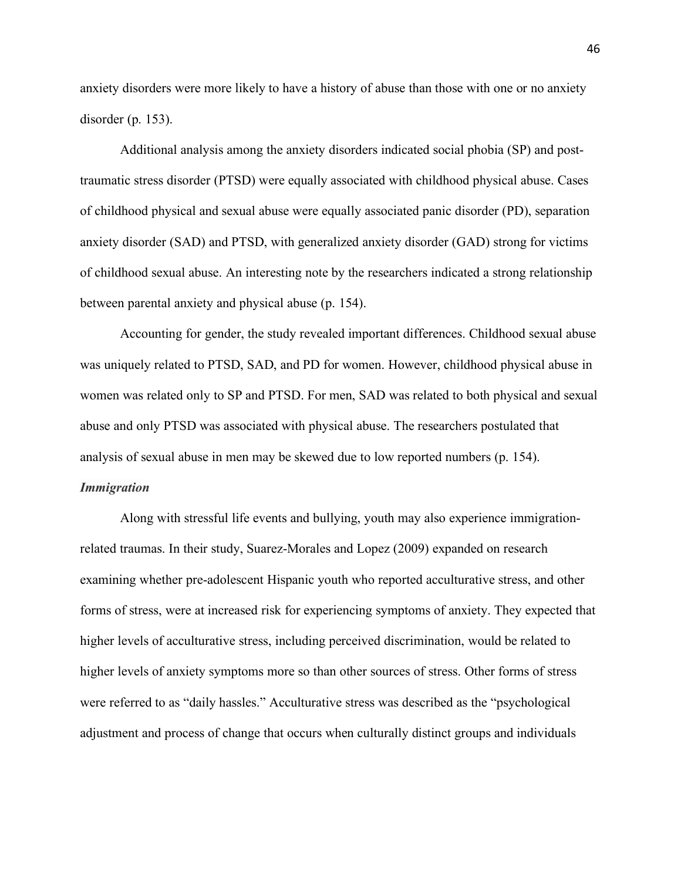anxiety disorders were more likely to have a history of abuse than those with one or no anxiety disorder (p. 153).

Additional analysis among the anxiety disorders indicated social phobia (SP) and post-traumatic stress disorder (PTSD) were equally associated with childhood physical abuse. Cases of childhood physical and sexual abuse were equally associated panic disorder (PD), separation anxiety disorder (SAD) and PTSD, with generalized anxiety disorder (GAD) strong for victims of childhood sexual abuse. An interesting note by the researchers indicated a strong relationship between parental anxiety and physical abuse (p. 154).

Accounting for gender, the study revealed important differences. Childhood sexual abuse was uniquely related to PTSD, SAD, and PD for women. However, childhood physical abuse in women was related only to SP and PTSD. For men, SAD was related to both physical and sexual abuse and only PTSD was associated with physical abuse. The researchers postulated that analysis of sexual abuse in men may be skewed due to low reported numbers (p. 154).

***Immigration***

Along with stressful life events and bullying, youth may also experience immigration-related traumas. In their study, Suarez-Morales and Lopez (2009) expanded on research examining whether pre-adolescent Hispanic youth who reported acculturative stress, and other forms of stress, were at increased risk for experiencing symptoms of anxiety. They expected that higher levels of acculturative stress, including perceived discrimination, would be related to higher levels of anxiety symptoms more so than other sources of stress. Other forms of stress were referred to as "daily hassles." Acculturative stress was described as the "psychological adjustment and process of change that occurs when culturally distinct groups and individuals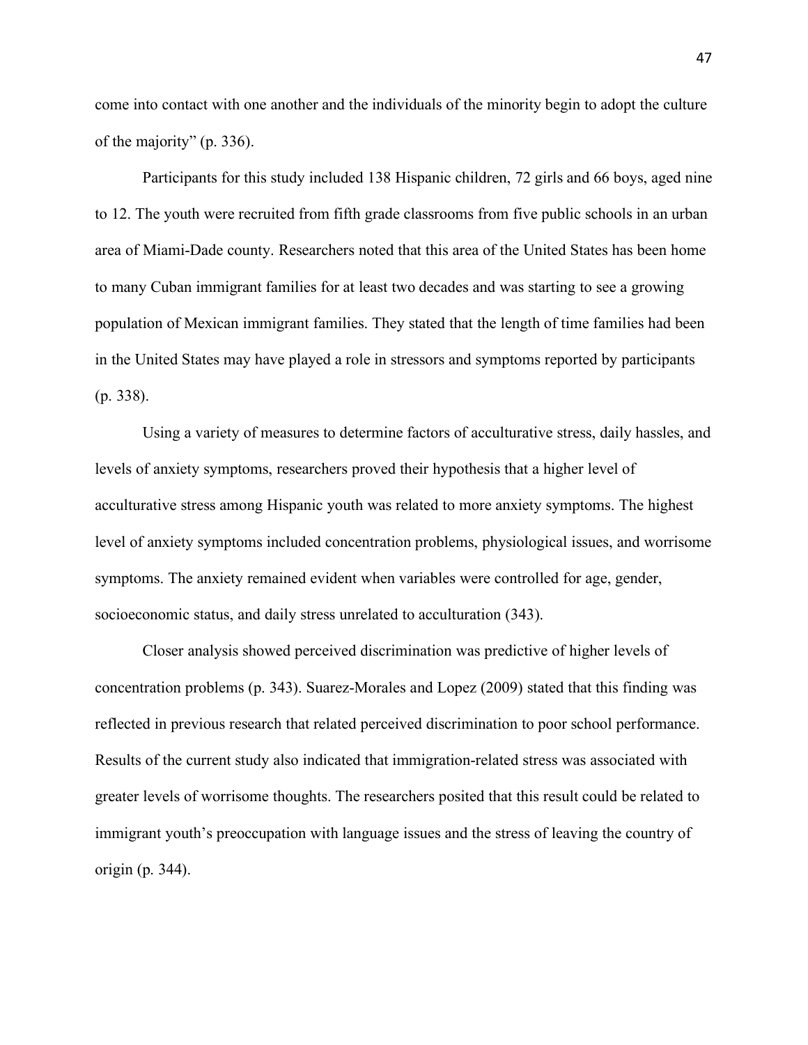come into contact with one another and the individuals of the minority begin to adopt the culture of the majority" (p. 336).

Participants for this study included 138 Hispanic children, 72 girls and 66 boys, aged nine to 12. The youth were recruited from fifth grade classrooms from five public schools in an urban area of Miami-Dade county. Researchers noted that this area of the United States has been home to many Cuban immigrant families for at least two decades and was starting to see a growing population of Mexican immigrant families. They stated that the length of time families had been in the United States may have played a role in stressors and symptoms reported by participants (p. 338).

Using a variety of measures to determine factors of acculturative stress, daily hassles, and levels of anxiety symptoms, researchers proved their hypothesis that a higher level of acculturative stress among Hispanic youth was related to more anxiety symptoms. The highest level of anxiety symptoms included concentration problems, physiological issues, and worrisome symptoms. The anxiety remained evident when variables were controlled for age, gender, socioeconomic status, and daily stress unrelated to acculturation (343).

Closer analysis showed perceived discrimination was predictive of higher levels of concentration problems (p. 343). Suarez-Morales and Lopez (2009) stated that this finding was reflected in previous research that related perceived discrimination to poor school performance. Results of the current study also indicated that immigration-related stress was associated with greater levels of worrisome thoughts. The researchers posited that this result could be related to immigrant youth's preoccupation with language issues and the stress of leaving the country of origin (p. 344).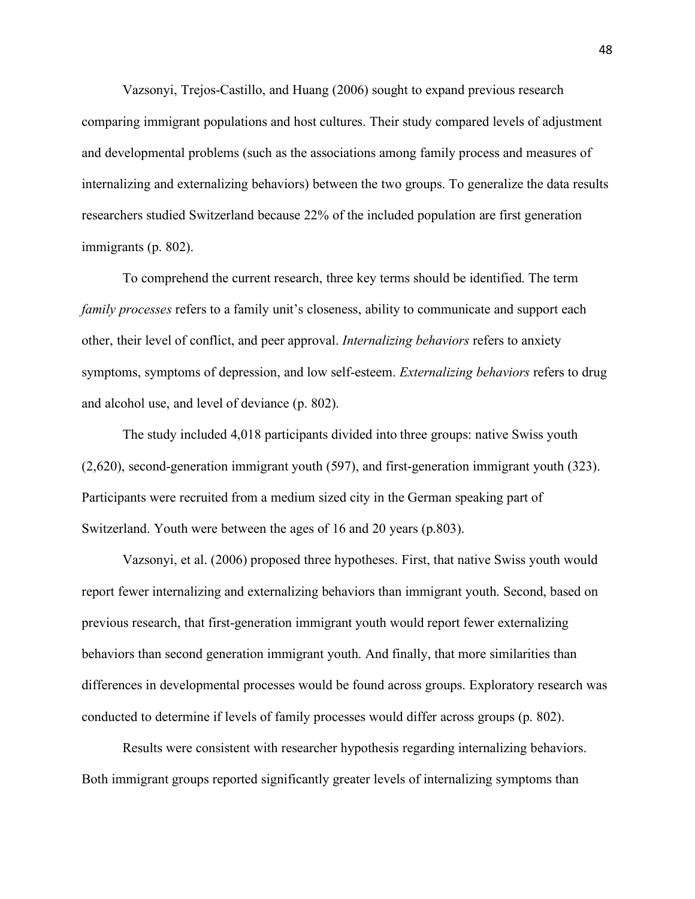Vazsonyi, Trejos-Castillo, and Huang (2006) sought to expand previous research comparing immigrant populations and host cultures. Their study compared levels of adjustment and developmental problems (such as the associations among family process and measures of internalizing and externalizing behaviors) between the two groups. To generalize the data results researchers studied Switzerland because 22% of the included population are first generation immigrants (p. 802).

To comprehend the current research, three key terms should be identified. The term *family processes* refers to a family unit's closeness, ability to communicate and support each other, their level of conflict, and peer approval. *Internalizing behaviors* refers to anxiety symptoms, symptoms of depression, and low self-esteem. *Externalizing behaviors* refers to drug and alcohol use, and level of deviance (p. 802).

The study included 4,018 participants divided into three groups: native Swiss youth (2,620), second-generation immigrant youth (597), and first-generation immigrant youth (323). Participants were recruited from a medium sized city in the German speaking part of Switzerland. Youth were between the ages of 16 and 20 years (p.803).

Vazsonyi, et al. (2006) proposed three hypotheses. First, that native Swiss youth would report fewer internalizing and externalizing behaviors than immigrant youth. Second, based on previous research, that first-generation immigrant youth would report fewer externalizing behaviors than second generation immigrant youth. And finally, that more similarities than differences in developmental processes would be found across groups. Exploratory research was conducted to determine if levels of family processes would differ across groups (p. 802).

Results were consistent with researcher hypothesis regarding internalizing behaviors. Both immigrant groups reported significantly greater levels of internalizing symptoms than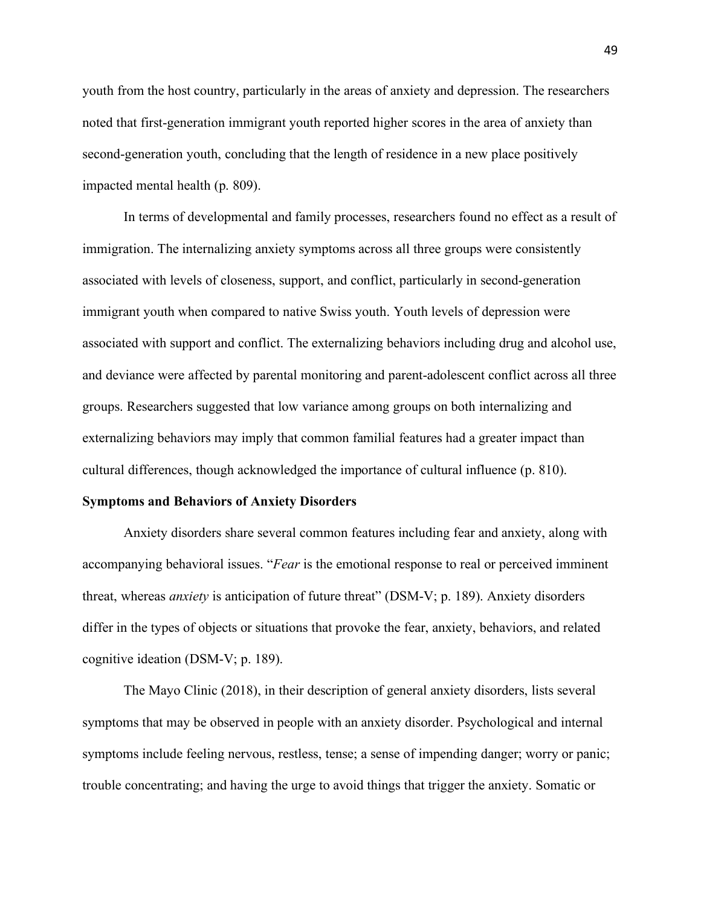youth from the host country, particularly in the areas of anxiety and depression. The researchers noted that first-generation immigrant youth reported higher scores in the area of anxiety than second-generation youth, concluding that the length of residence in a new place positively impacted mental health (p. 809).

In terms of developmental and family processes, researchers found no effect as a result of immigration. The internalizing anxiety symptoms across all three groups were consistently associated with levels of closeness, support, and conflict, particularly in second-generation immigrant youth when compared to native Swiss youth. Youth levels of depression were associated with support and conflict. The externalizing behaviors including drug and alcohol use, and deviance were affected by parental monitoring and parent-adolescent conflict across all three groups. Researchers suggested that low variance among groups on both internalizing and externalizing behaviors may imply that common familial features had a greater impact than cultural differences, though acknowledged the importance of cultural influence (p. 810).

**Symptoms and Behaviors of Anxiety Disorders**

Anxiety disorders share several common features including fear and anxiety, along with accompanying behavioral issues. "*Fear* is the emotional response to real or perceived imminent threat, whereas *anxiety* is anticipation of future threat" (DSM-V; p. 189). Anxiety disorders differ in the types of objects or situations that provoke the fear, anxiety, behaviors, and related cognitive ideation (DSM-V; p. 189).

The Mayo Clinic (2018), in their description of general anxiety disorders, lists several symptoms that may be observed in people with an anxiety disorder. Psychological and internal symptoms include feeling nervous, restless, tense; a sense of impending danger; worry or panic; trouble concentrating; and having the urge to avoid things that trigger the anxiety. Somatic or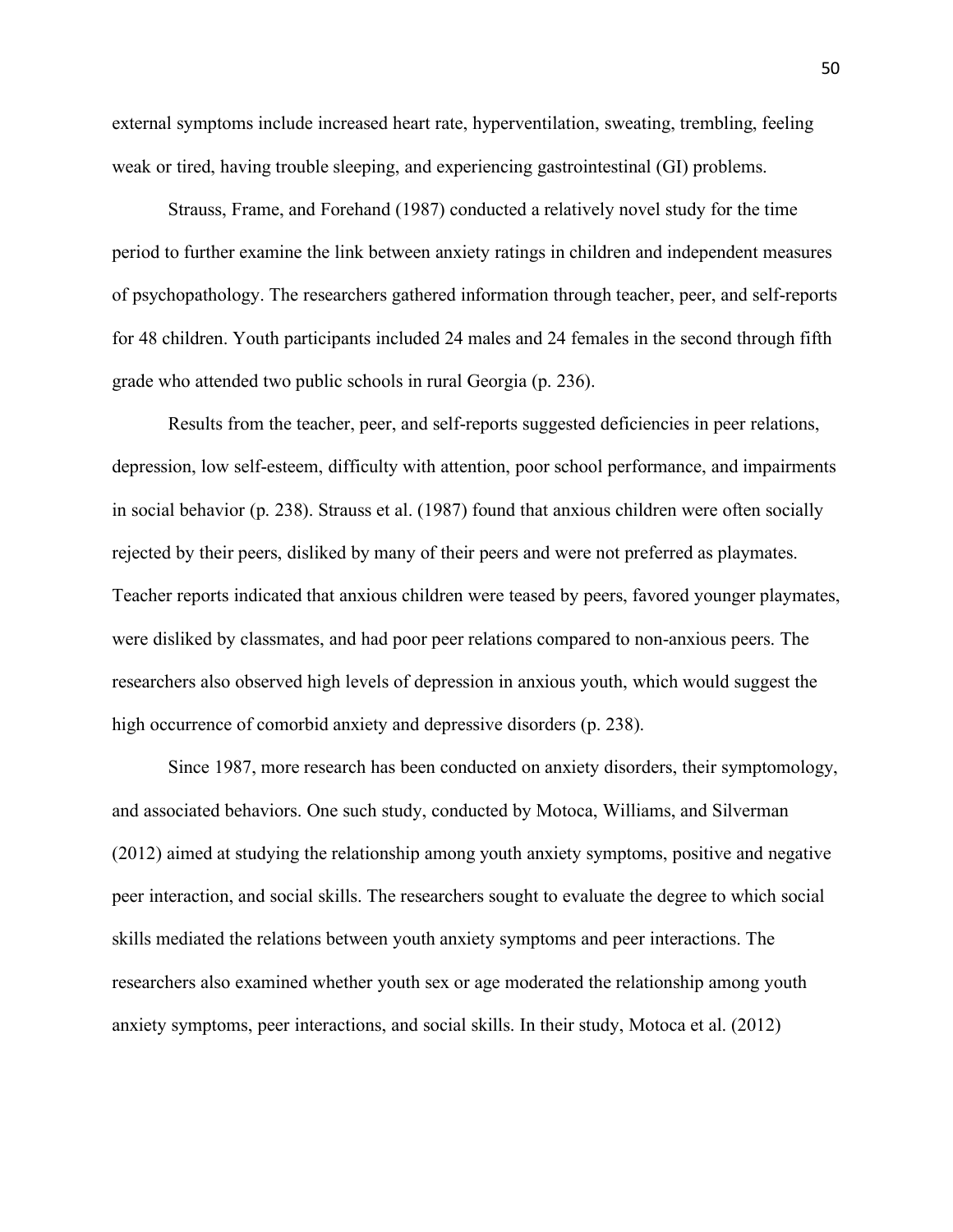external symptoms include increased heart rate, hyperventilation, sweating, trembling, feeling weak or tired, having trouble sleeping, and experiencing gastrointestinal (GI) problems.

Strauss, Frame, and Forehand (1987) conducted a relatively novel study for the time period to further examine the link between anxiety ratings in children and independent measures of psychopathology. The researchers gathered information through teacher, peer, and self-reports for 48 children. Youth participants included 24 males and 24 females in the second through fifth grade who attended two public schools in rural Georgia (p. 236).

Results from the teacher, peer, and self-reports suggested deficiencies in peer relations, depression, low self-esteem, difficulty with attention, poor school performance, and impairments in social behavior (p. 238). Strauss et al. (1987) found that anxious children were often socially rejected by their peers, disliked by many of their peers and were not preferred as playmates. Teacher reports indicated that anxious children were teased by peers, favored younger playmates, were disliked by classmates, and had poor peer relations compared to non-anxious peers. The researchers also observed high levels of depression in anxious youth, which would suggest the high occurrence of comorbid anxiety and depressive disorders (p. 238).

Since 1987, more research has been conducted on anxiety disorders, their symptomology, and associated behaviors. One such study, conducted by Motoca, Williams, and Silverman (2012) aimed at studying the relationship among youth anxiety symptoms, positive and negative peer interaction, and social skills. The researchers sought to evaluate the degree to which social skills mediated the relations between youth anxiety symptoms and peer interactions. The researchers also examined whether youth sex or age moderated the relationship among youth anxiety symptoms, peer interactions, and social skills. In their study, Motoca et al. (2012)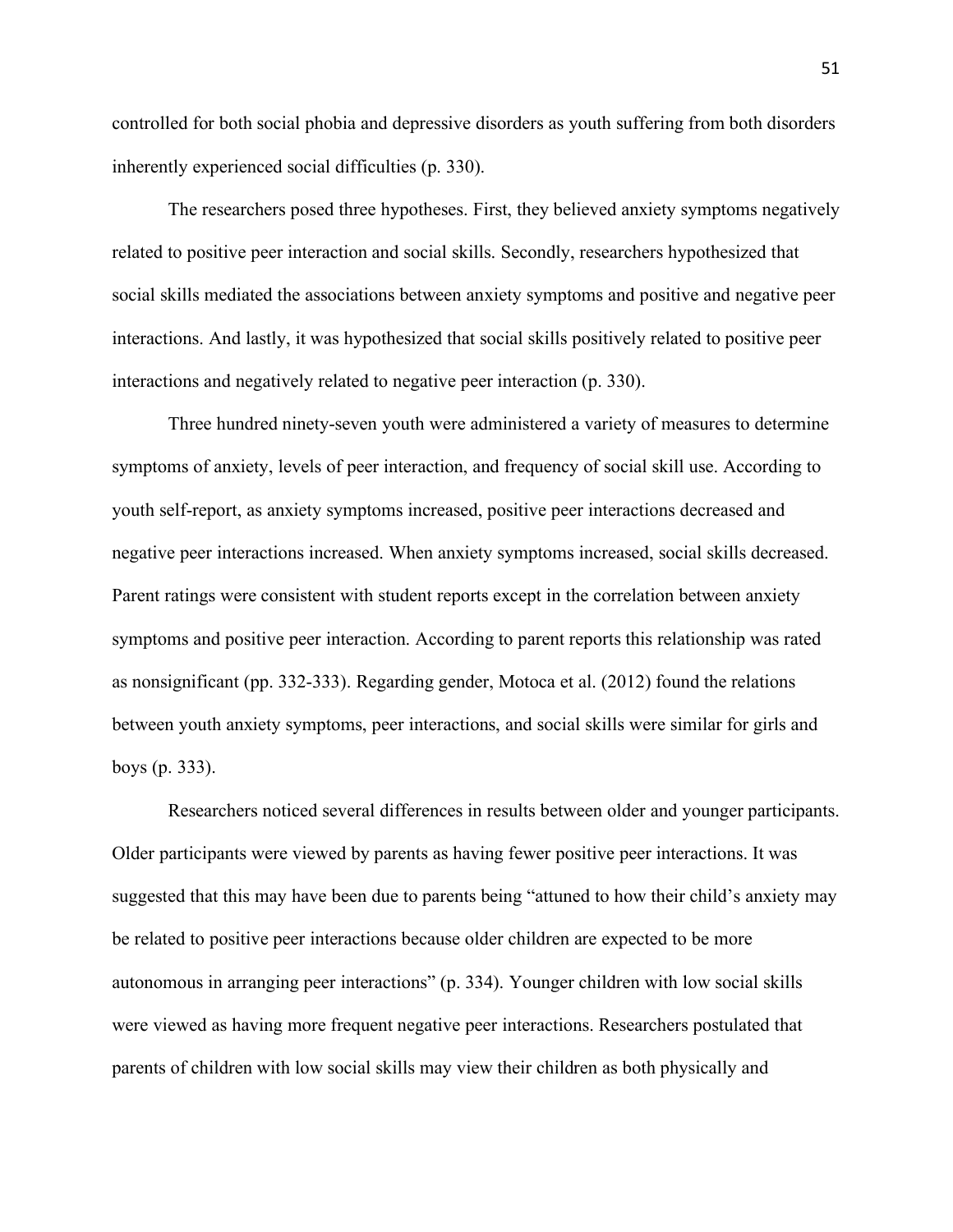controlled for both social phobia and depressive disorders as youth suffering from both disorders inherently experienced social difficulties (p. 330).

The researchers posed three hypotheses. First, they believed anxiety symptoms negatively related to positive peer interaction and social skills. Secondly, researchers hypothesized that social skills mediated the associations between anxiety symptoms and positive and negative peer interactions. And lastly, it was hypothesized that social skills positively related to positive peer interactions and negatively related to negative peer interaction (p. 330).

Three hundred ninety-seven youth were administered a variety of measures to determine symptoms of anxiety, levels of peer interaction, and frequency of social skill use. According to youth self-report, as anxiety symptoms increased, positive peer interactions decreased and negative peer interactions increased. When anxiety symptoms increased, social skills decreased. Parent ratings were consistent with student reports except in the correlation between anxiety symptoms and positive peer interaction. According to parent reports this relationship was rated as nonsignificant (pp. 332-333). Regarding gender, Motoca et al. (2012) found the relations between youth anxiety symptoms, peer interactions, and social skills were similar for girls and boys (p. 333).

Researchers noticed several differences in results between older and younger participants. Older participants were viewed by parents as having fewer positive peer interactions. It was suggested that this may have been due to parents being "attuned to how their child's anxiety may be related to positive peer interactions because older children are expected to be more autonomous in arranging peer interactions" (p. 334). Younger children with low social skills were viewed as having more frequent negative peer interactions. Researchers postulated that parents of children with low social skills may view their children as both physically and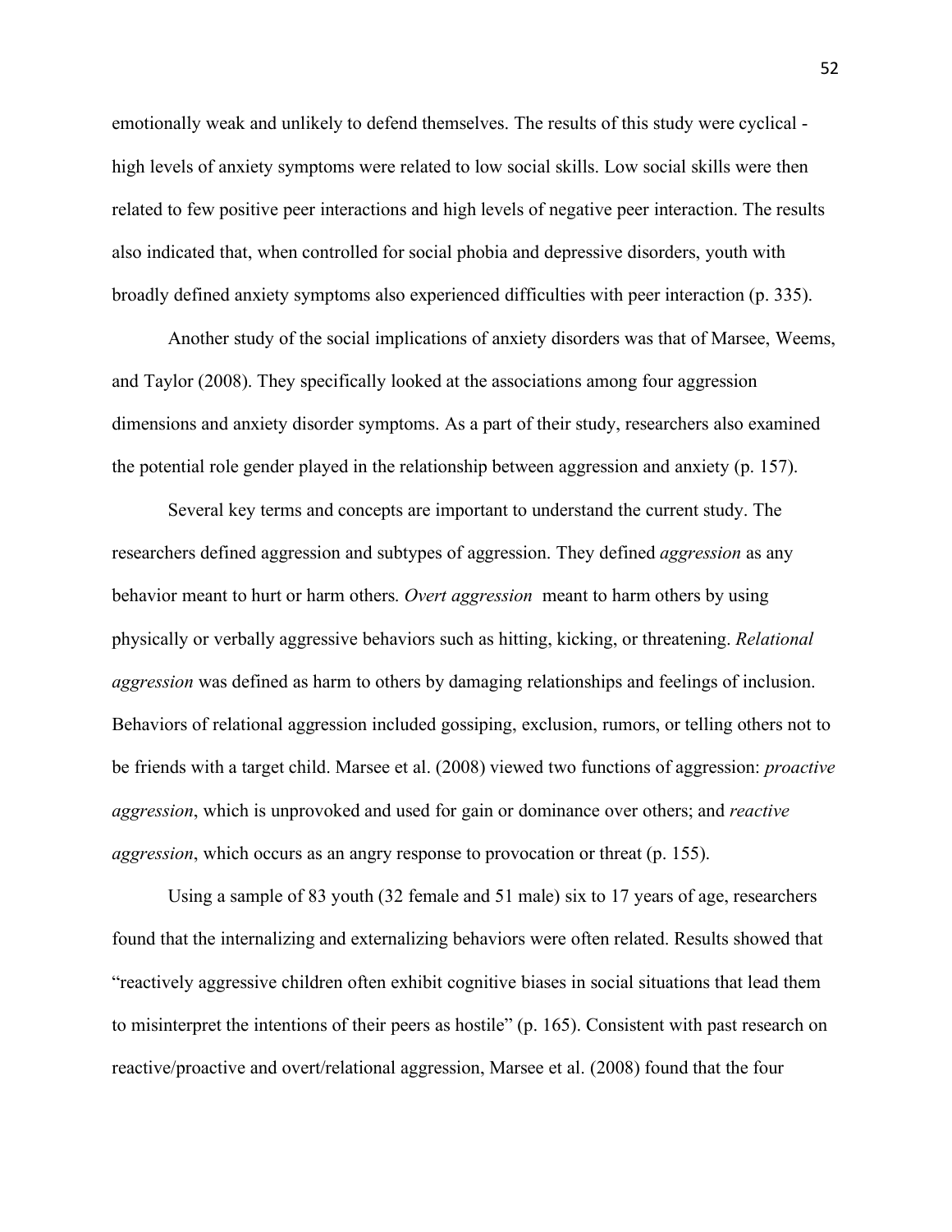emotionally weak and unlikely to defend themselves. The results of this study were cyclical - high levels of anxiety symptoms were related to low social skills. Low social skills were then related to few positive peer interactions and high levels of negative peer interaction. The results also indicated that, when controlled for social phobia and depressive disorders, youth with broadly defined anxiety symptoms also experienced difficulties with peer interaction (p. 335).

Another study of the social implications of anxiety disorders was that of Marsee, Weems, and Taylor (2008). They specifically looked at the associations among four aggression dimensions and anxiety disorder symptoms. As a part of their study, researchers also examined the potential role gender played in the relationship between aggression and anxiety (p. 157).

Several key terms and concepts are important to understand the current study. The researchers defined aggression and subtypes of aggression. They defined *aggression* as any behavior meant to hurt or harm others. *Overt aggression* meant to harm others by using physically or verbally aggressive behaviors such as hitting, kicking, or threatening. *Relational aggression* was defined as harm to others by damaging relationships and feelings of inclusion. Behaviors of relational aggression included gossiping, exclusion, rumors, or telling others not to be friends with a target child. Marsee et al. (2008) viewed two functions of aggression: *proactive aggression*, which is unprovoked and used for gain or dominance over others; and *reactive aggression*, which occurs as an angry response to provocation or threat (p. 155).

Using a sample of 83 youth (32 female and 51 male) six to 17 years of age, researchers found that the internalizing and externalizing behaviors were often related. Results showed that "reactively aggressive children often exhibit cognitive biases in social situations that lead them to misinterpret the intentions of their peers as hostile" (p. 165). Consistent with past research on reactive/proactive and overt/relational aggression, Marsee et al. (2008) found that the four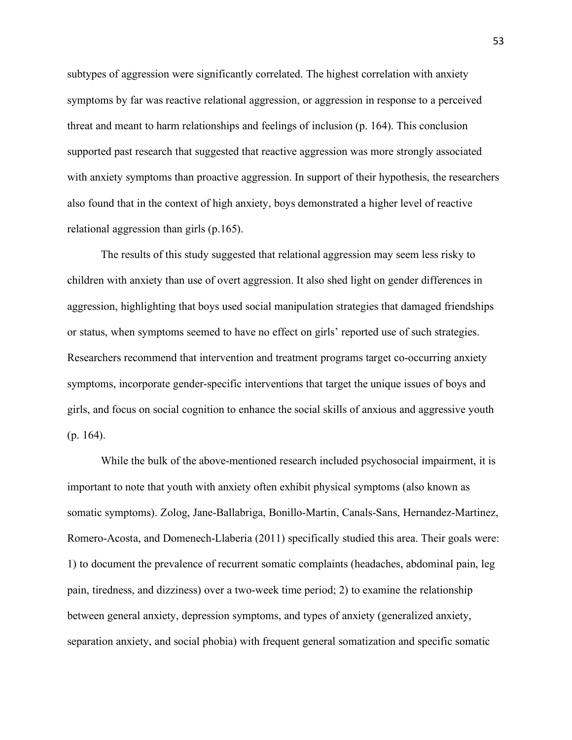subtypes of aggression were significantly correlated. The highest correlation with anxiety symptoms by far was reactive relational aggression, or aggression in response to a perceived threat and meant to harm relationships and feelings of inclusion (p. 164). This conclusion supported past research that suggested that reactive aggression was more strongly associated with anxiety symptoms than proactive aggression. In support of their hypothesis, the researchers also found that in the context of high anxiety, boys demonstrated a higher level of reactive relational aggression than girls (p.165).

The results of this study suggested that relational aggression may seem less risky to children with anxiety than use of overt aggression. It also shed light on gender differences in aggression, highlighting that boys used social manipulation strategies that damaged friendships or status, when symptoms seemed to have no effect on girls' reported use of such strategies. Researchers recommend that intervention and treatment programs target co-occurring anxiety symptoms, incorporate gender-specific interventions that target the unique issues of boys and girls, and focus on social cognition to enhance the social skills of anxious and aggressive youth (p. 164).

While the bulk of the above-mentioned research included psychosocial impairment, it is important to note that youth with anxiety often exhibit physical symptoms (also known as somatic symptoms). Zolog, Jane-Ballabriga, Bonillo-Martin, Canals-Sans, Hernandez-Martinez, Romero-Acosta, and Domenech-Llaberia (2011) specifically studied this area. Their goals were: 1) to document the prevalence of recurrent somatic complaints (headaches, abdominal pain, leg pain, tiredness, and dizziness) over a two-week time period; 2) to examine the relationship between general anxiety, depression symptoms, and types of anxiety (generalized anxiety, separation anxiety, and social phobia) with frequent general somatization and specific somatic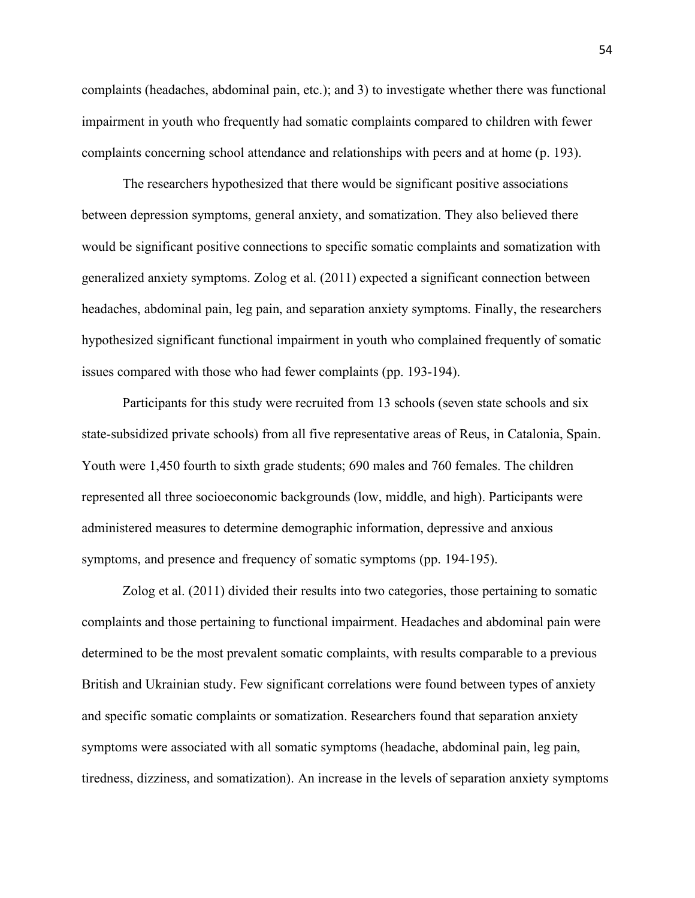complaints (headaches, abdominal pain, etc.); and 3) to investigate whether there was functional impairment in youth who frequently had somatic complaints compared to children with fewer complaints concerning school attendance and relationships with peers and at home (p. 193).

The researchers hypothesized that there would be significant positive associations between depression symptoms, general anxiety, and somatization. They also believed there would be significant positive connections to specific somatic complaints and somatization with generalized anxiety symptoms. Zolog et al. (2011) expected a significant connection between headaches, abdominal pain, leg pain, and separation anxiety symptoms. Finally, the researchers hypothesized significant functional impairment in youth who complained frequently of somatic issues compared with those who had fewer complaints (pp. 193-194).

Participants for this study were recruited from 13 schools (seven state schools and six state-subsidized private schools) from all five representative areas of Reus, in Catalonia, Spain. Youth were 1,450 fourth to sixth grade students; 690 males and 760 females. The children represented all three socioeconomic backgrounds (low, middle, and high). Participants were administered measures to determine demographic information, depressive and anxious symptoms, and presence and frequency of somatic symptoms (pp. 194-195).

Zolog et al. (2011) divided their results into two categories, those pertaining to somatic complaints and those pertaining to functional impairment. Headaches and abdominal pain were determined to be the most prevalent somatic complaints, with results comparable to a previous British and Ukrainian study. Few significant correlations were found between types of anxiety and specific somatic complaints or somatization. Researchers found that separation anxiety symptoms were associated with all somatic symptoms (headache, abdominal pain, leg pain, tiredness, dizziness, and somatization). An increase in the levels of separation anxiety symptoms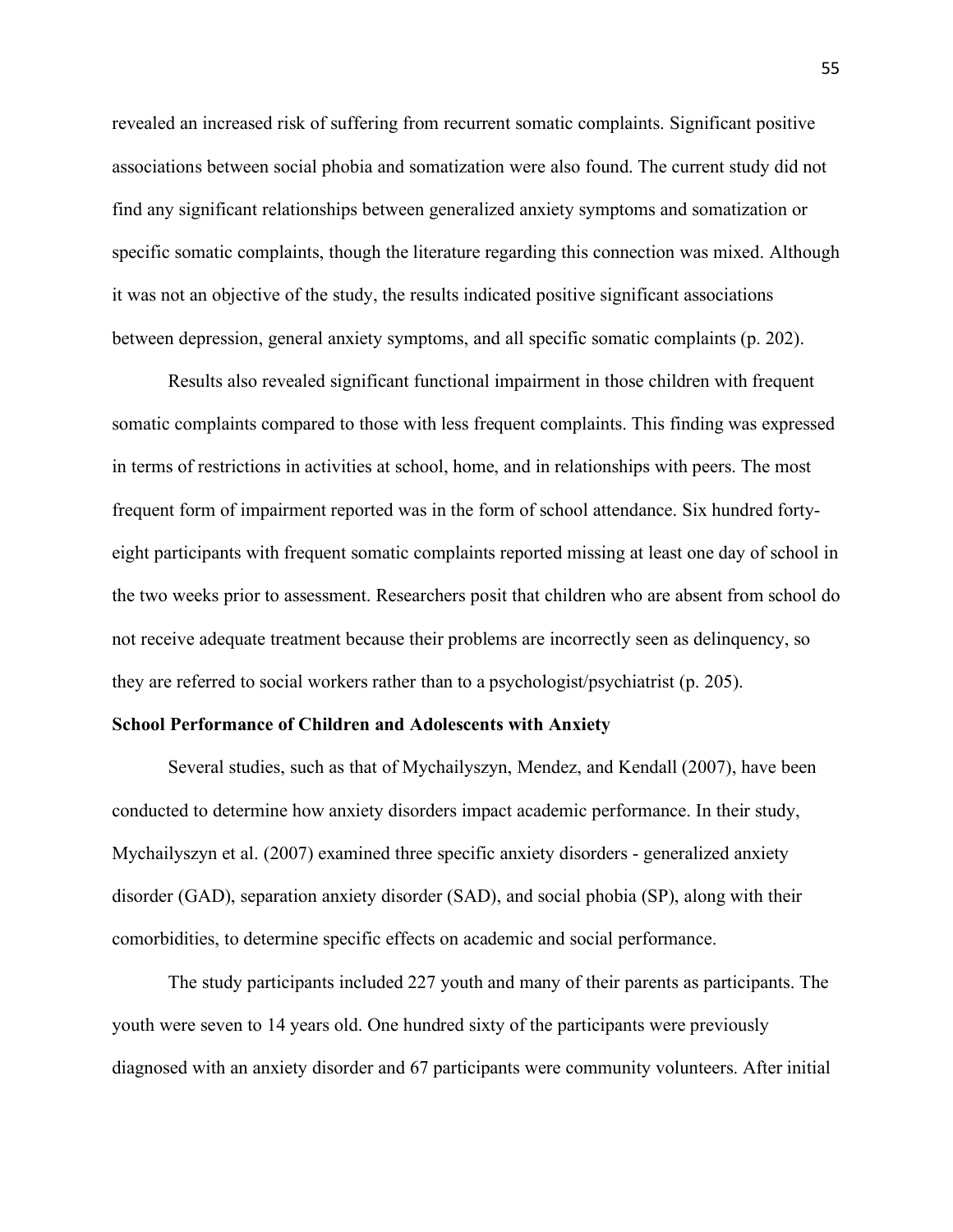revealed an increased risk of suffering from recurrent somatic complaints. Significant positive associations between social phobia and somatization were also found. The current study did not find any significant relationships between generalized anxiety symptoms and somatization or specific somatic complaints, though the literature regarding this connection was mixed. Although it was not an objective of the study, the results indicated positive significant associations between depression, general anxiety symptoms, and all specific somatic complaints (p. 202).

Results also revealed significant functional impairment in those children with frequent somatic complaints compared to those with less frequent complaints. This finding was expressed in terms of restrictions in activities at school, home, and in relationships with peers. The most frequent form of impairment reported was in the form of school attendance. Six hundred forty-eight participants with frequent somatic complaints reported missing at least one day of school in the two weeks prior to assessment. Researchers posit that children who are absent from school do not receive adequate treatment because their problems are incorrectly seen as delinquency, so they are referred to social workers rather than to a psychologist/psychiatrist (p. 205).

**School Performance of Children and Adolescents with Anxiety**

Several studies, such as that of Mychailyszyn, Mendez, and Kendall (2007), have been conducted to determine how anxiety disorders impact academic performance. In their study, Mychailyszyn et al. (2007) examined three specific anxiety disorders - generalized anxiety disorder (GAD), separation anxiety disorder (SAD), and social phobia (SP), along with their comorbidities, to determine specific effects on academic and social performance.

The study participants included 227 youth and many of their parents as participants. The youth were seven to 14 years old. One hundred sixty of the participants were previously diagnosed with an anxiety disorder and 67 participants were community volunteers. After initial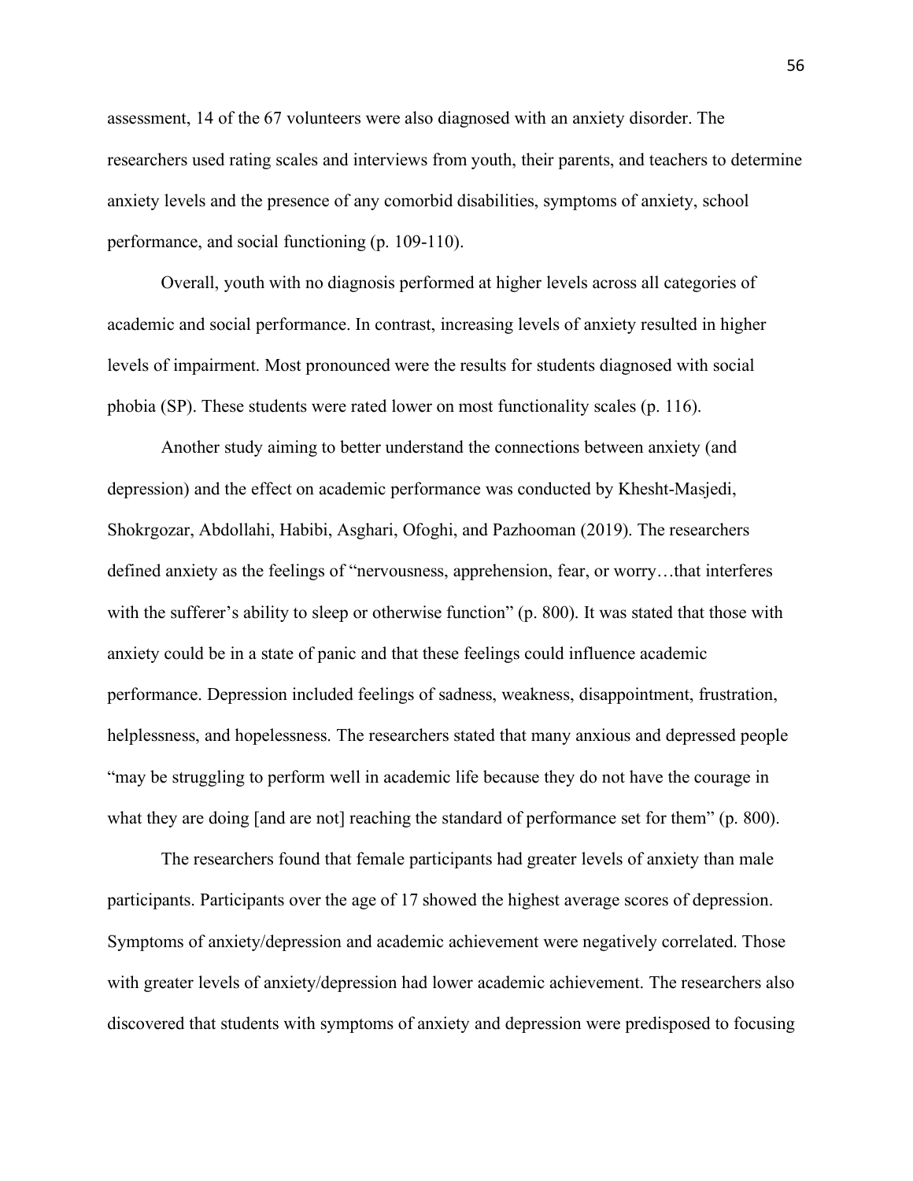assessment, 14 of the 67 volunteers were also diagnosed with an anxiety disorder. The researchers used rating scales and interviews from youth, their parents, and teachers to determine anxiety levels and the presence of any comorbid disabilities, symptoms of anxiety, school performance, and social functioning (p. 109-110).

Overall, youth with no diagnosis performed at higher levels across all categories of academic and social performance. In contrast, increasing levels of anxiety resulted in higher levels of impairment. Most pronounced were the results for students diagnosed with social phobia (SP). These students were rated lower on most functionality scales (p. 116).

Another study aiming to better understand the connections between anxiety (and depression) and the effect on academic performance was conducted by Khesht-Masjedi, Shokrgozar, Abdollahi, Habibi, Asghari, Ofoghi, and Pazhooman (2019). The researchers defined anxiety as the feelings of "nervousness, apprehension, fear, or worry…that interferes with the sufferer's ability to sleep or otherwise function" (p. 800). It was stated that those with anxiety could be in a state of panic and that these feelings could influence academic performance. Depression included feelings of sadness, weakness, disappointment, frustration, helplessness, and hopelessness. The researchers stated that many anxious and depressed people "may be struggling to perform well in academic life because they do not have the courage in what they are doing [and are not] reaching the standard of performance set for them" (p. 800).

The researchers found that female participants had greater levels of anxiety than male participants. Participants over the age of 17 showed the highest average scores of depression. Symptoms of anxiety/depression and academic achievement were negatively correlated. Those with greater levels of anxiety/depression had lower academic achievement. The researchers also discovered that students with symptoms of anxiety and depression were predisposed to focusing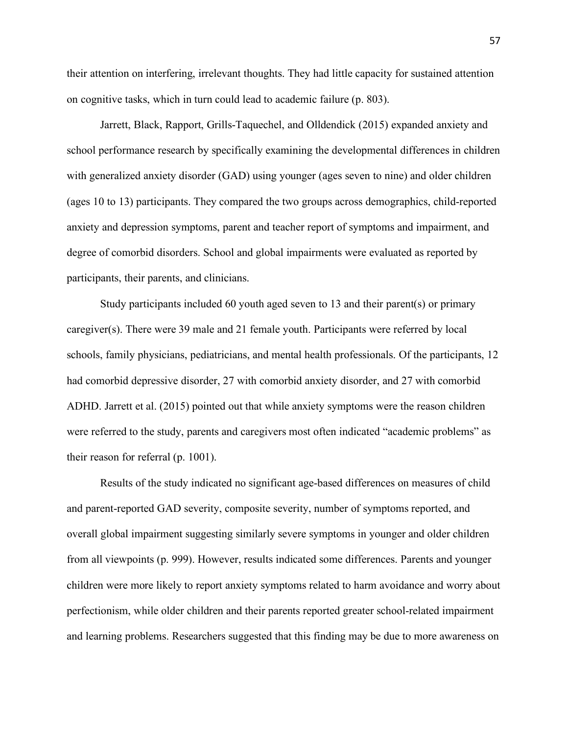their attention on interfering, irrelevant thoughts. They had little capacity for sustained attention on cognitive tasks, which in turn could lead to academic failure (p. 803).

Jarrett, Black, Rapport, Grills-Taquechel, and Olldendick (2015) expanded anxiety and school performance research by specifically examining the developmental differences in children with generalized anxiety disorder (GAD) using younger (ages seven to nine) and older children (ages 10 to 13) participants. They compared the two groups across demographics, child-reported anxiety and depression symptoms, parent and teacher report of symptoms and impairment, and degree of comorbid disorders. School and global impairments were evaluated as reported by participants, their parents, and clinicians.

Study participants included 60 youth aged seven to 13 and their parent(s) or primary caregiver(s). There were 39 male and 21 female youth. Participants were referred by local schools, family physicians, pediatricians, and mental health professionals. Of the participants, 12 had comorbid depressive disorder, 27 with comorbid anxiety disorder, and 27 with comorbid ADHD. Jarrett et al. (2015) pointed out that while anxiety symptoms were the reason children were referred to the study, parents and caregivers most often indicated "academic problems" as their reason for referral (p. 1001).

Results of the study indicated no significant age-based differences on measures of child and parent-reported GAD severity, composite severity, number of symptoms reported, and overall global impairment suggesting similarly severe symptoms in younger and older children from all viewpoints (p. 999). However, results indicated some differences. Parents and younger children were more likely to report anxiety symptoms related to harm avoidance and worry about perfectionism, while older children and their parents reported greater school-related impairment and learning problems. Researchers suggested that this finding may be due to more awareness on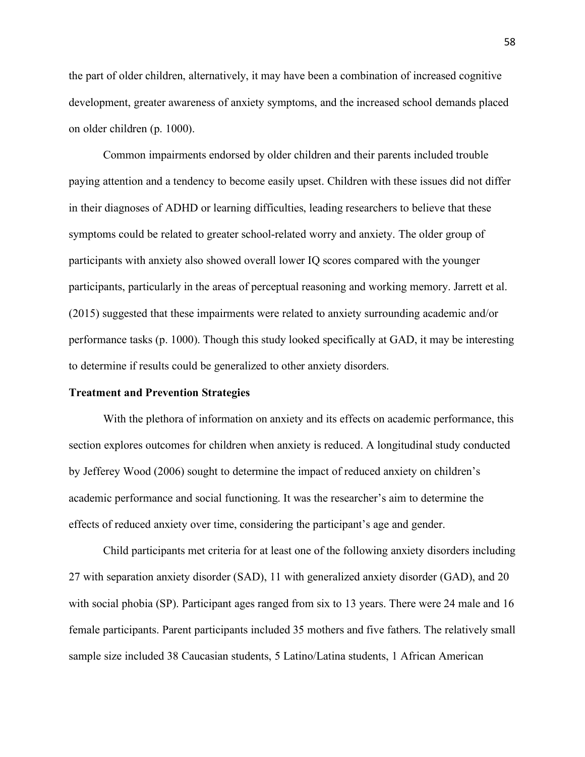the part of older children, alternatively, it may have been a combination of increased cognitive development, greater awareness of anxiety symptoms, and the increased school demands placed on older children (p. 1000).

Common impairments endorsed by older children and their parents included trouble paying attention and a tendency to become easily upset. Children with these issues did not differ in their diagnoses of ADHD or learning difficulties, leading researchers to believe that these symptoms could be related to greater school-related worry and anxiety. The older group of participants with anxiety also showed overall lower IQ scores compared with the younger participants, particularly in the areas of perceptual reasoning and working memory. Jarrett et al. (2015) suggested that these impairments were related to anxiety surrounding academic and/or performance tasks (p. 1000). Though this study looked specifically at GAD, it may be interesting to determine if results could be generalized to other anxiety disorders.

**Treatment and Prevention Strategies**

With the plethora of information on anxiety and its effects on academic performance, this section explores outcomes for children when anxiety is reduced. A longitudinal study conducted by Jefferey Wood (2006) sought to determine the impact of reduced anxiety on children's academic performance and social functioning. It was the researcher's aim to determine the effects of reduced anxiety over time, considering the participant's age and gender.

Child participants met criteria for at least one of the following anxiety disorders including 27 with separation anxiety disorder (SAD), 11 with generalized anxiety disorder (GAD), and 20 with social phobia (SP). Participant ages ranged from six to 13 years. There were 24 male and 16 female participants. Parent participants included 35 mothers and five fathers. The relatively small sample size included 38 Caucasian students, 5 Latino/Latina students, 1 African American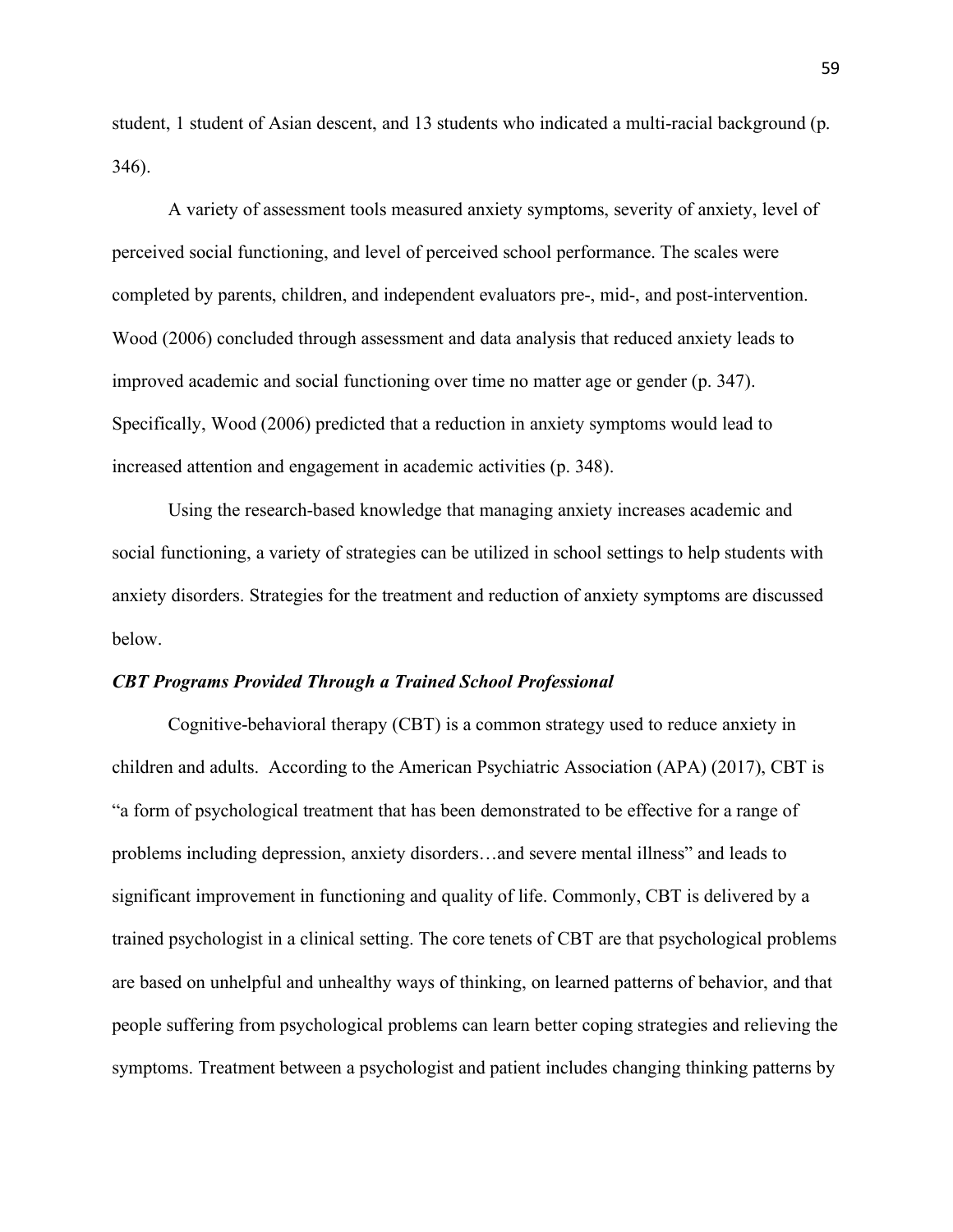student, 1 student of Asian descent, and 13 students who indicated a multi-racial background (p. 346).

A variety of assessment tools measured anxiety symptoms, severity of anxiety, level of perceived social functioning, and level of perceived school performance. The scales were completed by parents, children, and independent evaluators pre-, mid-, and post-intervention. Wood (2006) concluded through assessment and data analysis that reduced anxiety leads to improved academic and social functioning over time no matter age or gender (p. 347). Specifically, Wood (2006) predicted that a reduction in anxiety symptoms would lead to increased attention and engagement in academic activities (p. 348).

Using the research-based knowledge that managing anxiety increases academic and social functioning, a variety of strategies can be utilized in school settings to help students with anxiety disorders. Strategies for the treatment and reduction of anxiety symptoms are discussed below.

***CBT Programs Provided Through a Trained School Professional***

Cognitive-behavioral therapy (CBT) is a common strategy used to reduce anxiety in children and adults. According to the American Psychiatric Association (APA) (2017), CBT is "a form of psychological treatment that has been demonstrated to be effective for a range of problems including depression, anxiety disorders…and severe mental illness" and leads to significant improvement in functioning and quality of life. Commonly, CBT is delivered by a trained psychologist in a clinical setting. The core tenets of CBT are that psychological problems are based on unhelpful and unhealthy ways of thinking, on learned patterns of behavior, and that people suffering from psychological problems can learn better coping strategies and relieving the symptoms. Treatment between a psychologist and patient includes changing thinking patterns by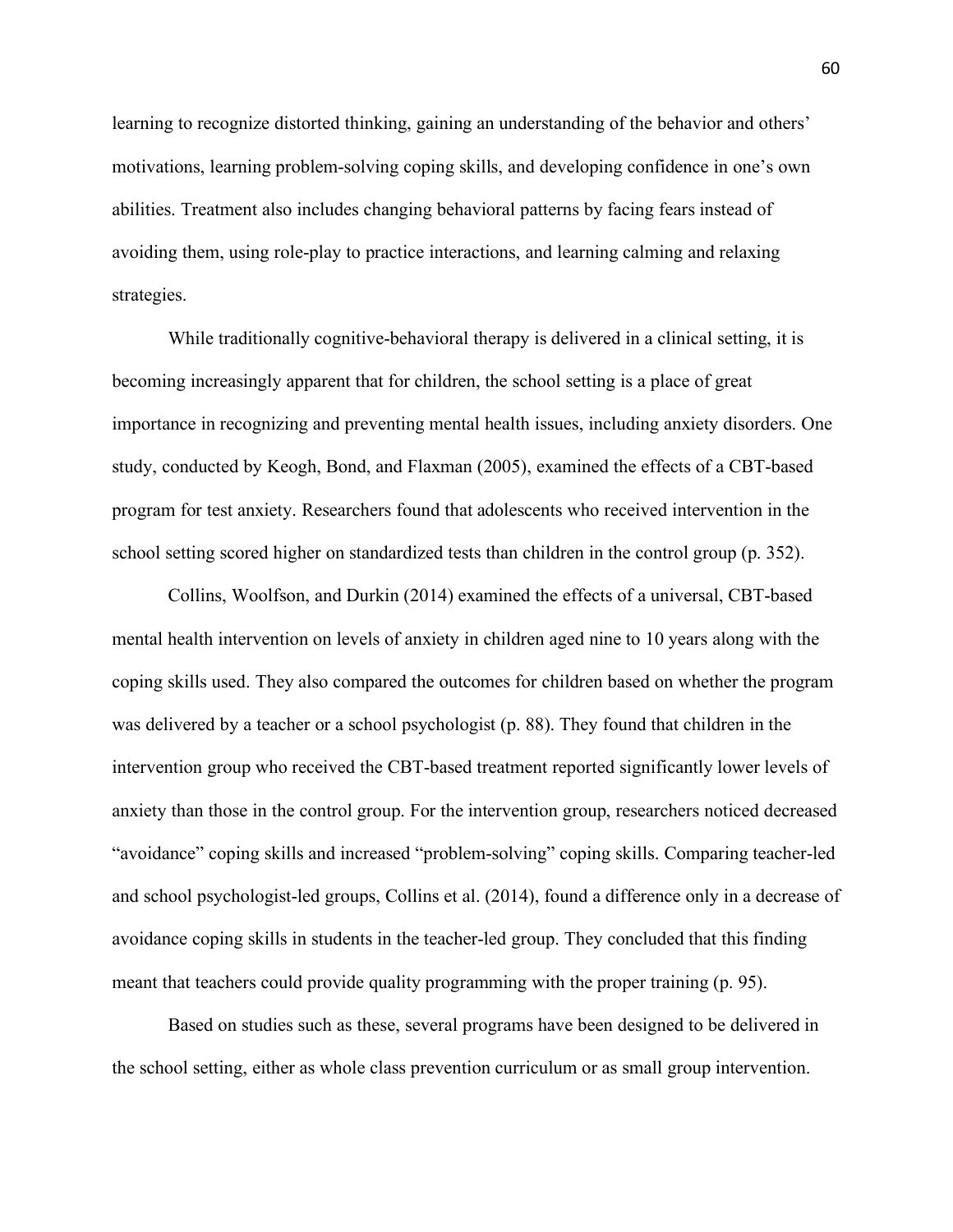learning to recognize distorted thinking, gaining an understanding of the behavior and others' motivations, learning problem-solving coping skills, and developing confidence in one's own abilities. Treatment also includes changing behavioral patterns by facing fears instead of avoiding them, using role-play to practice interactions, and learning calming and relaxing strategies.

While traditionally cognitive-behavioral therapy is delivered in a clinical setting, it is becoming increasingly apparent that for children, the school setting is a place of great importance in recognizing and preventing mental health issues, including anxiety disorders. One study, conducted by Keogh, Bond, and Flaxman (2005), examined the effects of a CBT-based program for test anxiety. Researchers found that adolescents who received intervention in the school setting scored higher on standardized tests than children in the control group (p. 352).

Collins, Woolfson, and Durkin (2014) examined the effects of a universal, CBT-based mental health intervention on levels of anxiety in children aged nine to 10 years along with the coping skills used. They also compared the outcomes for children based on whether the program was delivered by a teacher or a school psychologist (p. 88). They found that children in the intervention group who received the CBT-based treatment reported significantly lower levels of anxiety than those in the control group. For the intervention group, researchers noticed decreased "avoidance" coping skills and increased "problem-solving" coping skills. Comparing teacher-led and school psychologist-led groups, Collins et al. (2014), found a difference only in a decrease of avoidance coping skills in students in the teacher-led group. They concluded that this finding meant that teachers could provide quality programming with the proper training (p. 95).

Based on studies such as these, several programs have been designed to be delivered in the school setting, either as whole class prevention curriculum or as small group intervention.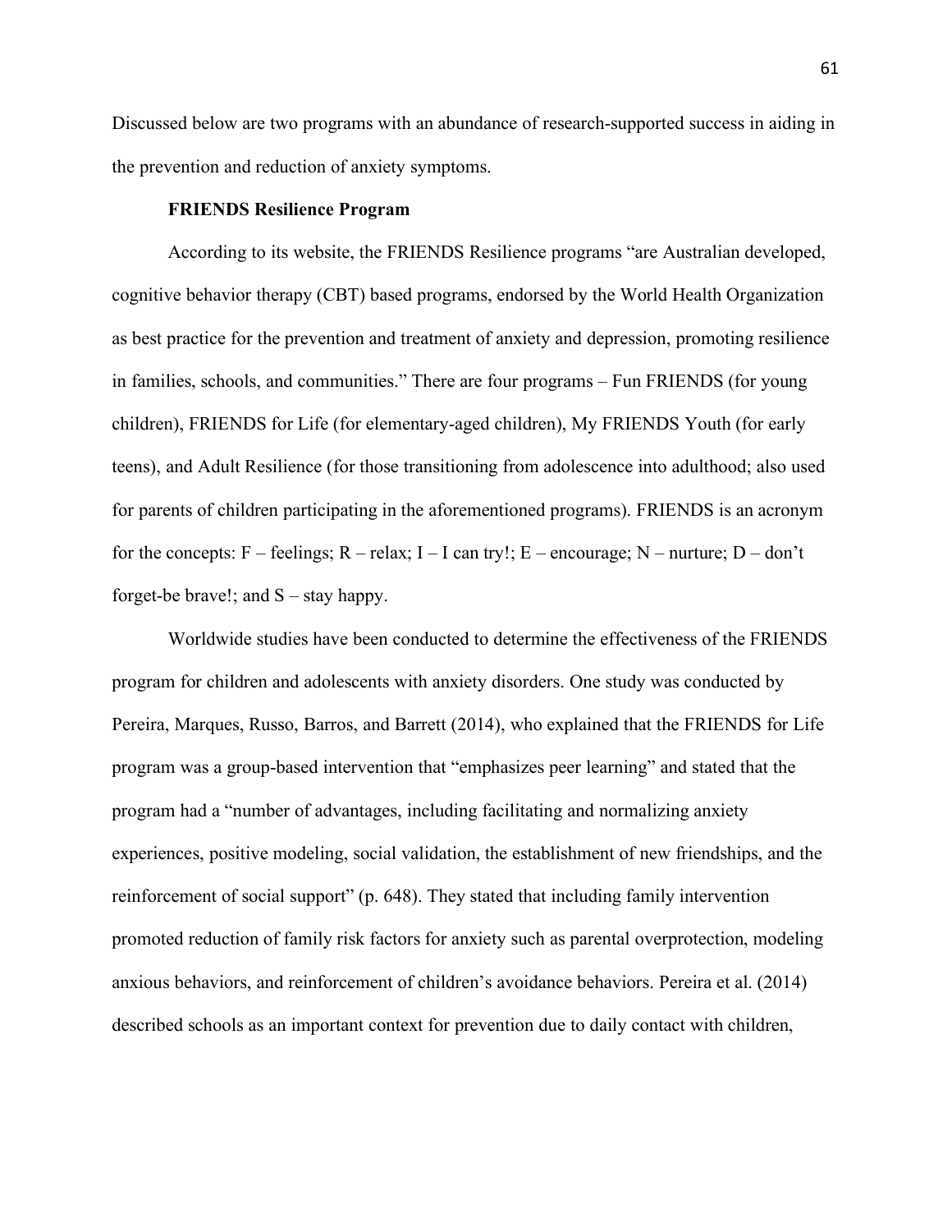Discussed below are two programs with an abundance of research-supported success in aiding in the prevention and reduction of anxiety symptoms.

### FRIENDS Resilience Program

According to its website, the FRIENDS Resilience programs "are Australian developed, cognitive behavior therapy (CBT) based programs, endorsed by the World Health Organization as best practice for the prevention and treatment of anxiety and depression, promoting resilience in families, schools, and communities." There are four programs – Fun FRIENDS (for young children), FRIENDS for Life (for elementary-aged children), My FRIENDS Youth (for early teens), and Adult Resilience (for those transitioning from adolescence into adulthood; also used for parents of children participating in the aforementioned programs). FRIENDS is an acronym for the concepts: F – feelings; R – relax; I – I can try!; E – encourage; N – nurture; D – don't forget-be brave!; and S – stay happy.

Worldwide studies have been conducted to determine the effectiveness of the FRIENDS program for children and adolescents with anxiety disorders. One study was conducted by Pereira, Marques, Russo, Barros, and Barrett (2014), who explained that the FRIENDS for Life program was a group-based intervention that "emphasizes peer learning" and stated that the program had a "number of advantages, including facilitating and normalizing anxiety experiences, positive modeling, social validation, the establishment of new friendships, and the reinforcement of social support" (p. 648). They stated that including family intervention promoted reduction of family risk factors for anxiety such as parental overprotection, modeling anxious behaviors, and reinforcement of children's avoidance behaviors. Pereira et al. (2014) described schools as an important context for prevention due to daily contact with children,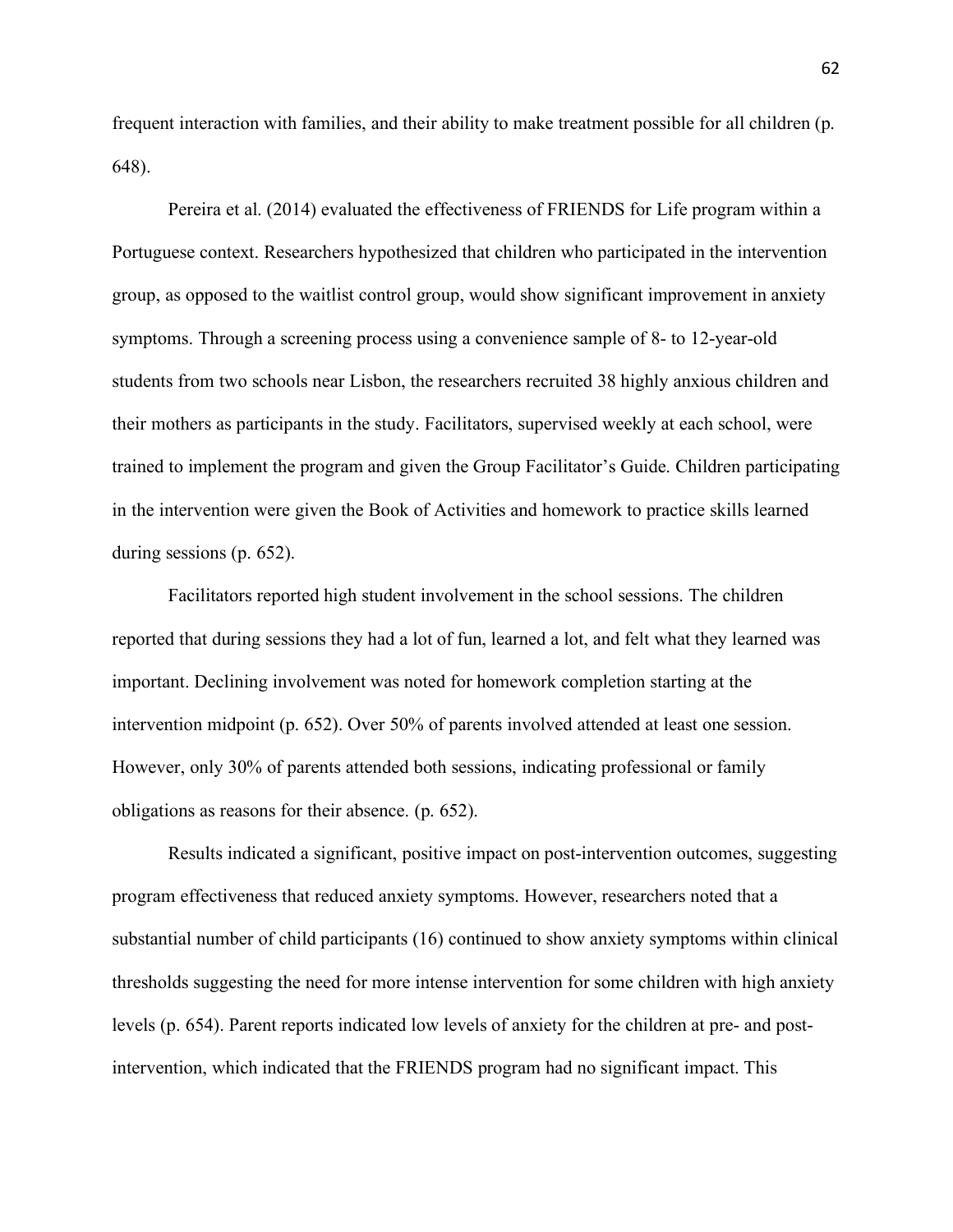frequent interaction with families, and their ability to make treatment possible for all children (p. 648).

Pereira et al. (2014) evaluated the effectiveness of FRIENDS for Life program within a Portuguese context. Researchers hypothesized that children who participated in the intervention group, as opposed to the waitlist control group, would show significant improvement in anxiety symptoms. Through a screening process using a convenience sample of 8- to 12-year-old students from two schools near Lisbon, the researchers recruited 38 highly anxious children and their mothers as participants in the study. Facilitators, supervised weekly at each school, were trained to implement the program and given the Group Facilitator's Guide. Children participating in the intervention were given the Book of Activities and homework to practice skills learned during sessions (p. 652).

Facilitators reported high student involvement in the school sessions. The children reported that during sessions they had a lot of fun, learned a lot, and felt what they learned was important. Declining involvement was noted for homework completion starting at the intervention midpoint (p. 652). Over 50% of parents involved attended at least one session. However, only 30% of parents attended both sessions, indicating professional or family obligations as reasons for their absence. (p. 652).

Results indicated a significant, positive impact on post-intervention outcomes, suggesting program effectiveness that reduced anxiety symptoms. However, researchers noted that a substantial number of child participants (16) continued to show anxiety symptoms within clinical thresholds suggesting the need for more intense intervention for some children with high anxiety levels (p. 654). Parent reports indicated low levels of anxiety for the children at pre- and post-intervention, which indicated that the FRIENDS program had no significant impact. This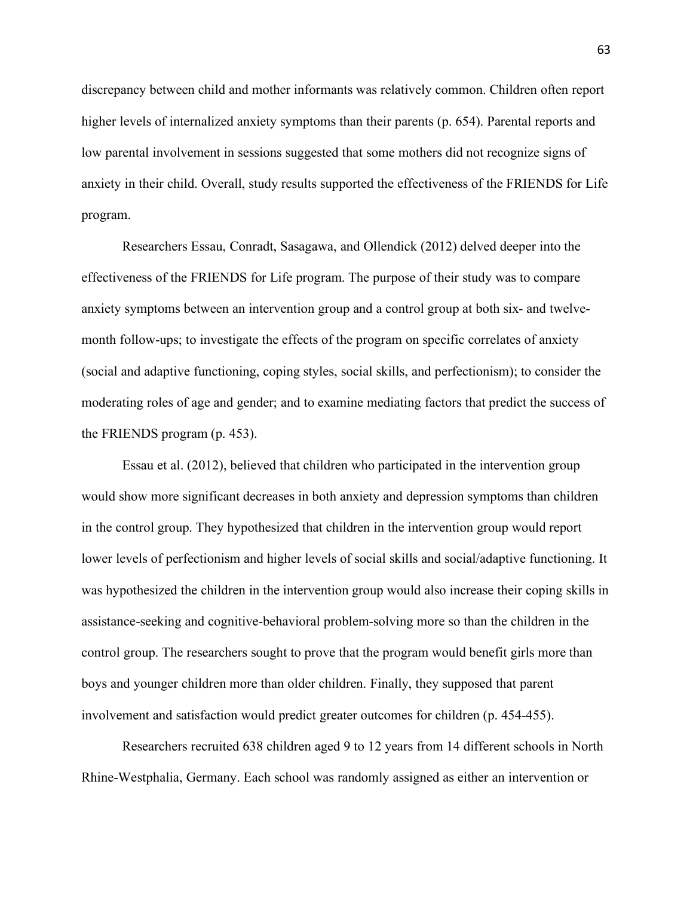discrepancy between child and mother informants was relatively common. Children often report higher levels of internalized anxiety symptoms than their parents (p. 654). Parental reports and low parental involvement in sessions suggested that some mothers did not recognize signs of anxiety in their child. Overall, study results supported the effectiveness of the FRIENDS for Life program.

Researchers Essau, Conradt, Sasagawa, and Ollendick (2012) delved deeper into the effectiveness of the FRIENDS for Life program. The purpose of their study was to compare anxiety symptoms between an intervention group and a control group at both six- and twelve-month follow-ups; to investigate the effects of the program on specific correlates of anxiety (social and adaptive functioning, coping styles, social skills, and perfectionism); to consider the moderating roles of age and gender; and to examine mediating factors that predict the success of the FRIENDS program (p. 453).

Essau et al. (2012), believed that children who participated in the intervention group would show more significant decreases in both anxiety and depression symptoms than children in the control group. They hypothesized that children in the intervention group would report lower levels of perfectionism and higher levels of social skills and social/adaptive functioning. It was hypothesized the children in the intervention group would also increase their coping skills in assistance-seeking and cognitive-behavioral problem-solving more so than the children in the control group. The researchers sought to prove that the program would benefit girls more than boys and younger children more than older children. Finally, they supposed that parent involvement and satisfaction would predict greater outcomes for children (p. 454-455).

Researchers recruited 638 children aged 9 to 12 years from 14 different schools in North Rhine-Westphalia, Germany. Each school was randomly assigned as either an intervention or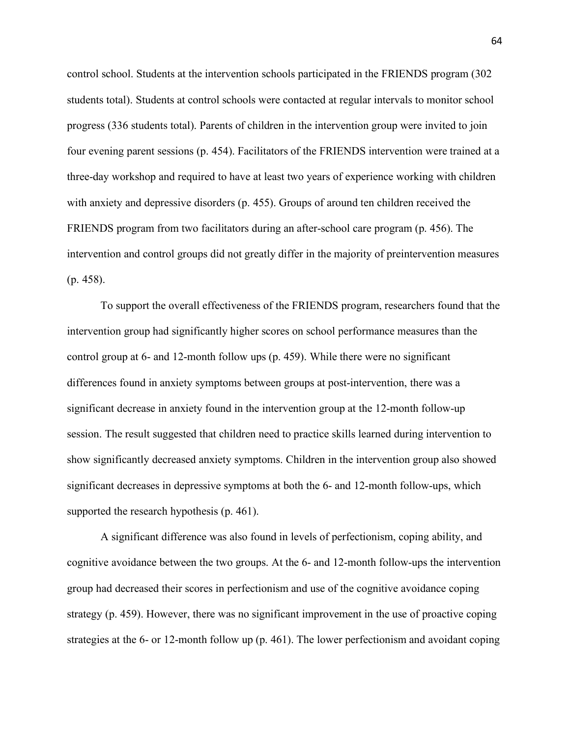control school. Students at the intervention schools participated in the FRIENDS program (302 students total). Students at control schools were contacted at regular intervals to monitor school progress (336 students total). Parents of children in the intervention group were invited to join four evening parent sessions (p. 454). Facilitators of the FRIENDS intervention were trained at a three-day workshop and required to have at least two years of experience working with children with anxiety and depressive disorders (p. 455). Groups of around ten children received the FRIENDS program from two facilitators during an after-school care program (p. 456). The intervention and control groups did not greatly differ in the majority of preintervention measures (p. 458).

To support the overall effectiveness of the FRIENDS program, researchers found that the intervention group had significantly higher scores on school performance measures than the control group at 6- and 12-month follow ups (p. 459). While there were no significant differences found in anxiety symptoms between groups at post-intervention, there was a significant decrease in anxiety found in the intervention group at the 12-month follow-up session. The result suggested that children need to practice skills learned during intervention to show significantly decreased anxiety symptoms. Children in the intervention group also showed significant decreases in depressive symptoms at both the 6- and 12-month follow-ups, which supported the research hypothesis (p. 461).

A significant difference was also found in levels of perfectionism, coping ability, and cognitive avoidance between the two groups. At the 6- and 12-month follow-ups the intervention group had decreased their scores in perfectionism and use of the cognitive avoidance coping strategy (p. 459). However, there was no significant improvement in the use of proactive coping strategies at the 6- or 12-month follow up (p. 461). The lower perfectionism and avoidant coping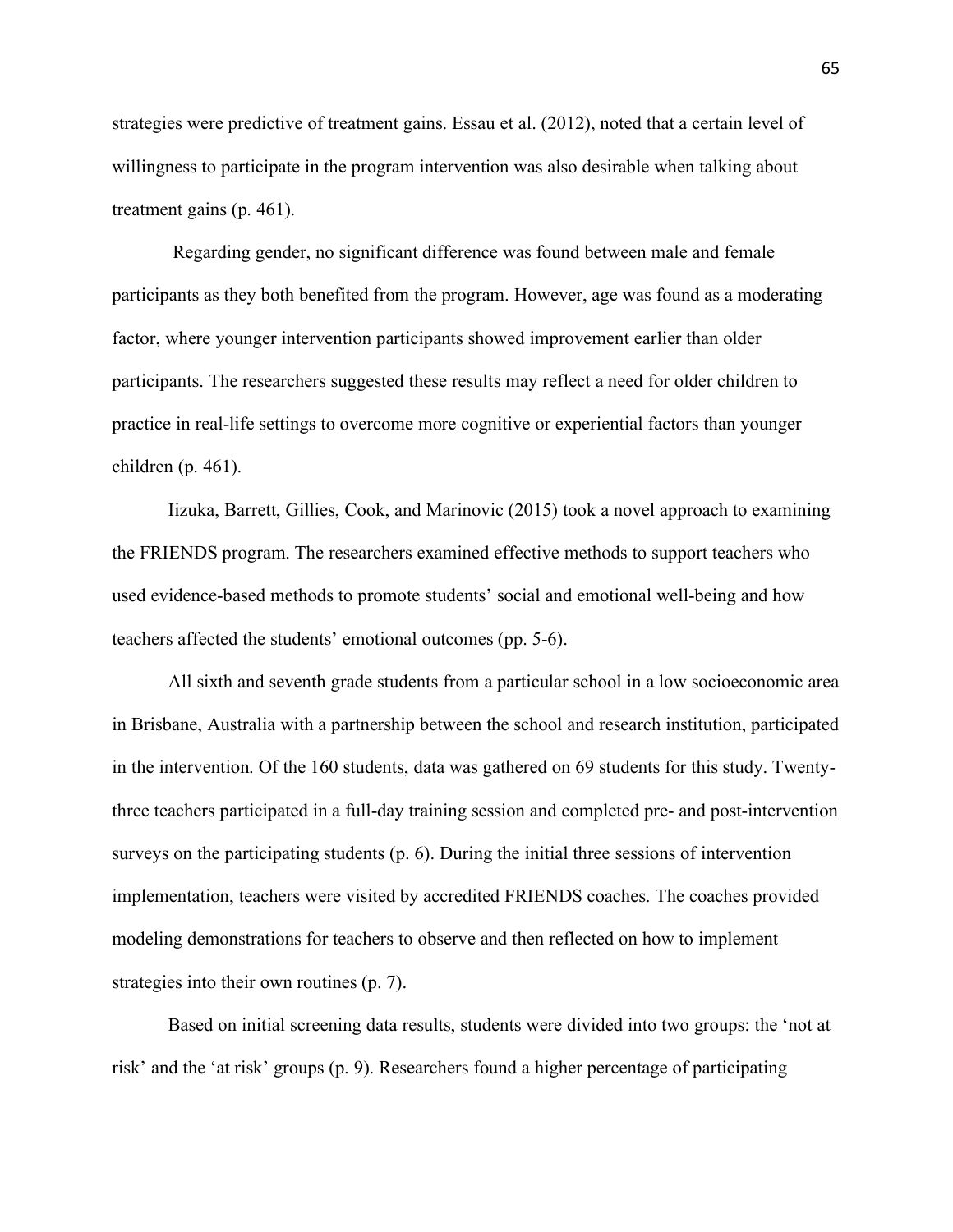strategies were predictive of treatment gains. Essau et al. (2012), noted that a certain level of willingness to participate in the program intervention was also desirable when talking about treatment gains (p. 461).

Regarding gender, no significant difference was found between male and female participants as they both benefited from the program. However, age was found as a moderating factor, where younger intervention participants showed improvement earlier than older participants. The researchers suggested these results may reflect a need for older children to practice in real-life settings to overcome more cognitive or experiential factors than younger children (p. 461).

Iizuka, Barrett, Gillies, Cook, and Marinovic (2015) took a novel approach to examining the FRIENDS program. The researchers examined effective methods to support teachers who used evidence-based methods to promote students' social and emotional well-being and how teachers affected the students' emotional outcomes (pp. 5-6).

All sixth and seventh grade students from a particular school in a low socioeconomic area in Brisbane, Australia with a partnership between the school and research institution, participated in the intervention. Of the 160 students, data was gathered on 69 students for this study. Twenty-three teachers participated in a full-day training session and completed pre- and post-intervention surveys on the participating students (p. 6). During the initial three sessions of intervention implementation, teachers were visited by accredited FRIENDS coaches. The coaches provided modeling demonstrations for teachers to observe and then reflected on how to implement strategies into their own routines (p. 7).

Based on initial screening data results, students were divided into two groups: the 'not at risk' and the 'at risk' groups (p. 9). Researchers found a higher percentage of participating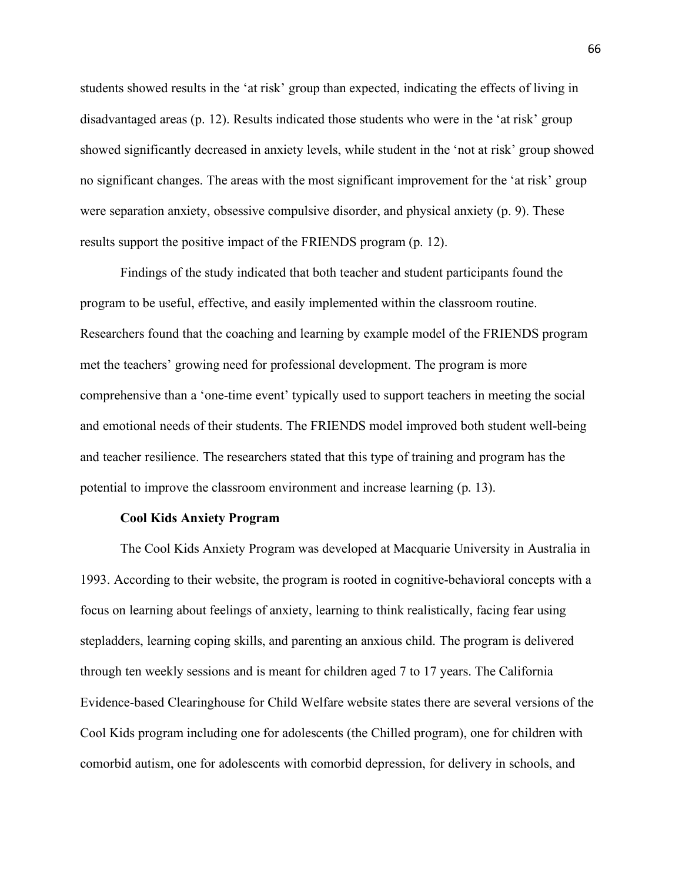students showed results in the 'at risk' group than expected, indicating the effects of living in disadvantaged areas (p. 12). Results indicated those students who were in the 'at risk' group showed significantly decreased in anxiety levels, while student in the 'not at risk' group showed no significant changes. The areas with the most significant improvement for the 'at risk' group were separation anxiety, obsessive compulsive disorder, and physical anxiety (p. 9). These results support the positive impact of the FRIENDS program (p. 12).

Findings of the study indicated that both teacher and student participants found the program to be useful, effective, and easily implemented within the classroom routine. Researchers found that the coaching and learning by example model of the FRIENDS program met the teachers' growing need for professional development. The program is more comprehensive than a 'one-time event' typically used to support teachers in meeting the social and emotional needs of their students. The FRIENDS model improved both student well-being and teacher resilience. The researchers stated that this type of training and program has the potential to improve the classroom environment and increase learning (p. 13).

### Cool Kids Anxiety Program

The Cool Kids Anxiety Program was developed at Macquarie University in Australia in 1993. According to their website, the program is rooted in cognitive-behavioral concepts with a focus on learning about feelings of anxiety, learning to think realistically, facing fear using stepladders, learning coping skills, and parenting an anxious child. The program is delivered through ten weekly sessions and is meant for children aged 7 to 17 years. The California Evidence-based Clearinghouse for Child Welfare website states there are several versions of the Cool Kids program including one for adolescents (the Chilled program), one for children with comorbid autism, one for adolescents with comorbid depression, for delivery in schools, and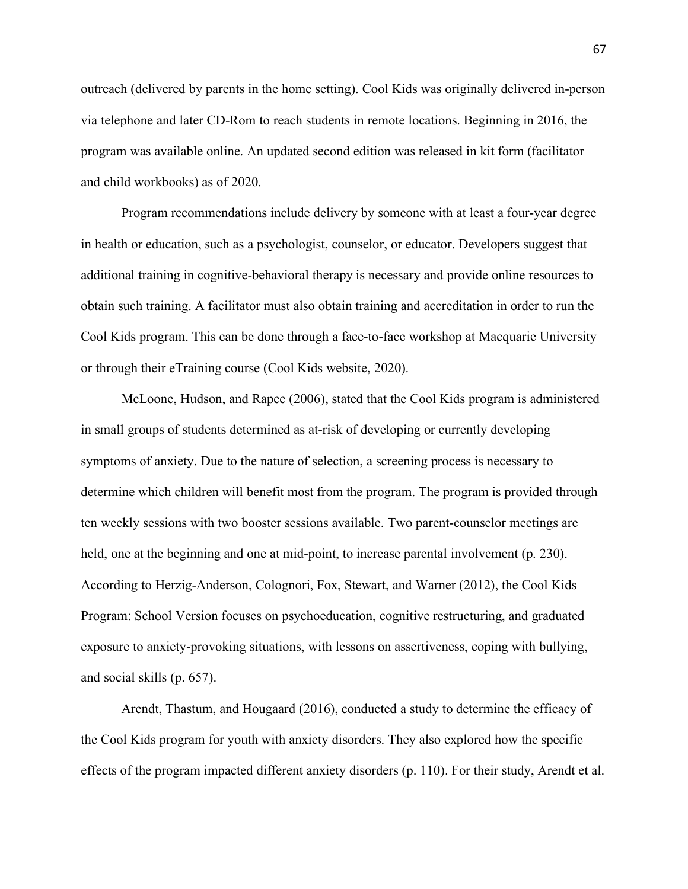outreach (delivered by parents in the home setting). Cool Kids was originally delivered in-person via telephone and later CD-Rom to reach students in remote locations. Beginning in 2016, the program was available online. An updated second edition was released in kit form (facilitator and child workbooks) as of 2020.

Program recommendations include delivery by someone with at least a four-year degree in health or education, such as a psychologist, counselor, or educator. Developers suggest that additional training in cognitive-behavioral therapy is necessary and provide online resources to obtain such training. A facilitator must also obtain training and accreditation in order to run the Cool Kids program. This can be done through a face-to-face workshop at Macquarie University or through their eTraining course (Cool Kids website, 2020).

McLoone, Hudson, and Rapee (2006), stated that the Cool Kids program is administered in small groups of students determined as at-risk of developing or currently developing symptoms of anxiety. Due to the nature of selection, a screening process is necessary to determine which children will benefit most from the program. The program is provided through ten weekly sessions with two booster sessions available. Two parent-counselor meetings are held, one at the beginning and one at mid-point, to increase parental involvement (p. 230). According to Herzig-Anderson, Colognori, Fox, Stewart, and Warner (2012), the Cool Kids Program: School Version focuses on psychoeducation, cognitive restructuring, and graduated exposure to anxiety-provoking situations, with lessons on assertiveness, coping with bullying, and social skills (p. 657).

Arendt, Thastum, and Hougaard (2016), conducted a study to determine the efficacy of the Cool Kids program for youth with anxiety disorders. They also explored how the specific effects of the program impacted different anxiety disorders (p. 110). For their study, Arendt et al.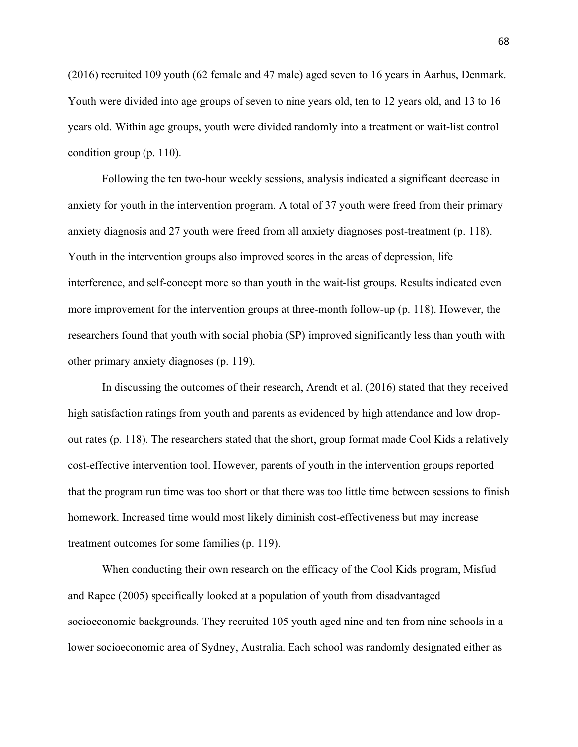(2016) recruited 109 youth (62 female and 47 male) aged seven to 16 years in Aarhus, Denmark. Youth were divided into age groups of seven to nine years old, ten to 12 years old, and 13 to 16 years old. Within age groups, youth were divided randomly into a treatment or wait-list control condition group (p. 110).

Following the ten two-hour weekly sessions, analysis indicated a significant decrease in anxiety for youth in the intervention program. A total of 37 youth were freed from their primary anxiety diagnosis and 27 youth were freed from all anxiety diagnoses post-treatment (p. 118). Youth in the intervention groups also improved scores in the areas of depression, life interference, and self-concept more so than youth in the wait-list groups. Results indicated even more improvement for the intervention groups at three-month follow-up (p. 118). However, the researchers found that youth with social phobia (SP) improved significantly less than youth with other primary anxiety diagnoses (p. 119).

In discussing the outcomes of their research, Arendt et al. (2016) stated that they received high satisfaction ratings from youth and parents as evidenced by high attendance and low drop-out rates (p. 118). The researchers stated that the short, group format made Cool Kids a relatively cost-effective intervention tool. However, parents of youth in the intervention groups reported that the program run time was too short or that there was too little time between sessions to finish homework. Increased time would most likely diminish cost-effectiveness but may increase treatment outcomes for some families (p. 119).

When conducting their own research on the efficacy of the Cool Kids program, Misfud and Rapee (2005) specifically looked at a population of youth from disadvantaged socioeconomic backgrounds. They recruited 105 youth aged nine and ten from nine schools in a lower socioeconomic area of Sydney, Australia. Each school was randomly designated either as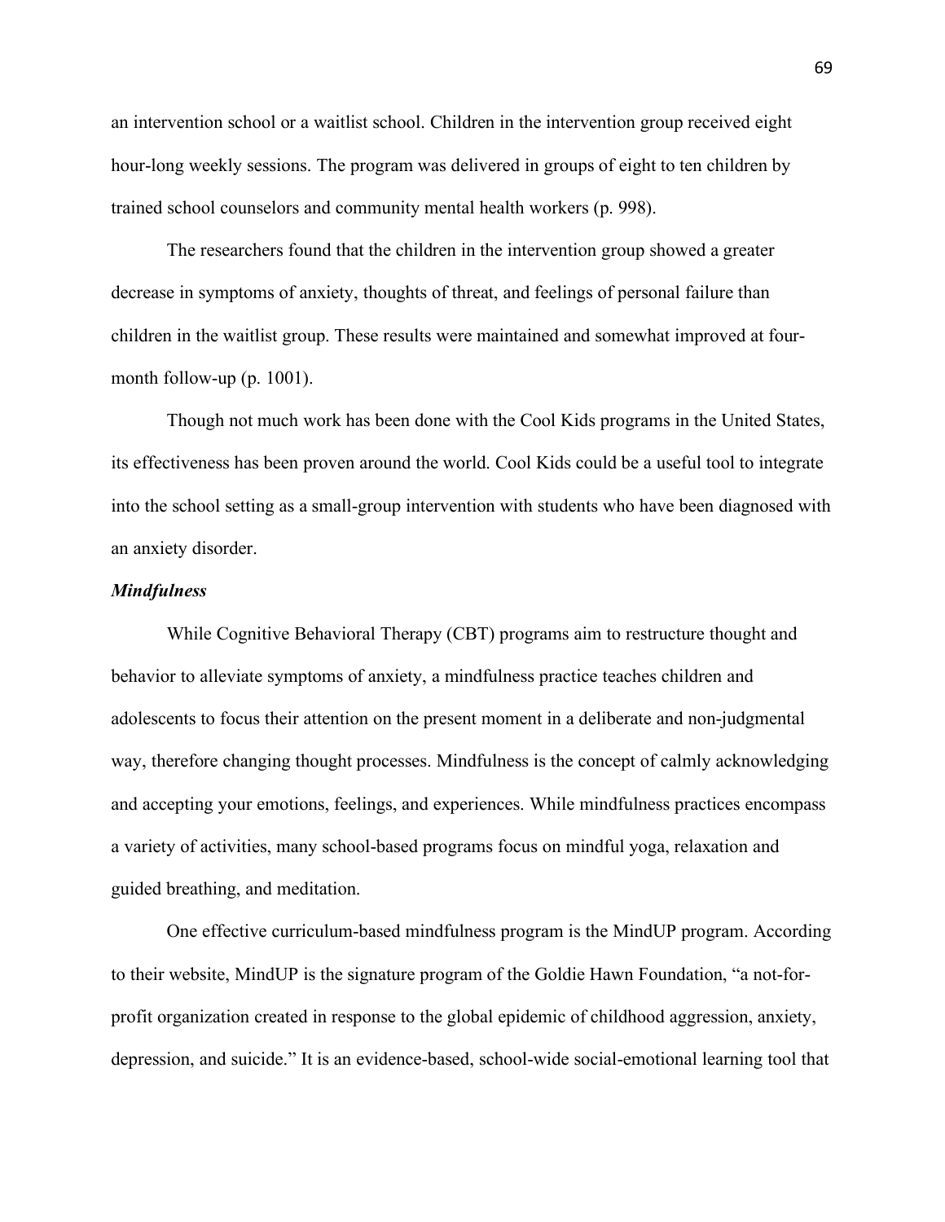an intervention school or a waitlist school. Children in the intervention group received eight hour-long weekly sessions. The program was delivered in groups of eight to ten children by trained school counselors and community mental health workers (p. 998).

The researchers found that the children in the intervention group showed a greater decrease in symptoms of anxiety, thoughts of threat, and feelings of personal failure than children in the waitlist group. These results were maintained and somewhat improved at four-month follow-up (p. 1001).

Though not much work has been done with the Cool Kids programs in the United States, its effectiveness has been proven around the world. Cool Kids could be a useful tool to integrate into the school setting as a small-group intervention with students who have been diagnosed with an anxiety disorder.

### *Mindfulness*

While Cognitive Behavioral Therapy (CBT) programs aim to restructure thought and behavior to alleviate symptoms of anxiety, a mindfulness practice teaches children and adolescents to focus their attention on the present moment in a deliberate and non-judgmental way, therefore changing thought processes. Mindfulness is the concept of calmly acknowledging and accepting your emotions, feelings, and experiences. While mindfulness practices encompass a variety of activities, many school-based programs focus on mindful yoga, relaxation and guided breathing, and meditation.

One effective curriculum-based mindfulness program is the MindUP program. According to their website, MindUP is the signature program of the Goldie Hawn Foundation, "a not-for-profit organization created in response to the global epidemic of childhood aggression, anxiety, depression, and suicide." It is an evidence-based, school-wide social-emotional learning tool that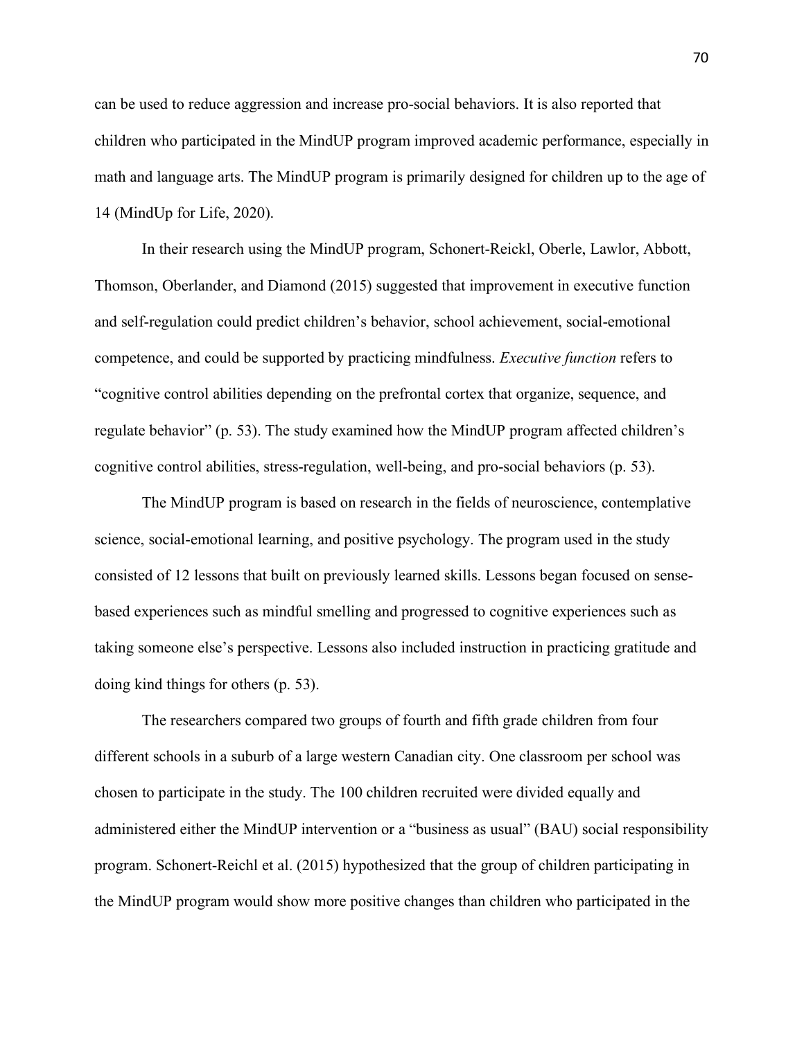can be used to reduce aggression and increase pro-social behaviors. It is also reported that children who participated in the MindUP program improved academic performance, especially in math and language arts. The MindUP program is primarily designed for children up to the age of 14 (MindUp for Life, 2020).

In their research using the MindUP program, Schonert-Reickl, Oberle, Lawlor, Abbott, Thomson, Oberlander, and Diamond (2015) suggested that improvement in executive function and self-regulation could predict children's behavior, school achievement, social-emotional competence, and could be supported by practicing mindfulness. *Executive function* refers to "cognitive control abilities depending on the prefrontal cortex that organize, sequence, and regulate behavior" (p. 53). The study examined how the MindUP program affected children's cognitive control abilities, stress-regulation, well-being, and pro-social behaviors (p. 53).

The MindUP program is based on research in the fields of neuroscience, contemplative science, social-emotional learning, and positive psychology. The program used in the study consisted of 12 lessons that built on previously learned skills. Lessons began focused on sense-based experiences such as mindful smelling and progressed to cognitive experiences such as taking someone else's perspective. Lessons also included instruction in practicing gratitude and doing kind things for others (p. 53).

The researchers compared two groups of fourth and fifth grade children from four different schools in a suburb of a large western Canadian city. One classroom per school was chosen to participate in the study. The 100 children recruited were divided equally and administered either the MindUP intervention or a "business as usual" (BAU) social responsibility program. Schonert-Reichl et al. (2015) hypothesized that the group of children participating in the MindUP program would show more positive changes than children who participated in the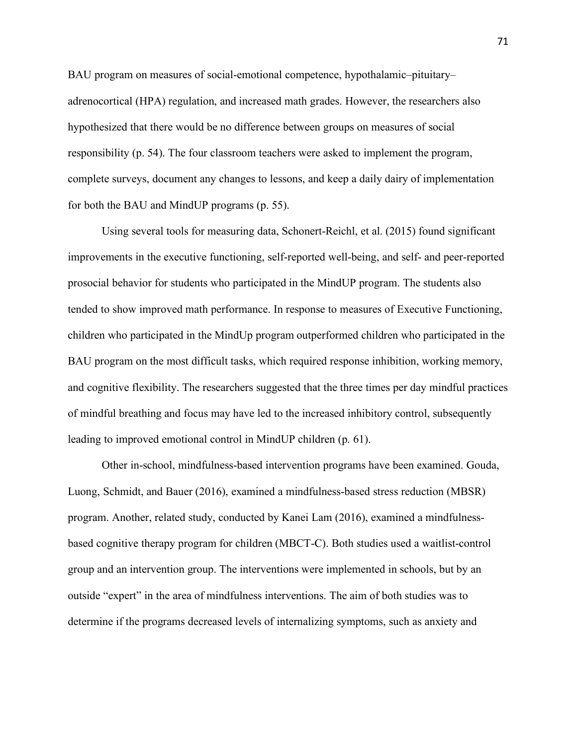BAU program on measures of social-emotional competence, hypothalamic–pituitary–adrenocortical (HPA) regulation, and increased math grades. However, the researchers also hypothesized that there would be no difference between groups on measures of social responsibility (p. 54). The four classroom teachers were asked to implement the program, complete surveys, document any changes to lessons, and keep a daily dairy of implementation for both the BAU and MindUP programs (p. 55).

Using several tools for measuring data, Schonert-Reichl, et al. (2015) found significant improvements in the executive functioning, self-reported well-being, and self- and peer-reported prosocial behavior for students who participated in the MindUP program. The students also tended to show improved math performance. In response to measures of Executive Functioning, children who participated in the MindUp program outperformed children who participated in the BAU program on the most difficult tasks, which required response inhibition, working memory, and cognitive flexibility. The researchers suggested that the three times per day mindful practices of mindful breathing and focus may have led to the increased inhibitory control, subsequently leading to improved emotional control in MindUP children (p. 61).

Other in-school, mindfulness-based intervention programs have been examined. Gouda, Luong, Schmidt, and Bauer (2016), examined a mindfulness-based stress reduction (MBSR) program. Another, related study, conducted by Kanei Lam (2016), examined a mindfulness-based cognitive therapy program for children (MBCT-C). Both studies used a waitlist-control group and an intervention group. The interventions were implemented in schools, but by an outside "expert" in the area of mindfulness interventions. The aim of both studies was to determine if the programs decreased levels of internalizing symptoms, such as anxiety and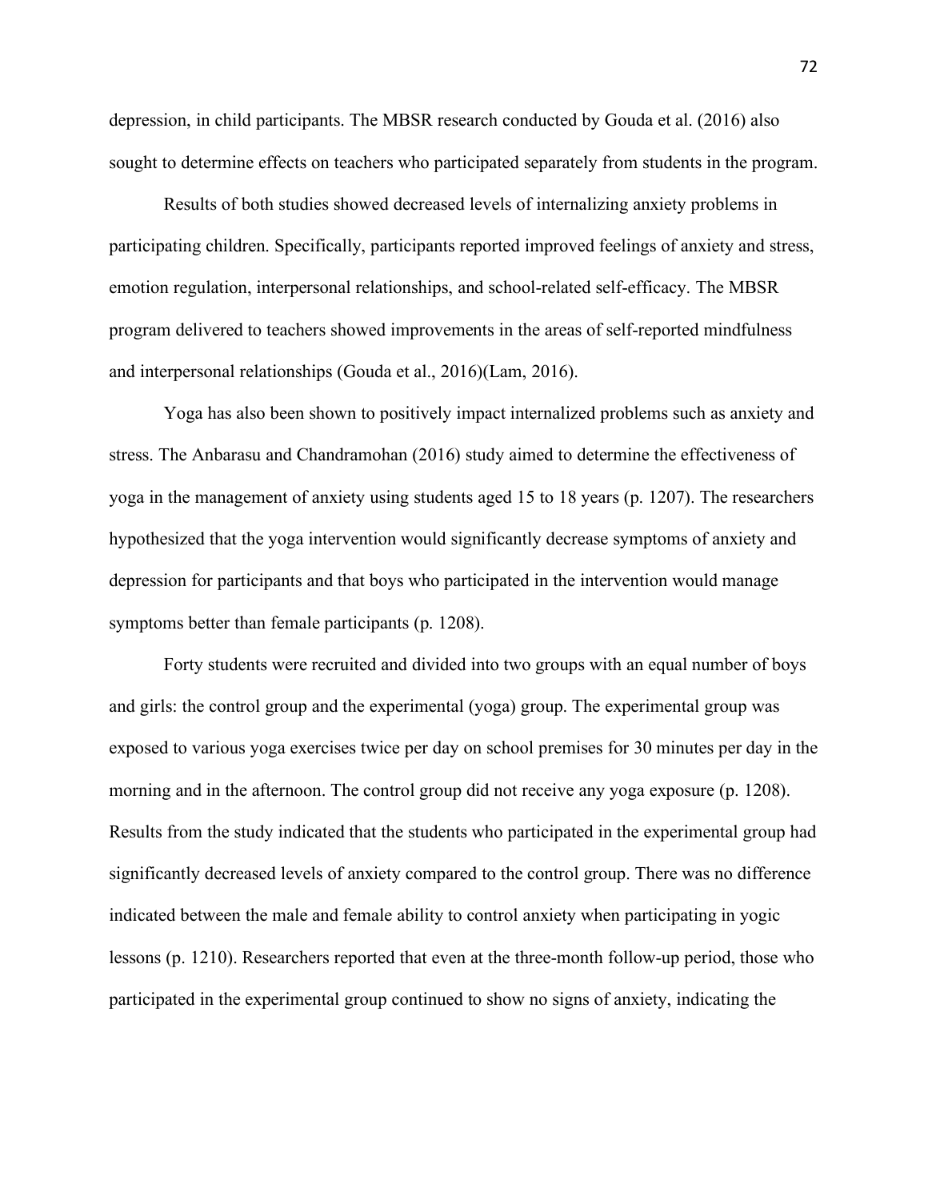depression, in child participants. The MBSR research conducted by Gouda et al. (2016) also sought to determine effects on teachers who participated separately from students in the program.

Results of both studies showed decreased levels of internalizing anxiety problems in participating children. Specifically, participants reported improved feelings of anxiety and stress, emotion regulation, interpersonal relationships, and school-related self-efficacy. The MBSR program delivered to teachers showed improvements in the areas of self-reported mindfulness and interpersonal relationships (Gouda et al., 2016)(Lam, 2016).

Yoga has also been shown to positively impact internalized problems such as anxiety and stress. The Anbarasu and Chandramohan (2016) study aimed to determine the effectiveness of yoga in the management of anxiety using students aged 15 to 18 years (p. 1207). The researchers hypothesized that the yoga intervention would significantly decrease symptoms of anxiety and depression for participants and that boys who participated in the intervention would manage symptoms better than female participants (p. 1208).

Forty students were recruited and divided into two groups with an equal number of boys and girls: the control group and the experimental (yoga) group. The experimental group was exposed to various yoga exercises twice per day on school premises for 30 minutes per day in the morning and in the afternoon. The control group did not receive any yoga exposure (p. 1208). Results from the study indicated that the students who participated in the experimental group had significantly decreased levels of anxiety compared to the control group. There was no difference indicated between the male and female ability to control anxiety when participating in yogic lessons (p. 1210). Researchers reported that even at the three-month follow-up period, those who participated in the experimental group continued to show no signs of anxiety, indicating the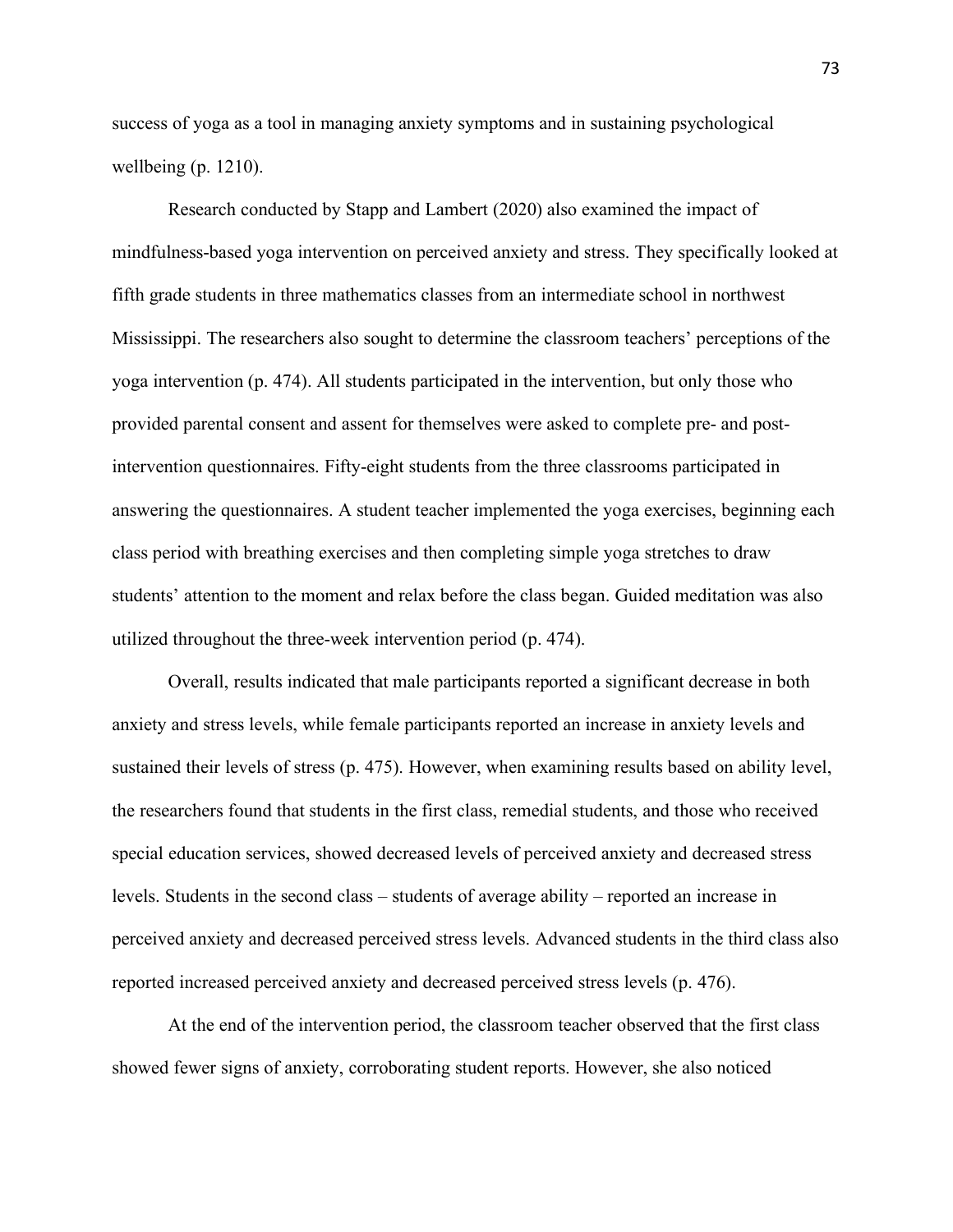success of yoga as a tool in managing anxiety symptoms and in sustaining psychological wellbeing (p. 1210).

Research conducted by Stapp and Lambert (2020) also examined the impact of mindfulness-based yoga intervention on perceived anxiety and stress. They specifically looked at fifth grade students in three mathematics classes from an intermediate school in northwest Mississippi. The researchers also sought to determine the classroom teachers' perceptions of the yoga intervention (p. 474). All students participated in the intervention, but only those who provided parental consent and assent for themselves were asked to complete pre- and post-intervention questionnaires. Fifty-eight students from the three classrooms participated in answering the questionnaires. A student teacher implemented the yoga exercises, beginning each class period with breathing exercises and then completing simple yoga stretches to draw students' attention to the moment and relax before the class began. Guided meditation was also utilized throughout the three-week intervention period (p. 474).

Overall, results indicated that male participants reported a significant decrease in both anxiety and stress levels, while female participants reported an increase in anxiety levels and sustained their levels of stress (p. 475). However, when examining results based on ability level, the researchers found that students in the first class, remedial students, and those who received special education services, showed decreased levels of perceived anxiety and decreased stress levels. Students in the second class – students of average ability – reported an increase in perceived anxiety and decreased perceived stress levels. Advanced students in the third class also reported increased perceived anxiety and decreased perceived stress levels (p. 476).

At the end of the intervention period, the classroom teacher observed that the first class showed fewer signs of anxiety, corroborating student reports. However, she also noticed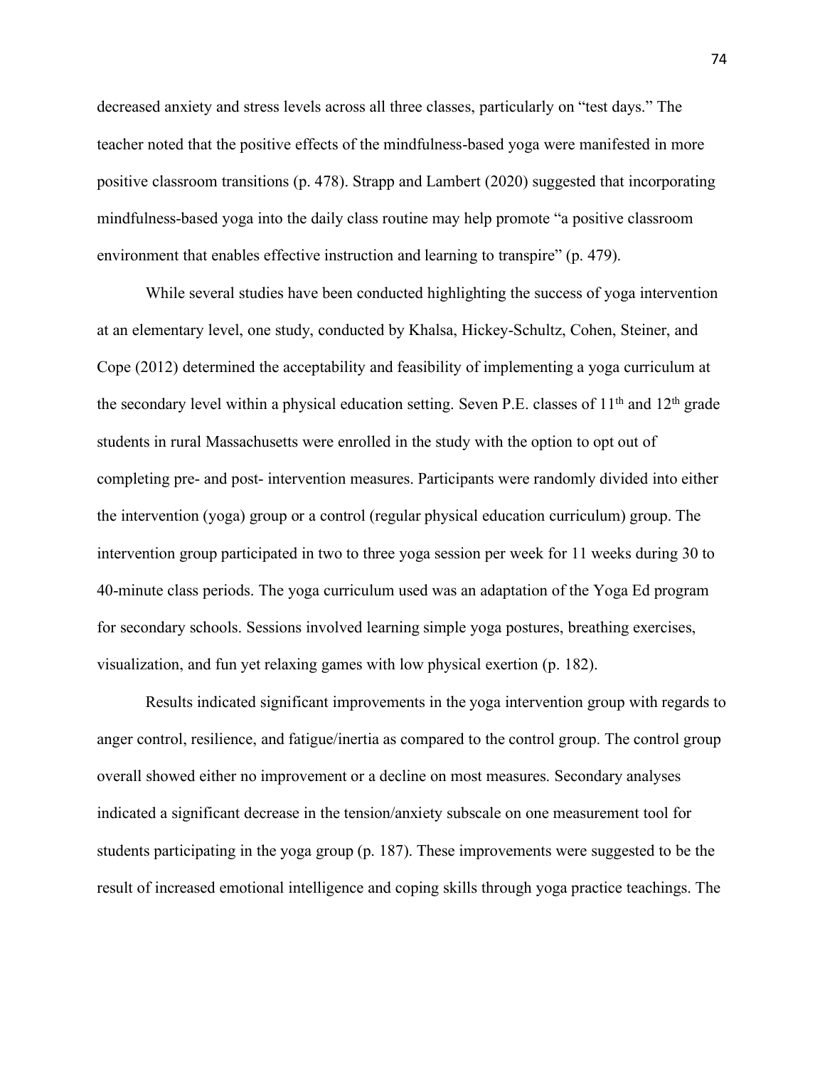decreased anxiety and stress levels across all three classes, particularly on "test days." The teacher noted that the positive effects of the mindfulness-based yoga were manifested in more positive classroom transitions (p. 478). Strapp and Lambert (2020) suggested that incorporating mindfulness-based yoga into the daily class routine may help promote "a positive classroom environment that enables effective instruction and learning to transpire" (p. 479).

While several studies have been conducted highlighting the success of yoga intervention at an elementary level, one study, conducted by Khalsa, Hickey-Schultz, Cohen, Steiner, and Cope (2012) determined the acceptability and feasibility of implementing a yoga curriculum at the secondary level within a physical education setting. Seven P.E. classes of 11th and 12th grade students in rural Massachusetts were enrolled in the study with the option to opt out of completing pre- and post- intervention measures. Participants were randomly divided into either the intervention (yoga) group or a control (regular physical education curriculum) group. The intervention group participated in two to three yoga session per week for 11 weeks during 30 to 40-minute class periods. The yoga curriculum used was an adaptation of the Yoga Ed program for secondary schools. Sessions involved learning simple yoga postures, breathing exercises, visualization, and fun yet relaxing games with low physical exertion (p. 182).

Results indicated significant improvements in the yoga intervention group with regards to anger control, resilience, and fatigue/inertia as compared to the control group. The control group overall showed either no improvement or a decline on most measures. Secondary analyses indicated a significant decrease in the tension/anxiety subscale on one measurement tool for students participating in the yoga group (p. 187). These improvements were suggested to be the result of increased emotional intelligence and coping skills through yoga practice teachings. The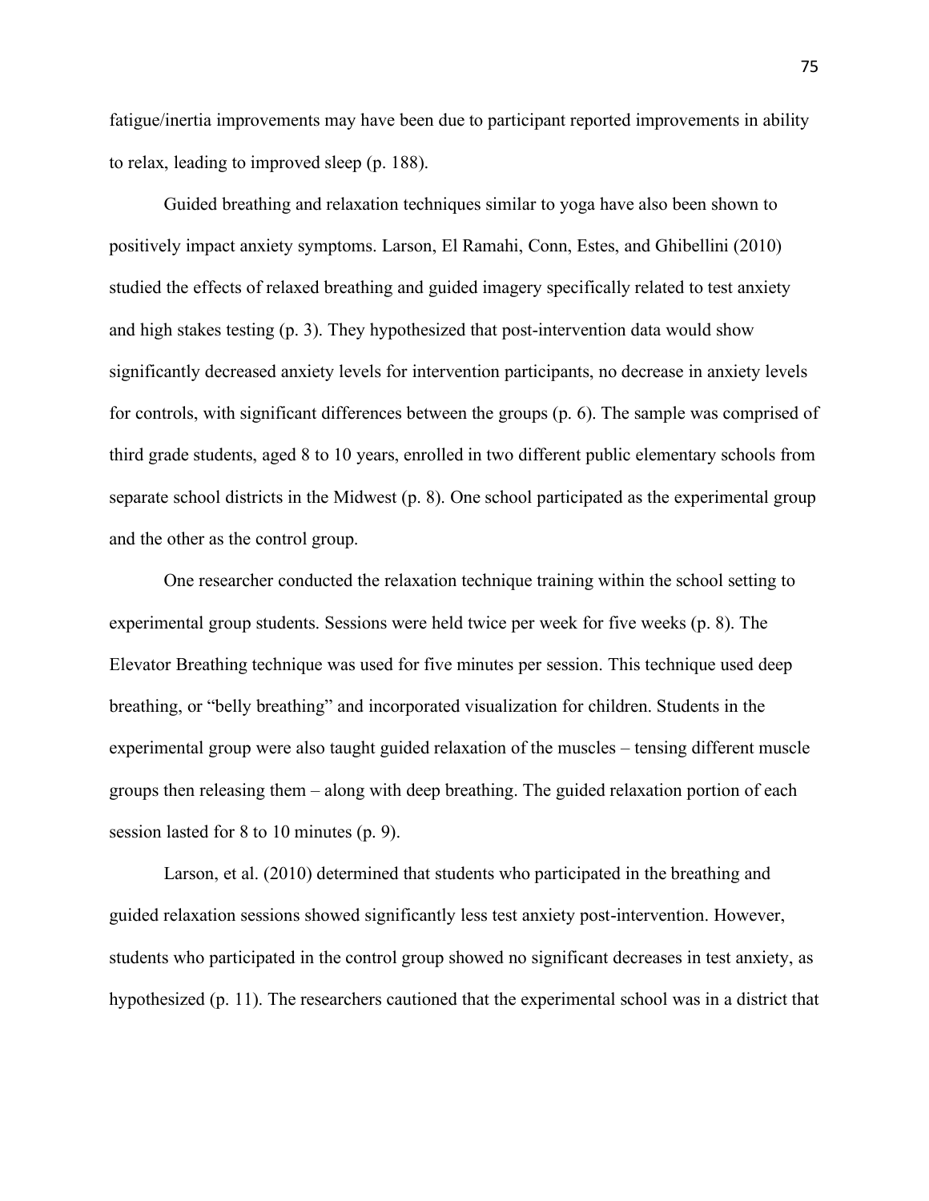fatigue/inertia improvements may have been due to participant reported improvements in ability to relax, leading to improved sleep (p. 188).

Guided breathing and relaxation techniques similar to yoga have also been shown to positively impact anxiety symptoms. Larson, El Ramahi, Conn, Estes, and Ghibellini (2010) studied the effects of relaxed breathing and guided imagery specifically related to test anxiety and high stakes testing (p. 3). They hypothesized that post-intervention data would show significantly decreased anxiety levels for intervention participants, no decrease in anxiety levels for controls, with significant differences between the groups (p. 6). The sample was comprised of third grade students, aged 8 to 10 years, enrolled in two different public elementary schools from separate school districts in the Midwest (p. 8). One school participated as the experimental group and the other as the control group.

One researcher conducted the relaxation technique training within the school setting to experimental group students. Sessions were held twice per week for five weeks (p. 8). The Elevator Breathing technique was used for five minutes per session. This technique used deep breathing, or "belly breathing" and incorporated visualization for children. Students in the experimental group were also taught guided relaxation of the muscles – tensing different muscle groups then releasing them – along with deep breathing. The guided relaxation portion of each session lasted for 8 to 10 minutes (p. 9).

Larson, et al. (2010) determined that students who participated in the breathing and guided relaxation sessions showed significantly less test anxiety post-intervention. However, students who participated in the control group showed no significant decreases in test anxiety, as hypothesized (p. 11). The researchers cautioned that the experimental school was in a district that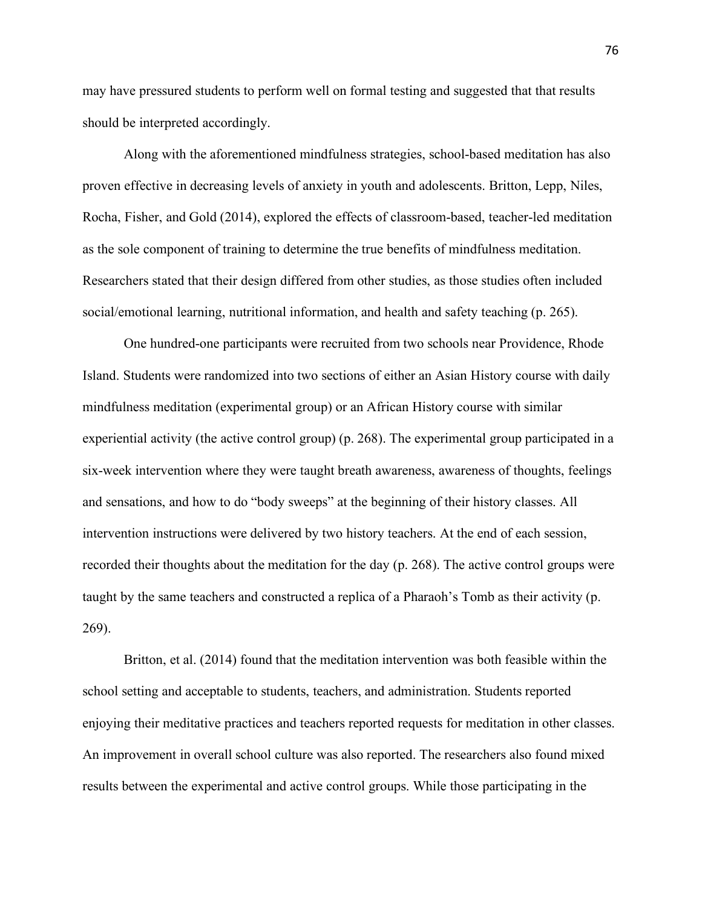may have pressured students to perform well on formal testing and suggested that that results should be interpreted accordingly.

Along with the aforementioned mindfulness strategies, school-based meditation has also proven effective in decreasing levels of anxiety in youth and adolescents. Britton, Lepp, Niles, Rocha, Fisher, and Gold (2014), explored the effects of classroom-based, teacher-led meditation as the sole component of training to determine the true benefits of mindfulness meditation. Researchers stated that their design differed from other studies, as those studies often included social/emotional learning, nutritional information, and health and safety teaching (p. 265).

One hundred-one participants were recruited from two schools near Providence, Rhode Island. Students were randomized into two sections of either an Asian History course with daily mindfulness meditation (experimental group) or an African History course with similar experiential activity (the active control group) (p. 268). The experimental group participated in a six-week intervention where they were taught breath awareness, awareness of thoughts, feelings and sensations, and how to do "body sweeps" at the beginning of their history classes. All intervention instructions were delivered by two history teachers. At the end of each session, recorded their thoughts about the meditation for the day (p. 268). The active control groups were taught by the same teachers and constructed a replica of a Pharaoh's Tomb as their activity (p. 269).

Britton, et al. (2014) found that the meditation intervention was both feasible within the school setting and acceptable to students, teachers, and administration. Students reported enjoying their meditative practices and teachers reported requests for meditation in other classes. An improvement in overall school culture was also reported. The researchers also found mixed results between the experimental and active control groups. While those participating in the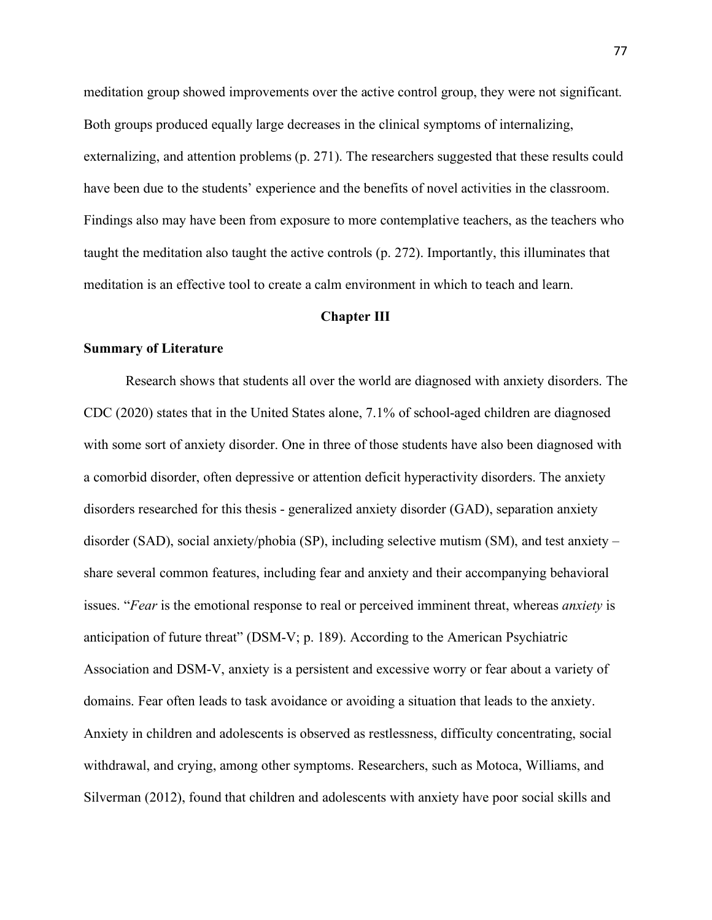meditation group showed improvements over the active control group, they were not significant. Both groups produced equally large decreases in the clinical symptoms of internalizing, externalizing, and attention problems (p. 271). The researchers suggested that these results could have been due to the students' experience and the benefits of novel activities in the classroom. Findings also may have been from exposure to more contemplative teachers, as the teachers who taught the meditation also taught the active controls (p. 272). Importantly, this illuminates that meditation is an effective tool to create a calm environment in which to teach and learn.

## Chapter III

### Summary of Literature

Research shows that students all over the world are diagnosed with anxiety disorders. The CDC (2020) states that in the United States alone, 7.1% of school-aged children are diagnosed with some sort of anxiety disorder. One in three of those students have also been diagnosed with a comorbid disorder, often depressive or attention deficit hyperactivity disorders. The anxiety disorders researched for this thesis - generalized anxiety disorder (GAD), separation anxiety disorder (SAD), social anxiety/phobia (SP), including selective mutism (SM), and test anxiety – share several common features, including fear and anxiety and their accompanying behavioral issues. "*Fear* is the emotional response to real or perceived imminent threat, whereas *anxiety* is anticipation of future threat" (DSM-V; p. 189). According to the American Psychiatric Association and DSM-V, anxiety is a persistent and excessive worry or fear about a variety of domains. Fear often leads to task avoidance or avoiding a situation that leads to the anxiety. Anxiety in children and adolescents is observed as restlessness, difficulty concentrating, social withdrawal, and crying, among other symptoms. Researchers, such as Motoca, Williams, and Silverman (2012), found that children and adolescents with anxiety have poor social skills and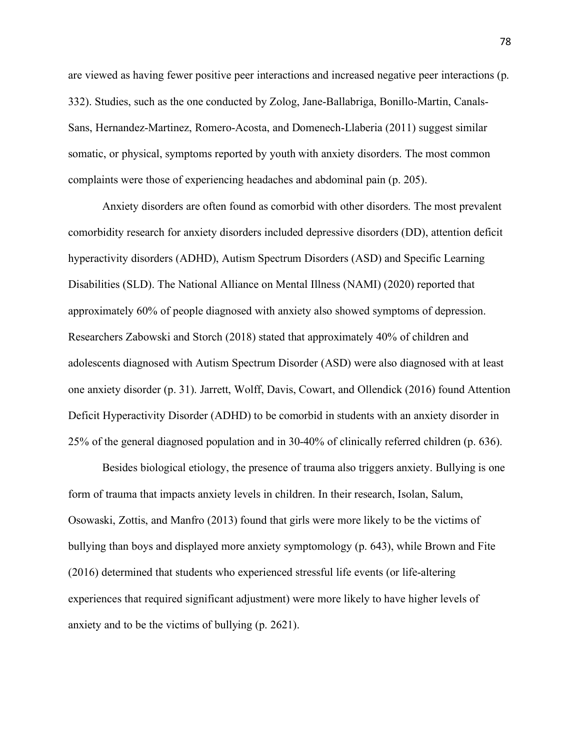are viewed as having fewer positive peer interactions and increased negative peer interactions (p. 332). Studies, such as the one conducted by Zolog, Jane-Ballabriga, Bonillo-Martin, Canals-Sans, Hernandez-Martinez, Romero-Acosta, and Domenech-Llaberia (2011) suggest similar somatic, or physical, symptoms reported by youth with anxiety disorders. The most common complaints were those of experiencing headaches and abdominal pain (p. 205).

Anxiety disorders are often found as comorbid with other disorders. The most prevalent comorbidity research for anxiety disorders included depressive disorders (DD), attention deficit hyperactivity disorders (ADHD), Autism Spectrum Disorders (ASD) and Specific Learning Disabilities (SLD). The National Alliance on Mental Illness (NAMI) (2020) reported that approximately 60% of people diagnosed with anxiety also showed symptoms of depression. Researchers Zabowski and Storch (2018) stated that approximately 40% of children and adolescents diagnosed with Autism Spectrum Disorder (ASD) were also diagnosed with at least one anxiety disorder (p. 31). Jarrett, Wolff, Davis, Cowart, and Ollendick (2016) found Attention Deficit Hyperactivity Disorder (ADHD) to be comorbid in students with an anxiety disorder in 25% of the general diagnosed population and in 30-40% of clinically referred children (p. 636).

Besides biological etiology, the presence of trauma also triggers anxiety. Bullying is one form of trauma that impacts anxiety levels in children. In their research, Isolan, Salum, Osowaski, Zottis, and Manfro (2013) found that girls were more likely to be the victims of bullying than boys and displayed more anxiety symptomology (p. 643), while Brown and Fite (2016) determined that students who experienced stressful life events (or life-altering experiences that required significant adjustment) were more likely to have higher levels of anxiety and to be the victims of bullying (p. 2621).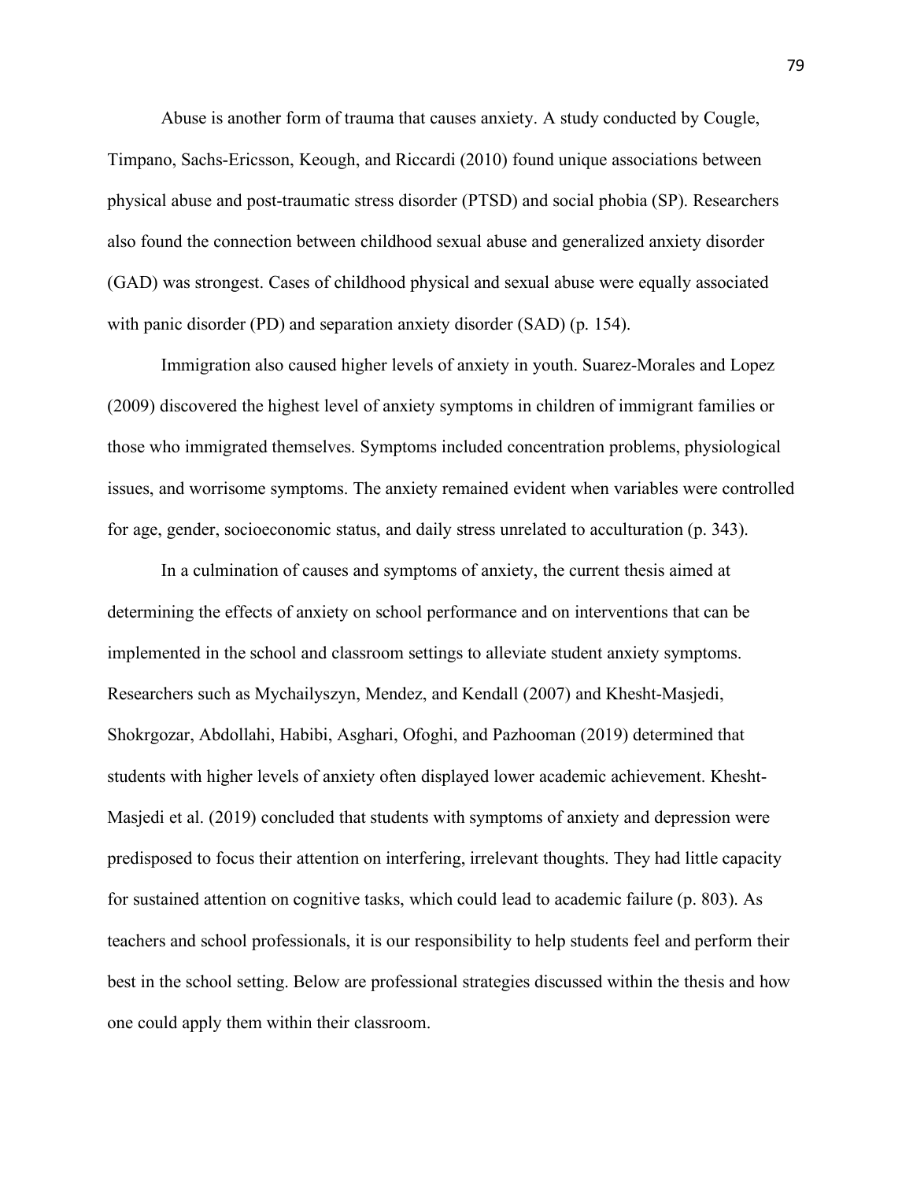Abuse is another form of trauma that causes anxiety. A study conducted by Cougle, Timpano, Sachs-Ericsson, Keough, and Riccardi (2010) found unique associations between physical abuse and post-traumatic stress disorder (PTSD) and social phobia (SP). Researchers also found the connection between childhood sexual abuse and generalized anxiety disorder (GAD) was strongest. Cases of childhood physical and sexual abuse were equally associated with panic disorder (PD) and separation anxiety disorder (SAD) (p. 154).

Immigration also caused higher levels of anxiety in youth. Suarez-Morales and Lopez (2009) discovered the highest level of anxiety symptoms in children of immigrant families or those who immigrated themselves. Symptoms included concentration problems, physiological issues, and worrisome symptoms. The anxiety remained evident when variables were controlled for age, gender, socioeconomic status, and daily stress unrelated to acculturation (p. 343).

In a culmination of causes and symptoms of anxiety, the current thesis aimed at determining the effects of anxiety on school performance and on interventions that can be implemented in the school and classroom settings to alleviate student anxiety symptoms. Researchers such as Mychailyszyn, Mendez, and Kendall (2007) and Khesht-Masjedi, Shokrgozar, Abdollahi, Habibi, Asghari, Ofoghi, and Pazhooman (2019) determined that students with higher levels of anxiety often displayed lower academic achievement. Khesht-Masjedi et al. (2019) concluded that students with symptoms of anxiety and depression were predisposed to focus their attention on interfering, irrelevant thoughts. They had little capacity for sustained attention on cognitive tasks, which could lead to academic failure (p. 803). As teachers and school professionals, it is our responsibility to help students feel and perform their best in the school setting. Below are professional strategies discussed within the thesis and how one could apply them within their classroom.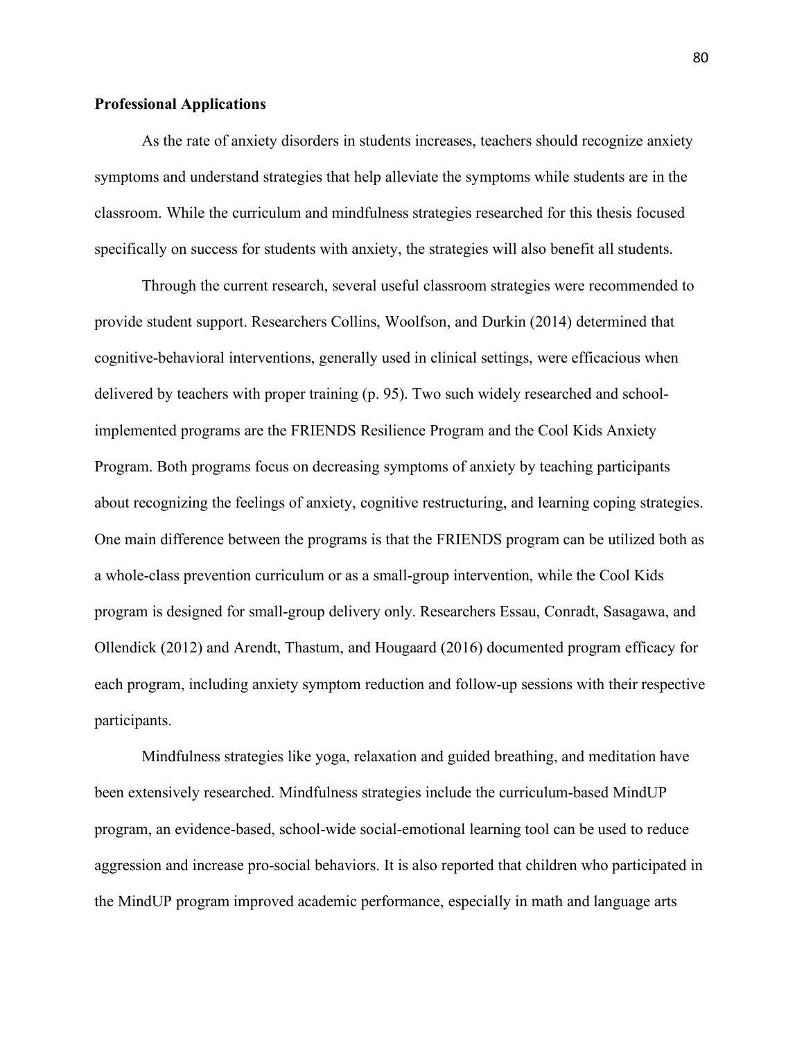**Professional Applications**

As the rate of anxiety disorders in students increases, teachers should recognize anxiety symptoms and understand strategies that help alleviate the symptoms while students are in the classroom. While the curriculum and mindfulness strategies researched for this thesis focused specifically on success for students with anxiety, the strategies will also benefit all students.

Through the current research, several useful classroom strategies were recommended to provide student support. Researchers Collins, Woolfson, and Durkin (2014) determined that cognitive-behavioral interventions, generally used in clinical settings, were efficacious when delivered by teachers with proper training (p. 95). Two such widely researched and school-implemented programs are the FRIENDS Resilience Program and the Cool Kids Anxiety Program. Both programs focus on decreasing symptoms of anxiety by teaching participants about recognizing the feelings of anxiety, cognitive restructuring, and learning coping strategies. One main difference between the programs is that the FRIENDS program can be utilized both as a whole-class prevention curriculum or as a small-group intervention, while the Cool Kids program is designed for small-group delivery only. Researchers Essau, Conradt, Sasagawa, and Ollendick (2012) and Arendt, Thastum, and Hougaard (2016) documented program efficacy for each program, including anxiety symptom reduction and follow-up sessions with their respective participants.

Mindfulness strategies like yoga, relaxation and guided breathing, and meditation have been extensively researched. Mindfulness strategies include the curriculum-based MindUP program, an evidence-based, school-wide social-emotional learning tool can be used to reduce aggression and increase pro-social behaviors. It is also reported that children who participated in the MindUP program improved academic performance, especially in math and language arts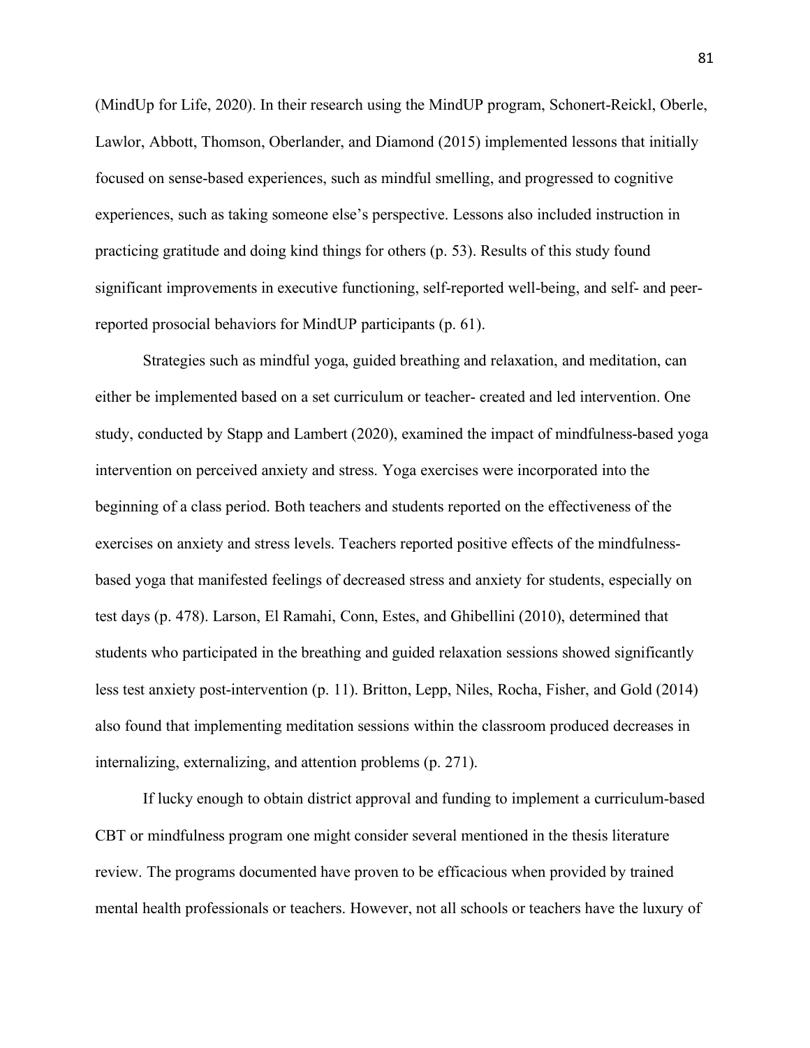(MindUp for Life, 2020). In their research using the MindUP program, Schonert-Reickl, Oberle, Lawlor, Abbott, Thomson, Oberlander, and Diamond (2015) implemented lessons that initially focused on sense-based experiences, such as mindful smelling, and progressed to cognitive experiences, such as taking someone else's perspective. Lessons also included instruction in practicing gratitude and doing kind things for others (p. 53). Results of this study found significant improvements in executive functioning, self-reported well-being, and self- and peer-reported prosocial behaviors for MindUP participants (p. 61).

Strategies such as mindful yoga, guided breathing and relaxation, and meditation, can either be implemented based on a set curriculum or teacher- created and led intervention. One study, conducted by Stapp and Lambert (2020), examined the impact of mindfulness-based yoga intervention on perceived anxiety and stress. Yoga exercises were incorporated into the beginning of a class period. Both teachers and students reported on the effectiveness of the exercises on anxiety and stress levels. Teachers reported positive effects of the mindfulness-based yoga that manifested feelings of decreased stress and anxiety for students, especially on test days (p. 478). Larson, El Ramahi, Conn, Estes, and Ghibellini (2010), determined that students who participated in the breathing and guided relaxation sessions showed significantly less test anxiety post-intervention (p. 11). Britton, Lepp, Niles, Rocha, Fisher, and Gold (2014) also found that implementing meditation sessions within the classroom produced decreases in internalizing, externalizing, and attention problems (p. 271).

If lucky enough to obtain district approval and funding to implement a curriculum-based CBT or mindfulness program one might consider several mentioned in the thesis literature review. The programs documented have proven to be efficacious when provided by trained mental health professionals or teachers. However, not all schools or teachers have the luxury of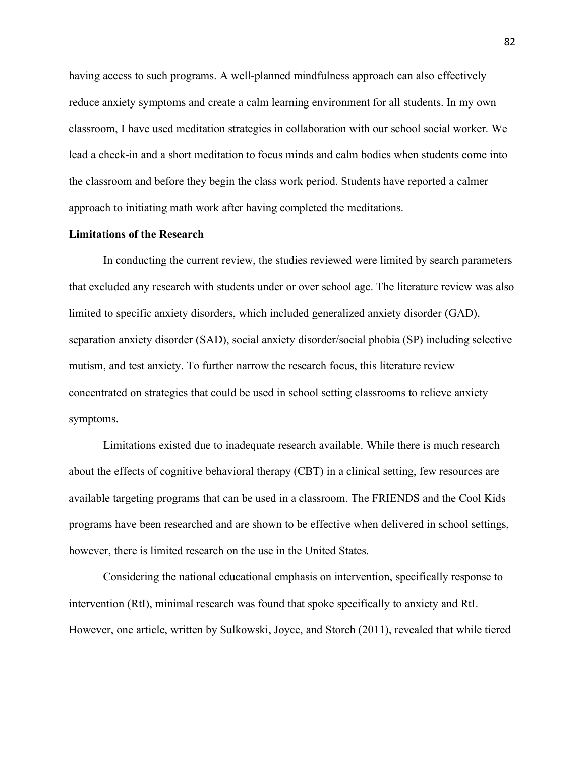having access to such programs. A well-planned mindfulness approach can also effectively reduce anxiety symptoms and create a calm learning environment for all students. In my own classroom, I have used meditation strategies in collaboration with our school social worker. We lead a check-in and a short meditation to focus minds and calm bodies when students come into the classroom and before they begin the class work period. Students have reported a calmer approach to initiating math work after having completed the meditations.

**Limitations of the Research**

In conducting the current review, the studies reviewed were limited by search parameters that excluded any research with students under or over school age. The literature review was also limited to specific anxiety disorders, which included generalized anxiety disorder (GAD), separation anxiety disorder (SAD), social anxiety disorder/social phobia (SP) including selective mutism, and test anxiety. To further narrow the research focus, this literature review concentrated on strategies that could be used in school setting classrooms to relieve anxiety symptoms.

Limitations existed due to inadequate research available. While there is much research about the effects of cognitive behavioral therapy (CBT) in a clinical setting, few resources are available targeting programs that can be used in a classroom. The FRIENDS and the Cool Kids programs have been researched and are shown to be effective when delivered in school settings, however, there is limited research on the use in the United States.

Considering the national educational emphasis on intervention, specifically response to intervention (RtI), minimal research was found that spoke specifically to anxiety and RtI. However, one article, written by Sulkowski, Joyce, and Storch (2011), revealed that while tiered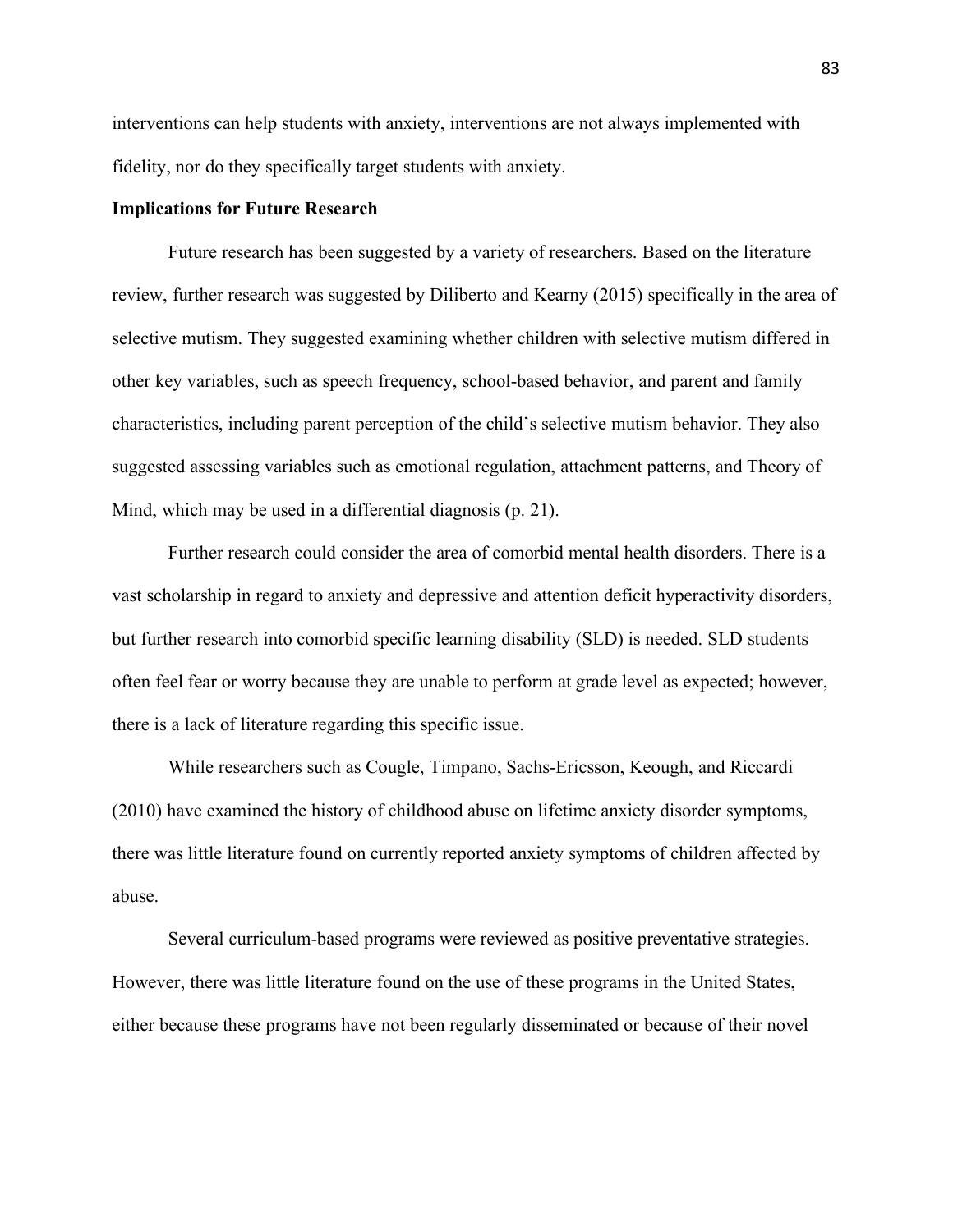interventions can help students with anxiety, interventions are not always implemented with fidelity, nor do they specifically target students with anxiety.

**Implications for Future Research**

Future research has been suggested by a variety of researchers. Based on the literature review, further research was suggested by Diliberto and Kearny (2015) specifically in the area of selective mutism. They suggested examining whether children with selective mutism differed in other key variables, such as speech frequency, school-based behavior, and parent and family characteristics, including parent perception of the child's selective mutism behavior. They also suggested assessing variables such as emotional regulation, attachment patterns, and Theory of Mind, which may be used in a differential diagnosis (p. 21).

Further research could consider the area of comorbid mental health disorders. There is a vast scholarship in regard to anxiety and depressive and attention deficit hyperactivity disorders, but further research into comorbid specific learning disability (SLD) is needed. SLD students often feel fear or worry because they are unable to perform at grade level as expected; however, there is a lack of literature regarding this specific issue.

While researchers such as Cougle, Timpano, Sachs-Ericsson, Keough, and Riccardi (2010) have examined the history of childhood abuse on lifetime anxiety disorder symptoms, there was little literature found on currently reported anxiety symptoms of children affected by abuse.

Several curriculum-based programs were reviewed as positive preventative strategies. However, there was little literature found on the use of these programs in the United States, either because these programs have not been regularly disseminated or because of their novel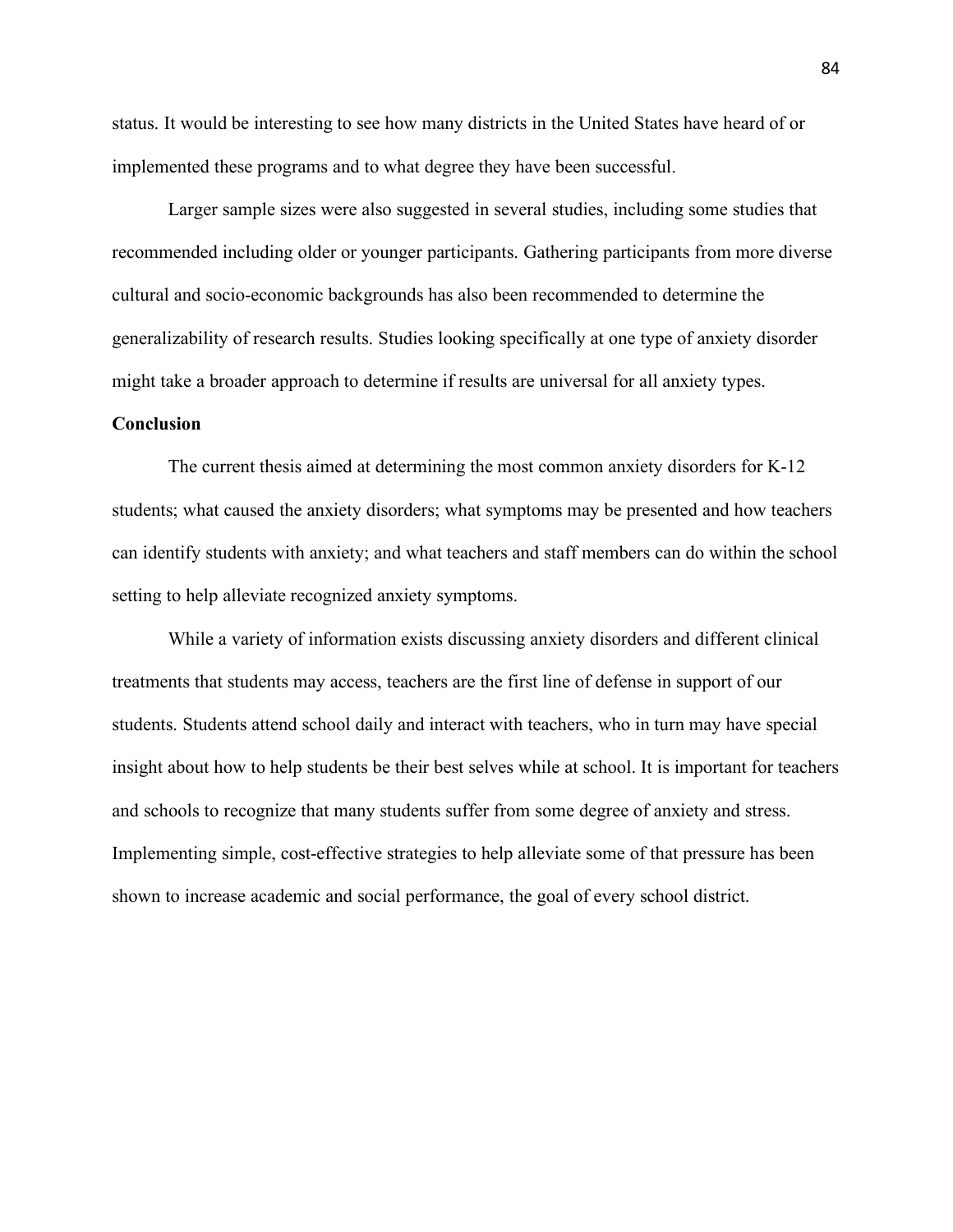status. It would be interesting to see how many districts in the United States have heard of or implemented these programs and to what degree they have been successful.

Larger sample sizes were also suggested in several studies, including some studies that recommended including older or younger participants. Gathering participants from more diverse cultural and socio-economic backgrounds has also been recommended to determine the generalizability of research results. Studies looking specifically at one type of anxiety disorder might take a broader approach to determine if results are universal for all anxiety types.

**Conclusion**

The current thesis aimed at determining the most common anxiety disorders for K-12 students; what caused the anxiety disorders; what symptoms may be presented and how teachers can identify students with anxiety; and what teachers and staff members can do within the school setting to help alleviate recognized anxiety symptoms.

While a variety of information exists discussing anxiety disorders and different clinical treatments that students may access, teachers are the first line of defense in support of our students. Students attend school daily and interact with teachers, who in turn may have special insight about how to help students be their best selves while at school. It is important for teachers and schools to recognize that many students suffer from some degree of anxiety and stress. Implementing simple, cost-effective strategies to help alleviate some of that pressure has been shown to increase academic and social performance, the goal of every school district.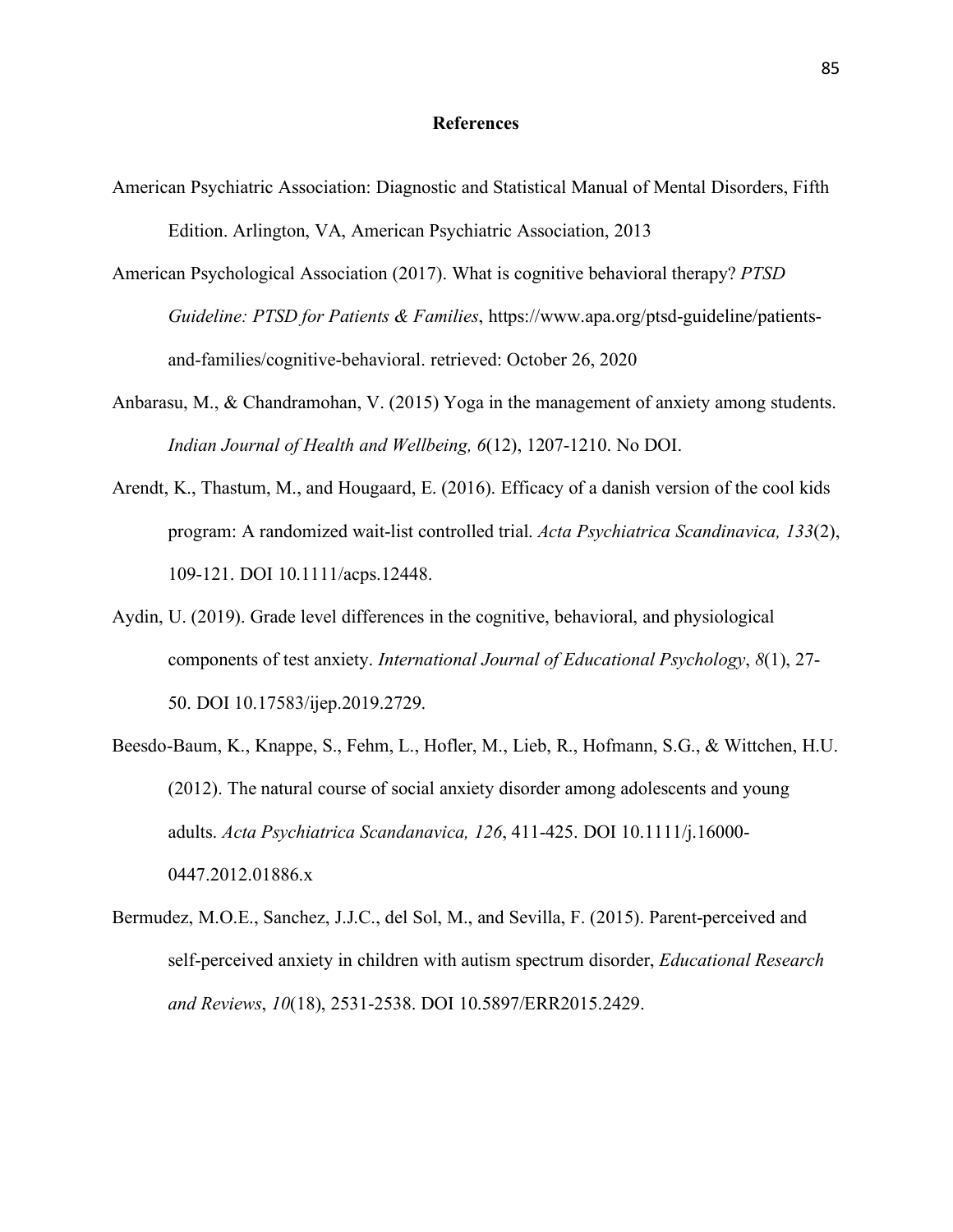## References

American Psychiatric Association: Diagnostic and Statistical Manual of Mental Disorders, Fifth Edition. Arlington, VA, American Psychiatric Association, 2013

American Psychological Association (2017). What is cognitive behavioral therapy? *PTSD Guideline: PTSD for Patients & Families*, https://www.apa.org/ptsd-guideline/patients-and-families/cognitive-behavioral. retrieved: October 26, 2020

Anbarasu, M., & Chandramohan, V. (2015) Yoga in the management of anxiety among students. *Indian Journal of Health and Wellbeing, 6*(12), 1207-1210. No DOI.

Arendt, K., Thastum, M., and Hougaard, E. (2016). Efficacy of a danish version of the cool kids program: A randomized wait-list controlled trial. *Acta Psychiatrica Scandinavica, 133*(2), 109-121. DOI 10.1111/acps.12448.

Aydin, U. (2019). Grade level differences in the cognitive, behavioral, and physiological components of test anxiety. *International Journal of Educational Psychology*, *8*(1), 27-50. DOI 10.17583/ijep.2019.2729.

Beesdo-Baum, K., Knappe, S., Fehm, L., Hofler, M., Lieb, R., Hofmann, S.G., & Wittchen, H.U. (2012). The natural course of social anxiety disorder among adolescents and young adults. *Acta Psychiatrica Scandanavica, 126*, 411-425. DOI 10.1111/j.16000-0447.2012.01886.x

Bermudez, M.O.E., Sanchez, J.J.C., del Sol, M., and Sevilla, F. (2015). Parent-perceived and self-perceived anxiety in children with autism spectrum disorder, *Educational Research and Reviews*, *10*(18), 2531-2538. DOI 10.5897/ERR2015.2429.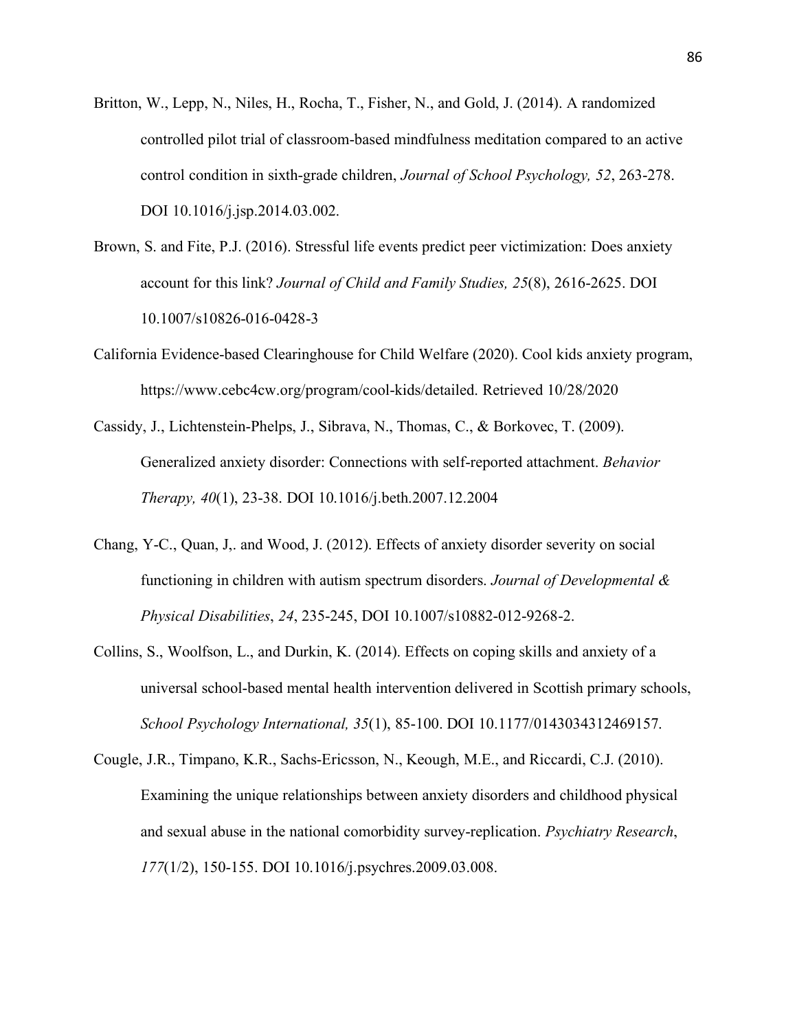Britton, W., Lepp, N., Niles, H., Rocha, T., Fisher, N., and Gold, J. (2014). A randomized controlled pilot trial of classroom-based mindfulness meditation compared to an active control condition in sixth-grade children, *Journal of School Psychology, 52*, 263-278. DOI 10.1016/j.jsp.2014.03.002.

Brown, S. and Fite, P.J. (2016). Stressful life events predict peer victimization: Does anxiety account for this link? *Journal of Child and Family Studies, 25*(8), 2616-2625. DOI 10.1007/s10826-016-0428-3

California Evidence-based Clearinghouse for Child Welfare (2020). Cool kids anxiety program, https://www.cebc4cw.org/program/cool-kids/detailed. Retrieved 10/28/2020

Cassidy, J., Lichtenstein-Phelps, J., Sibrava, N., Thomas, C., & Borkovec, T. (2009). Generalized anxiety disorder: Connections with self-reported attachment. *Behavior Therapy, 40*(1), 23-38. DOI 10.1016/j.beth.2007.12.2004

Chang, Y-C., Quan, J,. and Wood, J. (2012). Effects of anxiety disorder severity on social functioning in children with autism spectrum disorders. *Journal of Developmental & Physical Disabilities*, *24*, 235-245, DOI 10.1007/s10882-012-9268-2.

Collins, S., Woolfson, L., and Durkin, K. (2014). Effects on coping skills and anxiety of a universal school-based mental health intervention delivered in Scottish primary schools, *School Psychology International, 35*(1), 85-100. DOI 10.1177/0143034312469157.

Cougle, J.R., Timpano, K.R., Sachs-Ericsson, N., Keough, M.E., and Riccardi, C.J. (2010). Examining the unique relationships between anxiety disorders and childhood physical and sexual abuse in the national comorbidity survey-replication. *Psychiatry Research*, *177*(1/2), 150-155. DOI 10.1016/j.psychres.2009.03.008.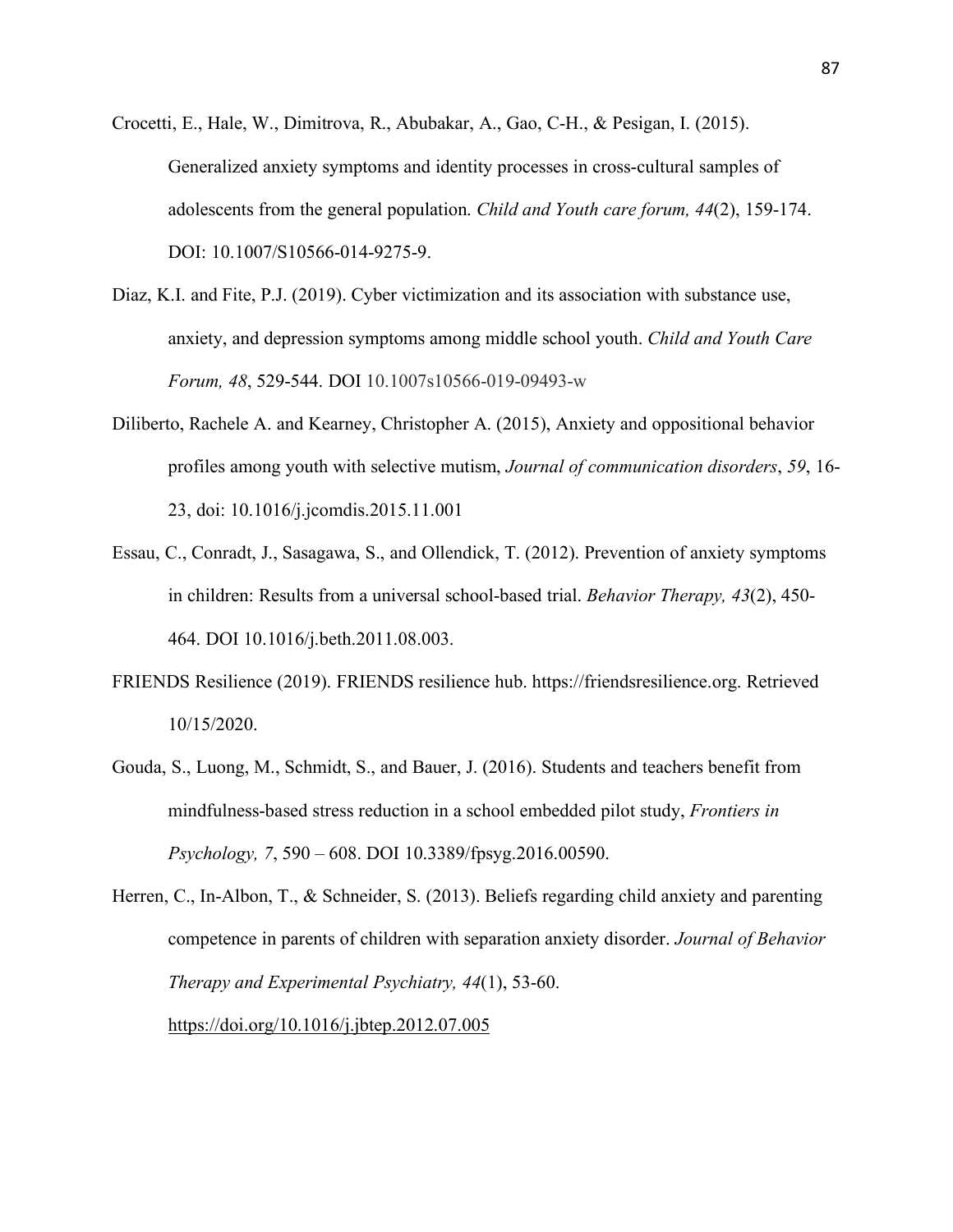Crocetti, E., Hale, W., Dimitrova, R., Abubakar, A., Gao, C-H., & Pesigan, I. (2015). Generalized anxiety symptoms and identity processes in cross-cultural samples of adolescents from the general population. *Child and Youth care forum, 44*(2), 159-174. DOI: 10.1007/S10566-014-9275-9.

Diaz, K.I. and Fite, P.J. (2019). Cyber victimization and its association with substance use, anxiety, and depression symptoms among middle school youth. *Child and Youth Care Forum, 48*, 529-544. DOI 10.1007s10566-019-09493-w

Diliberto, Rachele A. and Kearney, Christopher A. (2015), Anxiety and oppositional behavior profiles among youth with selective mutism, *Journal of communication disorders*, *59*, 16-23, doi: 10.1016/j.jcomdis.2015.11.001

Essau, C., Conradt, J., Sasagawa, S., and Ollendick, T. (2012). Prevention of anxiety symptoms in children: Results from a universal school-based trial. *Behavior Therapy, 43*(2), 450-464. DOI 10.1016/j.beth.2011.08.003.

FRIENDS Resilience (2019). FRIENDS resilience hub. https://friendsresilience.org. Retrieved 10/15/2020.

Gouda, S., Luong, M., Schmidt, S., and Bauer, J. (2016). Students and teachers benefit from mindfulness-based stress reduction in a school embedded pilot study, *Frontiers in Psychology, 7*, 590 – 608. DOI 10.3389/fpsyg.2016.00590.

Herren, C., In-Albon, T., & Schneider, S. (2013). Beliefs regarding child anxiety and parenting competence in parents of children with separation anxiety disorder. *Journal of Behavior Therapy and Experimental Psychiatry, 44*(1), 53-60. https://doi.org/10.1016/j.jbtep.2012.07.005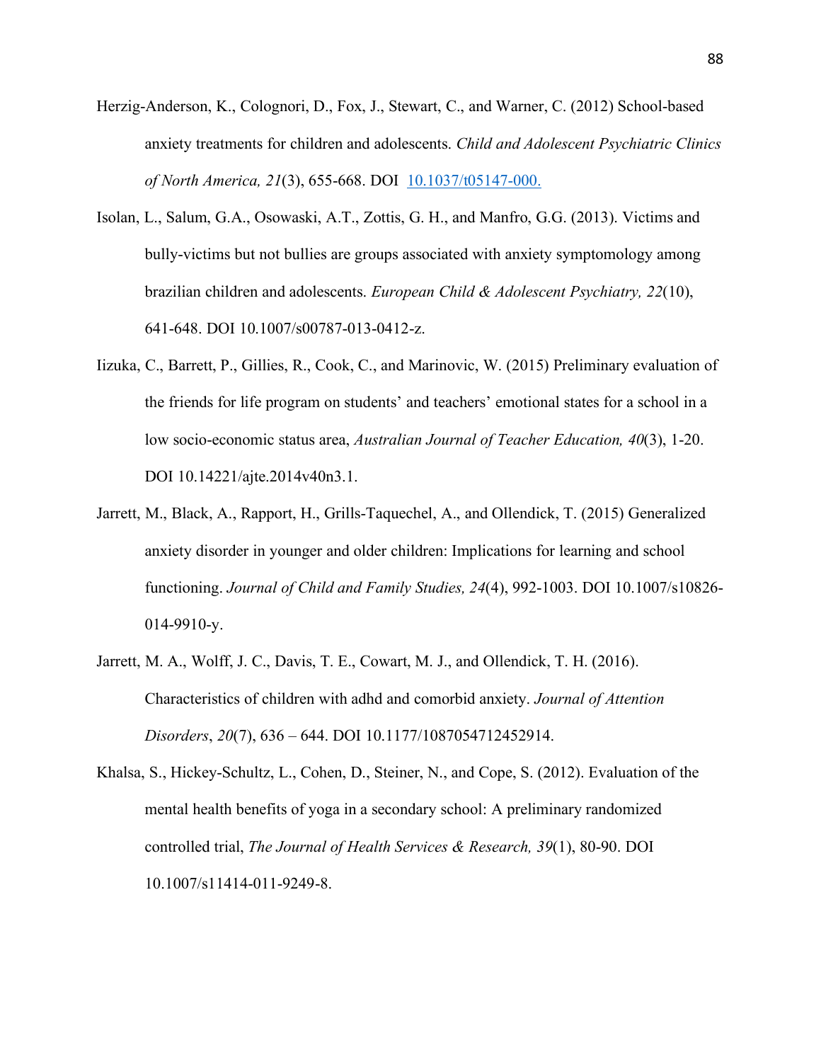Herzig-Anderson, K., Colognori, D., Fox, J., Stewart, C., and Warner, C. (2012) School-based anxiety treatments for children and adolescents. *Child and Adolescent Psychiatric Clinics of North America, 21*(3), 655-668. DOI [10.1037/t05147-000.](10.1037/t05147-000.)

Isolan, L., Salum, G.A., Osowaski, A.T., Zottis, G. H., and Manfro, G.G. (2013). Victims and bully-victims but not bullies are groups associated with anxiety symptomology among brazilian children and adolescents. *European Child & Adolescent Psychiatry, 22*(10), 641-648. DOI 10.1007/s00787-013-0412-z.

Iizuka, C., Barrett, P., Gillies, R., Cook, C., and Marinovic, W. (2015) Preliminary evaluation of the friends for life program on students' and teachers' emotional states for a school in a low socio-economic status area, *Australian Journal of Teacher Education, 40*(3), 1-20. DOI 10.14221/ajte.2014v40n3.1.

Jarrett, M., Black, A., Rapport, H., Grills-Taquechel, A., and Ollendick, T. (2015) Generalized anxiety disorder in younger and older children: Implications for learning and school functioning. *Journal of Child and Family Studies, 24*(4), 992-1003. DOI 10.1007/s10826-014-9910-y.

Jarrett, M. A., Wolff, J. C., Davis, T. E., Cowart, M. J., and Ollendick, T. H. (2016). Characteristics of children with adhd and comorbid anxiety. *Journal of Attention Disorders*, *20*(7), 636 – 644. DOI 10.1177/1087054712452914.

Khalsa, S., Hickey-Schultz, L., Cohen, D., Steiner, N., and Cope, S. (2012). Evaluation of the mental health benefits of yoga in a secondary school: A preliminary randomized controlled trial, *The Journal of Health Services & Research, 39*(1), 80-90. DOI 10.1007/s11414-011-9249-8.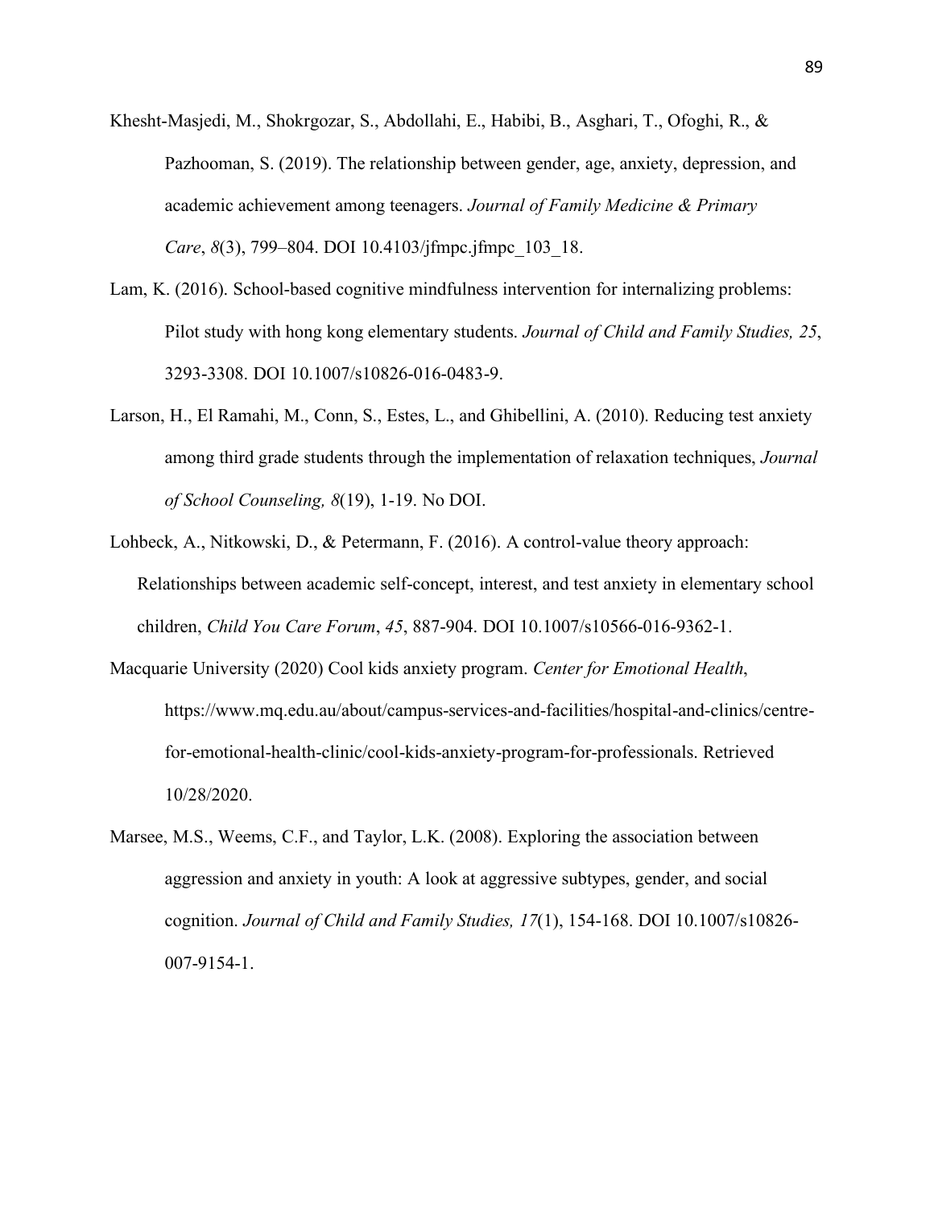Khesht-Masjedi, M., Shokrgozar, S., Abdollahi, E., Habibi, B., Asghari, T., Ofoghi, R., & Pazhooman, S. (2019). The relationship between gender, age, anxiety, depression, and academic achievement among teenagers. *Journal of Family Medicine & Primary Care*, *8*(3), 799–804. DOI 10.4103/jfmpc.jfmpc_103_18.

Lam, K. (2016). School-based cognitive mindfulness intervention for internalizing problems: Pilot study with hong kong elementary students. *Journal of Child and Family Studies, 25*, 3293-3308. DOI 10.1007/s10826-016-0483-9.

Larson, H., El Ramahi, M., Conn, S., Estes, L., and Ghibellini, A. (2010). Reducing test anxiety among third grade students through the implementation of relaxation techniques, *Journal of School Counseling, 8*(19), 1-19. No DOI.

Lohbeck, A., Nitkowski, D., & Petermann, F. (2016). A control-value theory approach: Relationships between academic self-concept, interest, and test anxiety in elementary school children, *Child You Care Forum*, *45*, 887-904. DOI 10.1007/s10566-016-9362-1.

Macquarie University (2020) Cool kids anxiety program. *Center for Emotional Health*, https://www.mq.edu.au/about/campus-services-and-facilities/hospital-and-clinics/centre-for-emotional-health-clinic/cool-kids-anxiety-program-for-professionals. Retrieved 10/28/2020.

Marsee, M.S., Weems, C.F., and Taylor, L.K. (2008). Exploring the association between aggression and anxiety in youth: A look at aggressive subtypes, gender, and social cognition. *Journal of Child and Family Studies, 17*(1), 154-168. DOI 10.1007/s10826-007-9154-1.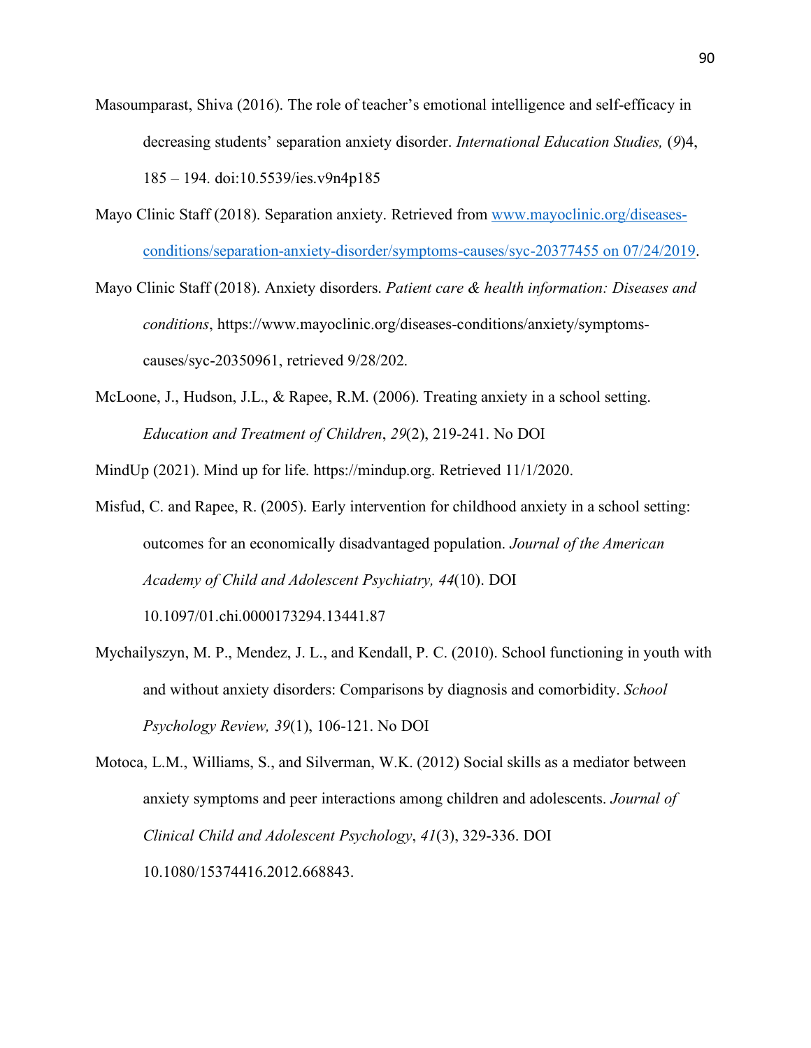Masoumparast, Shiva (2016). The role of teacher's emotional intelligence and self-efficacy in decreasing students' separation anxiety disorder. *International Education Studies,* (*9*)4, 185 – 194. doi:10.5539/ies.v9n4p185

Mayo Clinic Staff (2018). Separation anxiety. Retrieved from [www.mayoclinic.org/diseases-conditions/separation-anxiety-disorder/symptoms-causes/syc-20377455 on 07/24/2019](www.mayoclinic.org/diseases-conditions/separation-anxiety-disorder/symptoms-causes/syc-20377455).

Mayo Clinic Staff (2018). Anxiety disorders. *Patient care & health information: Diseases and conditions*, https://www.mayoclinic.org/diseases-conditions/anxiety/symptoms-causes/syc-20350961, retrieved 9/28/202.

McLoone, J., Hudson, J.L., & Rapee, R.M. (2006). Treating anxiety in a school setting. *Education and Treatment of Children*, *29*(2), 219-241. No DOI

MindUp (2021). Mind up for life. https://mindup.org. Retrieved 11/1/2020.

Misfud, C. and Rapee, R. (2005). Early intervention for childhood anxiety in a school setting: outcomes for an economically disadvantaged population. *Journal of the American Academy of Child and Adolescent Psychiatry, 44*(10). DOI 10.1097/01.chi.0000173294.13441.87

Mychailyszyn, M. P., Mendez, J. L., and Kendall, P. C. (2010). School functioning in youth with and without anxiety disorders: Comparisons by diagnosis and comorbidity. *School Psychology Review, 39*(1), 106-121. No DOI

Motoca, L.M., Williams, S., and Silverman, W.K. (2012) Social skills as a mediator between anxiety symptoms and peer interactions among children and adolescents. *Journal of Clinical Child and Adolescent Psychology*, *41*(3), 329-336. DOI 10.1080/15374416.2012.668843.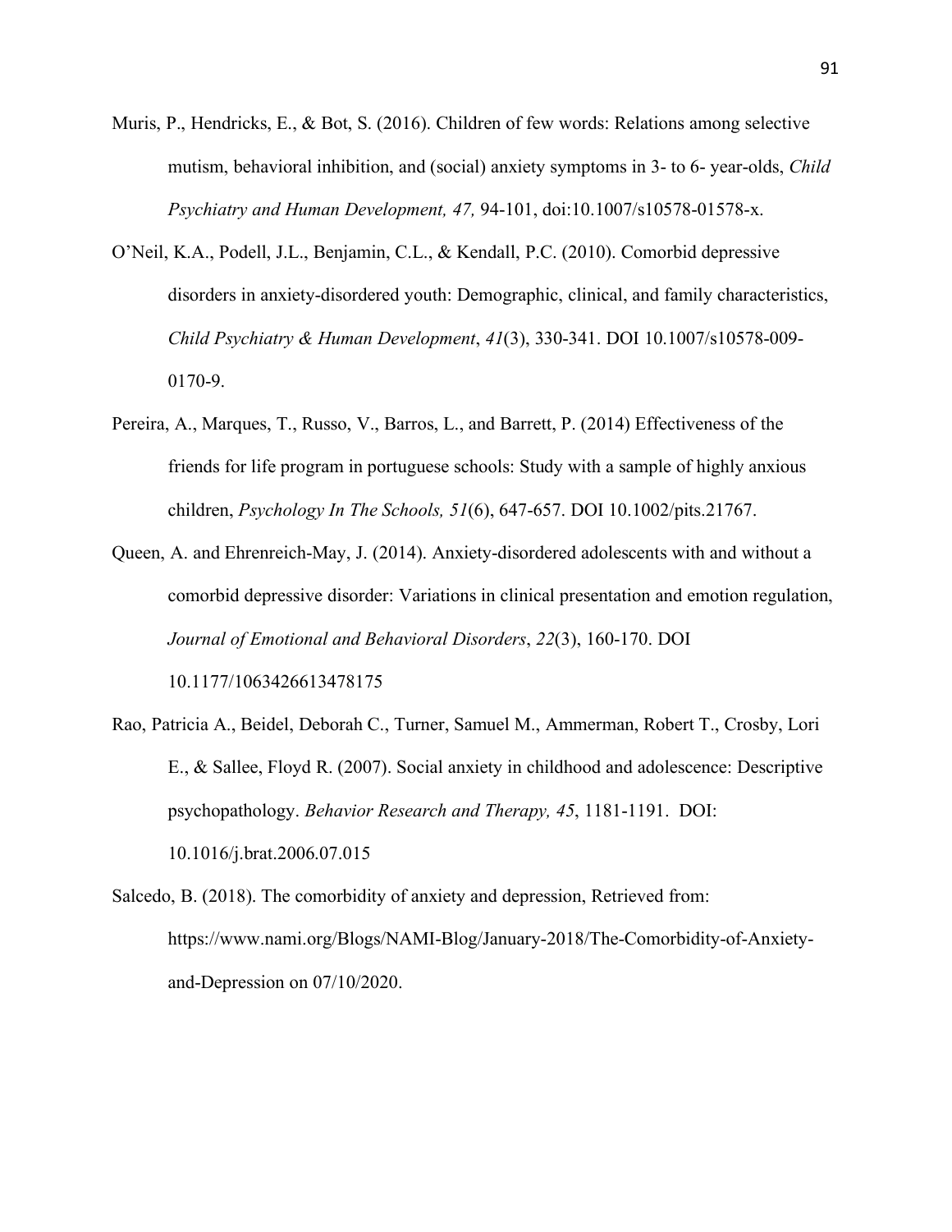Muris, P., Hendricks, E., & Bot, S. (2016). Children of few words: Relations among selective mutism, behavioral inhibition, and (social) anxiety symptoms in 3- to 6- year-olds, *Child Psychiatry and Human Development, 47,* 94-101, doi:10.1007/s10578-01578-x.

O'Neil, K.A., Podell, J.L., Benjamin, C.L., & Kendall, P.C. (2010). Comorbid depressive disorders in anxiety-disordered youth: Demographic, clinical, and family characteristics, *Child Psychiatry & Human Development*, *41*(3), 330-341. DOI 10.1007/s10578-009-0170-9.

Pereira, A., Marques, T., Russo, V., Barros, L., and Barrett, P. (2014) Effectiveness of the friends for life program in portuguese schools: Study with a sample of highly anxious children, *Psychology In The Schools, 51*(6), 647-657. DOI 10.1002/pits.21767.

Queen, A. and Ehrenreich-May, J. (2014). Anxiety-disordered adolescents with and without a comorbid depressive disorder: Variations in clinical presentation and emotion regulation, *Journal of Emotional and Behavioral Disorders*, *22*(3), 160-170. DOI 10.1177/1063426613478175

Rao, Patricia A., Beidel, Deborah C., Turner, Samuel M., Ammerman, Robert T., Crosby, Lori E., & Sallee, Floyd R. (2007). Social anxiety in childhood and adolescence: Descriptive psychopathology. *Behavior Research and Therapy, 45*, 1181-1191. DOI: 10.1016/j.brat.2006.07.015

Salcedo, B. (2018). The comorbidity of anxiety and depression, Retrieved from: https://www.nami.org/Blogs/NAMI-Blog/January-2018/The-Comorbidity-of-Anxiety-and-Depression on 07/10/2020.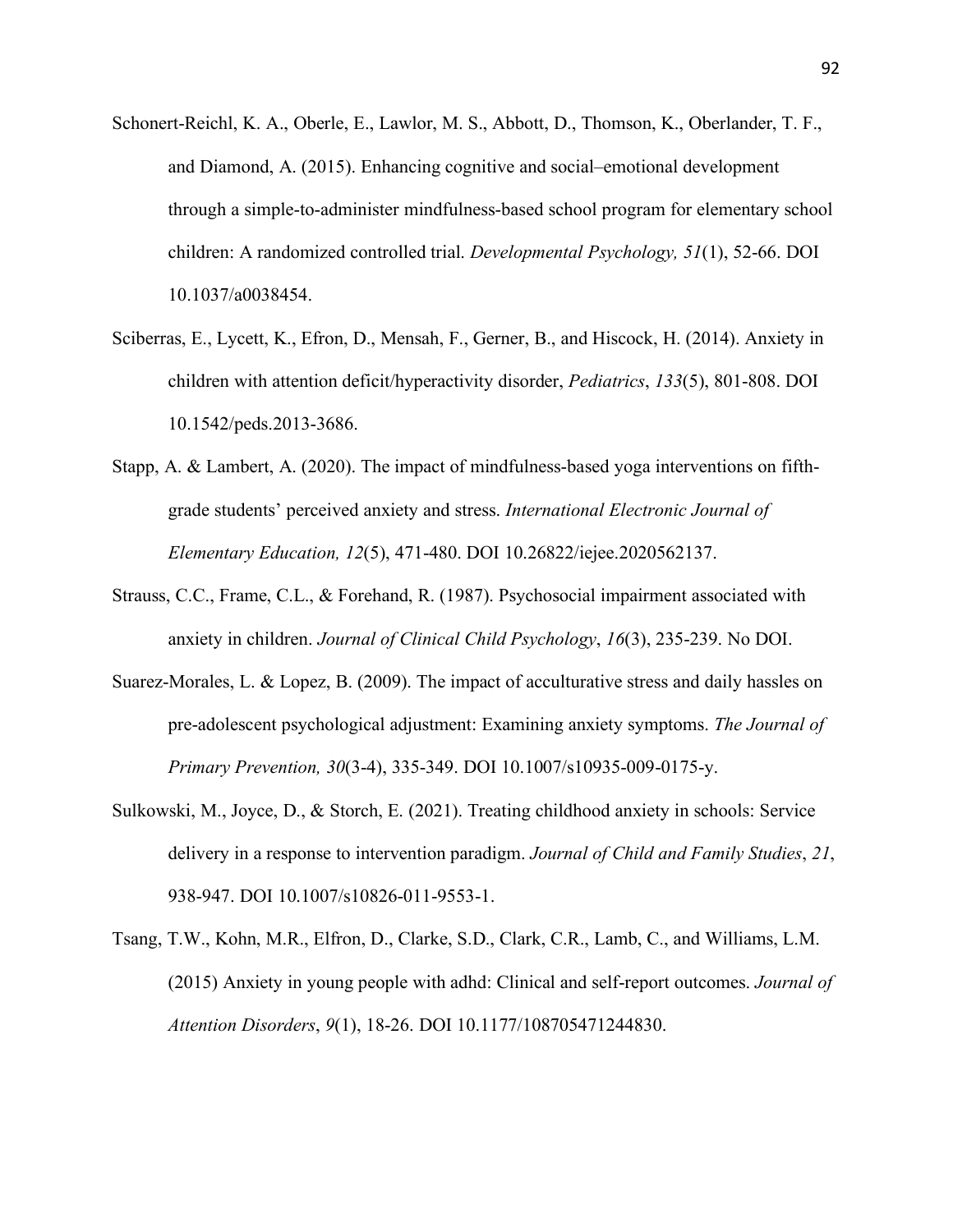Schonert-Reichl, K. A., Oberle, E., Lawlor, M. S., Abbott, D., Thomson, K., Oberlander, T. F., and Diamond, A. (2015). Enhancing cognitive and social–emotional development through a simple-to-administer mindfulness-based school program for elementary school children: A randomized controlled trial. *Developmental Psychology, 51*(1), 52-66. DOI 10.1037/a0038454.

Sciberras, E., Lycett, K., Efron, D., Mensah, F., Gerner, B., and Hiscock, H. (2014). Anxiety in children with attention deficit/hyperactivity disorder, *Pediatrics*, *133*(5), 801-808. DOI 10.1542/peds.2013-3686.

Stapp, A. & Lambert, A. (2020). The impact of mindfulness-based yoga interventions on fifth-grade students' perceived anxiety and stress. *International Electronic Journal of Elementary Education, 12*(5), 471-480. DOI 10.26822/iejee.2020562137.

Strauss, C.C., Frame, C.L., & Forehand, R. (1987). Psychosocial impairment associated with anxiety in children. *Journal of Clinical Child Psychology*, *16*(3), 235-239. No DOI.

Suarez-Morales, L. & Lopez, B. (2009). The impact of acculturative stress and daily hassles on pre-adolescent psychological adjustment: Examining anxiety symptoms. *The Journal of Primary Prevention, 30*(3-4), 335-349. DOI 10.1007/s10935-009-0175-y.

Sulkowski, M., Joyce, D., & Storch, E. (2021). Treating childhood anxiety in schools: Service delivery in a response to intervention paradigm. *Journal of Child and Family Studies*, *21*, 938-947. DOI 10.1007/s10826-011-9553-1.

Tsang, T.W., Kohn, M.R., Elfron, D., Clarke, S.D., Clark, C.R., Lamb, C., and Williams, L.M. (2015) Anxiety in young people with adhd: Clinical and self-report outcomes. *Journal of Attention Disorders*, *9*(1), 18-26. DOI 10.1177/108705471244830.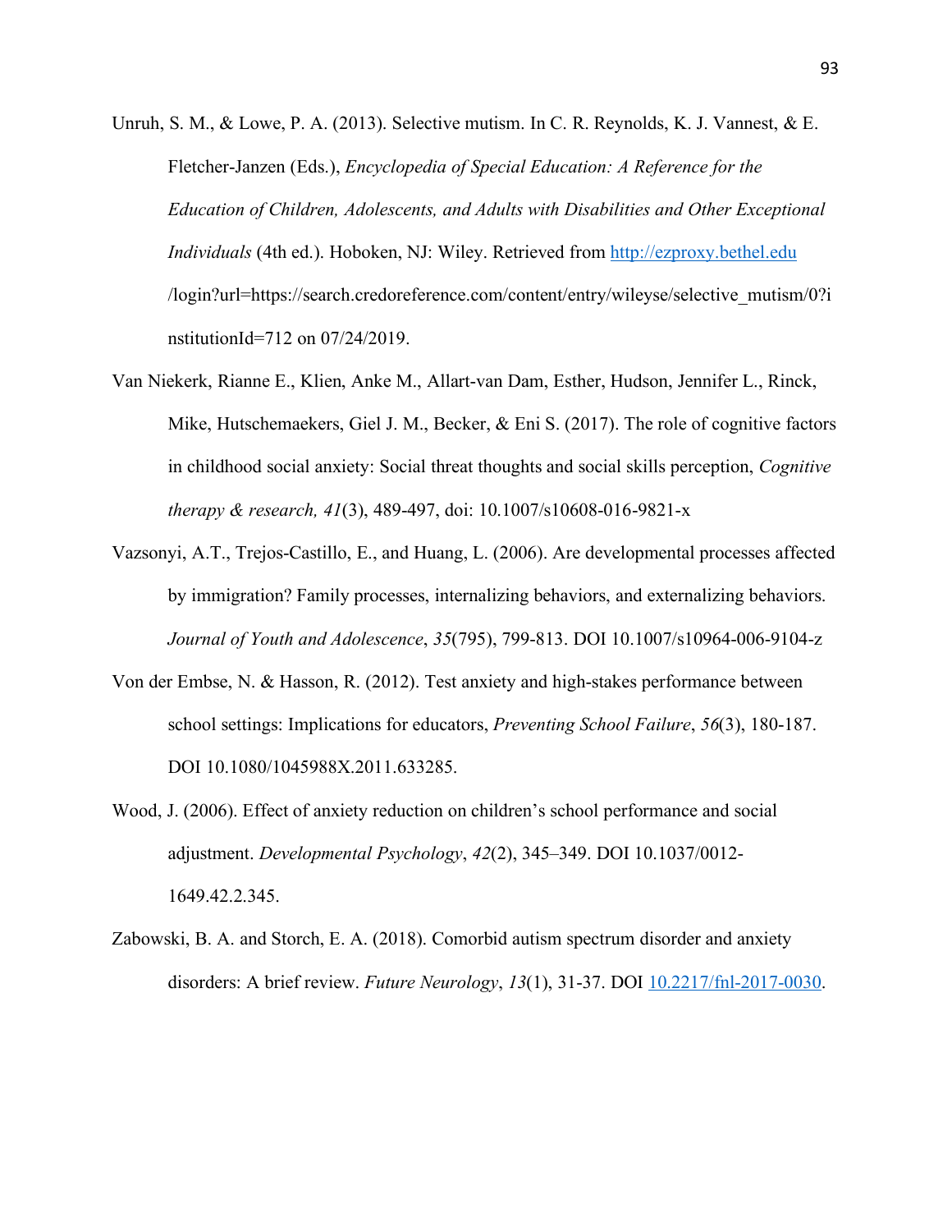Unruh, S. M., & Lowe, P. A. (2013). Selective mutism. In C. R. Reynolds, K. J. Vannest, & E. Fletcher-Janzen (Eds.), *Encyclopedia of Special Education: A Reference for the Education of Children, Adolescents, and Adults with Disabilities and Other Exceptional Individuals* (4th ed.). Hoboken, NJ: Wiley. Retrieved from http://ezproxy.bethel.edu/login?url=https://search.credoreference.com/content/entry/wileyse/selective_mutism/0?institutionId=712 on 07/24/2019.

Van Niekerk, Rianne E., Klien, Anke M., Allart-van Dam, Esther, Hudson, Jennifer L., Rinck, Mike, Hutschemaekers, Giel J. M., Becker, & Eni S. (2017). The role of cognitive factors in childhood social anxiety: Social threat thoughts and social skills perception, *Cognitive therapy & research, 41*(3), 489-497, doi: 10.1007/s10608-016-9821-x

Vazsonyi, A.T., Trejos-Castillo, E., and Huang, L. (2006). Are developmental processes affected by immigration? Family processes, internalizing behaviors, and externalizing behaviors. *Journal of Youth and Adolescence*, *35*(795), 799-813. DOI 10.1007/s10964-006-9104-z

Von der Embse, N. & Hasson, R. (2012). Test anxiety and high-stakes performance between school settings: Implications for educators, *Preventing School Failure*, *56*(3), 180-187. DOI 10.1080/1045988X.2011.633285.

Wood, J. (2006). Effect of anxiety reduction on children's school performance and social adjustment. *Developmental Psychology*, *42*(2), 345–349. DOI 10.1037/0012-1649.42.2.345.

Zabowski, B. A. and Storch, E. A. (2018). Comorbid autism spectrum disorder and anxiety disorders: A brief review. *Future Neurology*, *13*(1), 31-37. DOI 10.2217/fnl-2017-0030.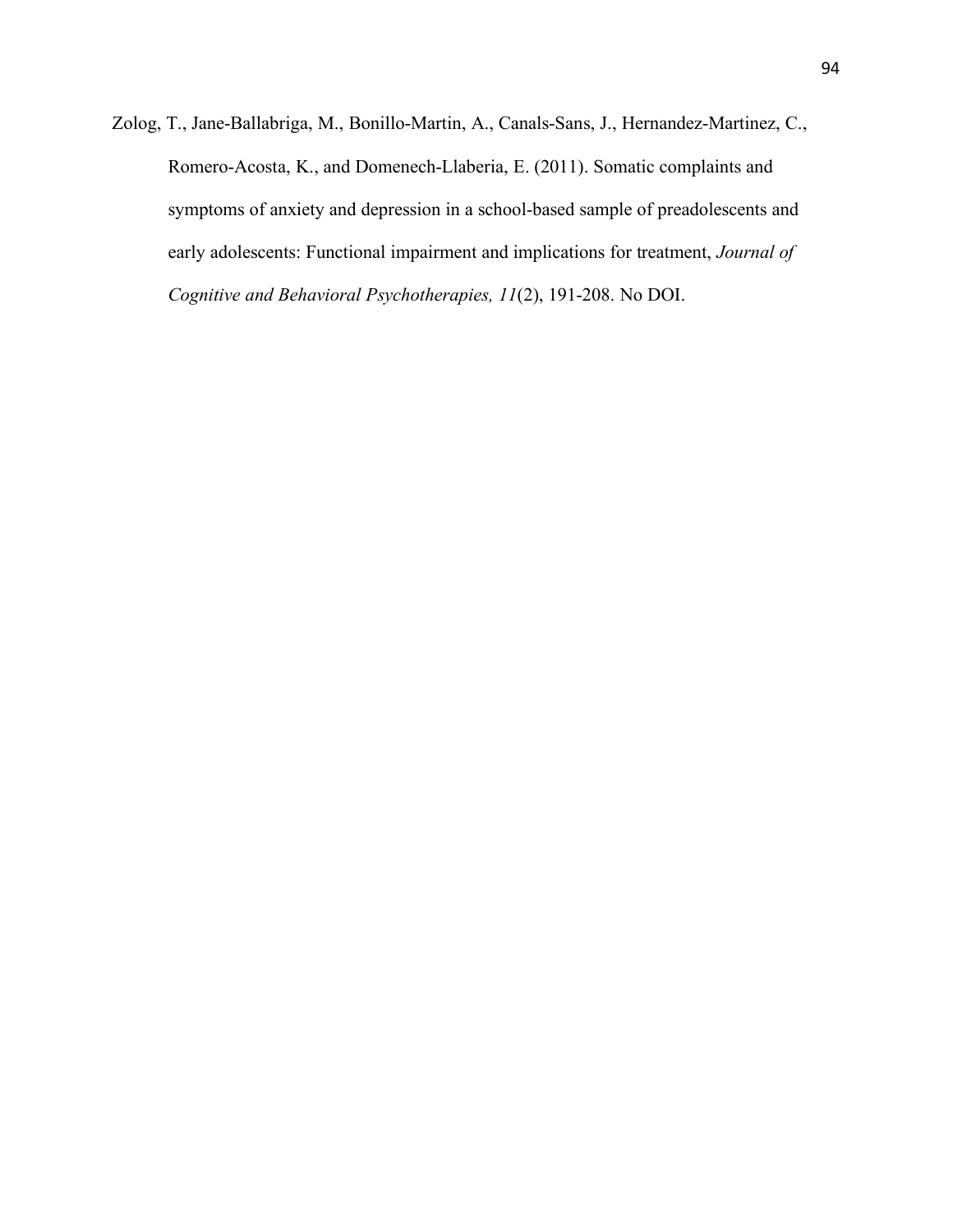Zolog, T., Jane-Ballabriga, M., Bonillo-Martin, A., Canals-Sans, J., Hernandez-Martinez, C., Romero-Acosta, K., and Domenech-Llaberia, E. (2011). Somatic complaints and symptoms of anxiety and depression in a school-based sample of preadolescents and early adolescents: Functional impairment and implications for treatment, *Journal of Cognitive and Behavioral Psychotherapies, 11*(2), 191-208. No DOI.